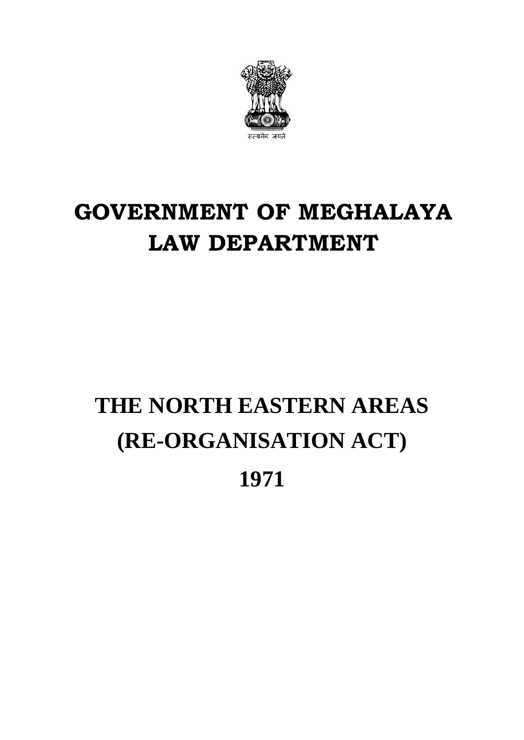सत्यमेव जयते

# GOVERNMENT OF MEGHALAYA
# LAW DEPARTMENT

# THE NORTH EASTERN AREAS (RE-ORGANISATION ACT) 1971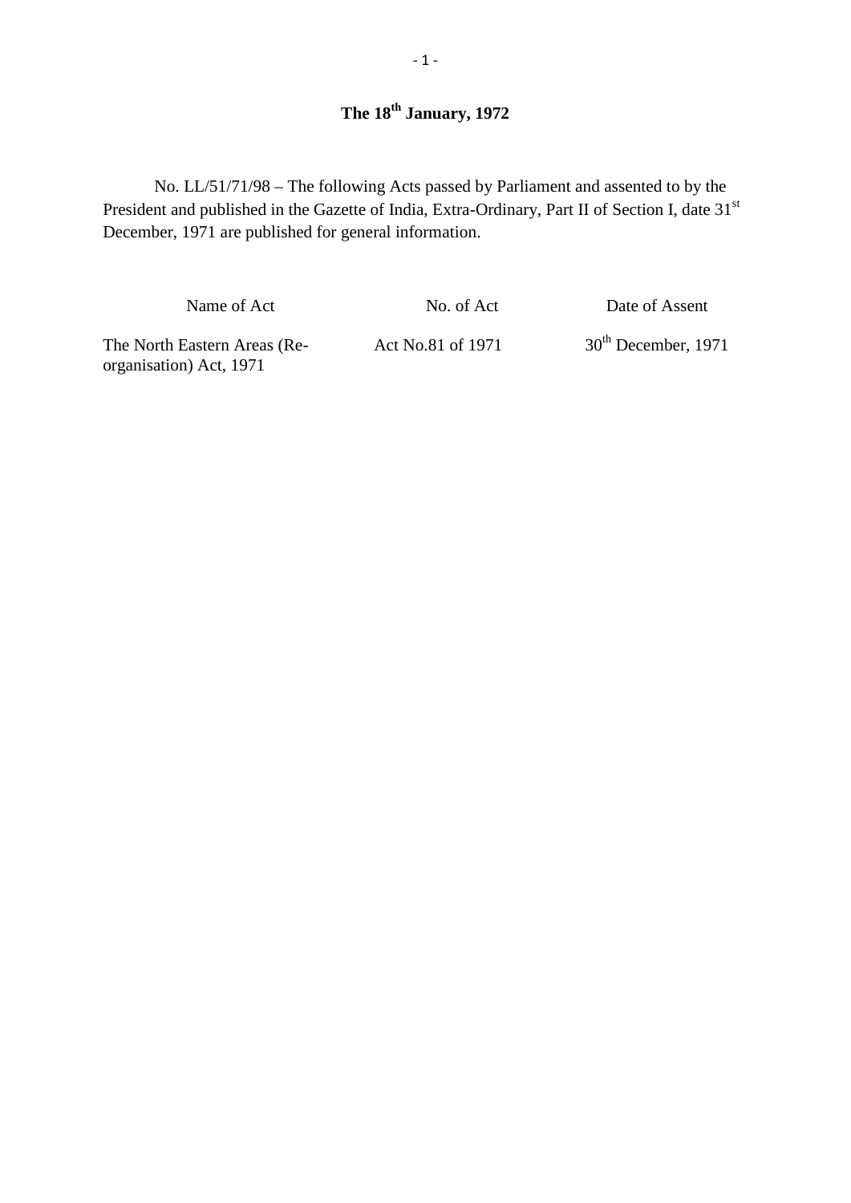**The 18th January, 1972**

No. LL/51/71/98 – The following Acts passed by Parliament and assented to by the President and published in the Gazette of India, Extra-Ordinary, Part II of Section I, date 31st December, 1971 are published for general information.

| Name of Act | No. of Act | Date of Assent |
|---|---|---|
| The North Eastern Areas (Re-organisation) Act, 1971 | Act No.81 of 1971 | 30th December, 1971 |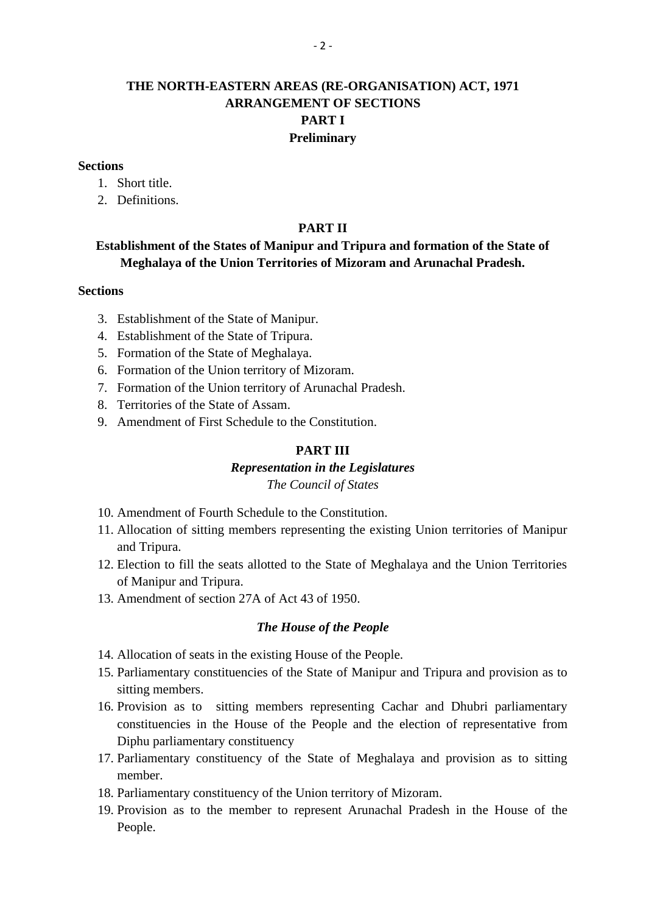# THE NORTH-EASTERN AREAS (RE-ORGANISATION) ACT, 1971

## ARRANGEMENT OF SECTIONS

## PART I

### Preliminary

**Sections**

1. Short title.
2. Definitions.

## PART II

### Establishment of the States of Manipur and Tripura and formation of the State of Meghalaya of the Union Territories of Mizoram and Arunachal Pradesh.

**Sections**

3. Establishment of the State of Manipur.
4. Establishment of the State of Tripura.
5. Formation of the State of Meghalaya.
6. Formation of the Union territory of Mizoram.
7. Formation of the Union territory of Arunachal Pradesh.
8. Territories of the State of Assam.
9. Amendment of First Schedule to the Constitution.

## PART III

### *Representation in the Legislatures*

*The Council of States*

10. Amendment of Fourth Schedule to the Constitution.
11. Allocation of sitting members representing the existing Union territories of Manipur and Tripura.
12. Election to fill the seats allotted to the State of Meghalaya and the Union Territories of Manipur and Tripura.
13. Amendment of section 27A of Act 43 of 1950.

### *The House of the People*

14. Allocation of seats in the existing House of the People.
15. Parliamentary constituencies of the State of Manipur and Tripura and provision as to sitting members.
16. Provision as to sitting members representing Cachar and Dhubri parliamentary constituencies in the House of the People and the election of representative from Diphu parliamentary constituency
17. Parliamentary constituency of the State of Meghalaya and provision as to sitting member.
18. Parliamentary constituency of the Union territory of Mizoram.
19. Provision as to the member to represent Arunachal Pradesh in the House of the People.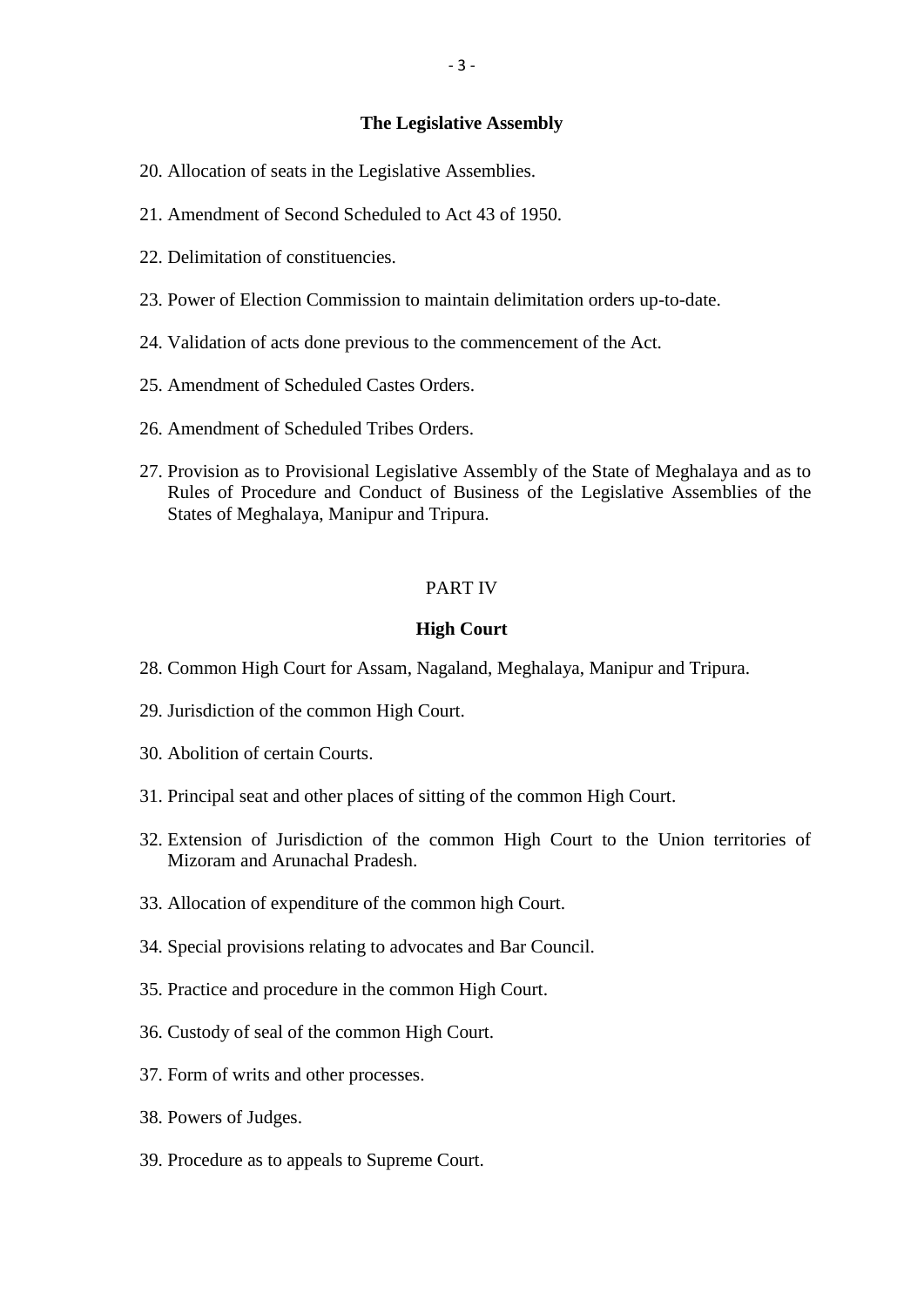### The Legislative Assembly

20. Allocation of seats in the Legislative Assemblies.

21. Amendment of Second Scheduled to Act 43 of 1950.

22. Delimitation of constituencies.

23. Power of Election Commission to maintain delimitation orders up-to-date.

24. Validation of acts done previous to the commencement of the Act.

25. Amendment of Scheduled Castes Orders.

26. Amendment of Scheduled Tribes Orders.

27. Provision as to Provisional Legislative Assembly of the State of Meghalaya and as to Rules of Procedure and Conduct of Business of the Legislative Assemblies of the States of Meghalaya, Manipur and Tripura.

## PART IV

### High Court

28. Common High Court for Assam, Nagaland, Meghalaya, Manipur and Tripura.

29. Jurisdiction of the common High Court.

30. Abolition of certain Courts.

31. Principal seat and other places of sitting of the common High Court.

32. Extension of Jurisdiction of the common High Court to the Union territories of Mizoram and Arunachal Pradesh.

33. Allocation of expenditure of the common high Court.

34. Special provisions relating to advocates and Bar Council.

35. Practice and procedure in the common High Court.

36. Custody of seal of the common High Court.

37. Form of writs and other processes.

38. Powers of Judges.

39. Procedure as to appeals to Supreme Court.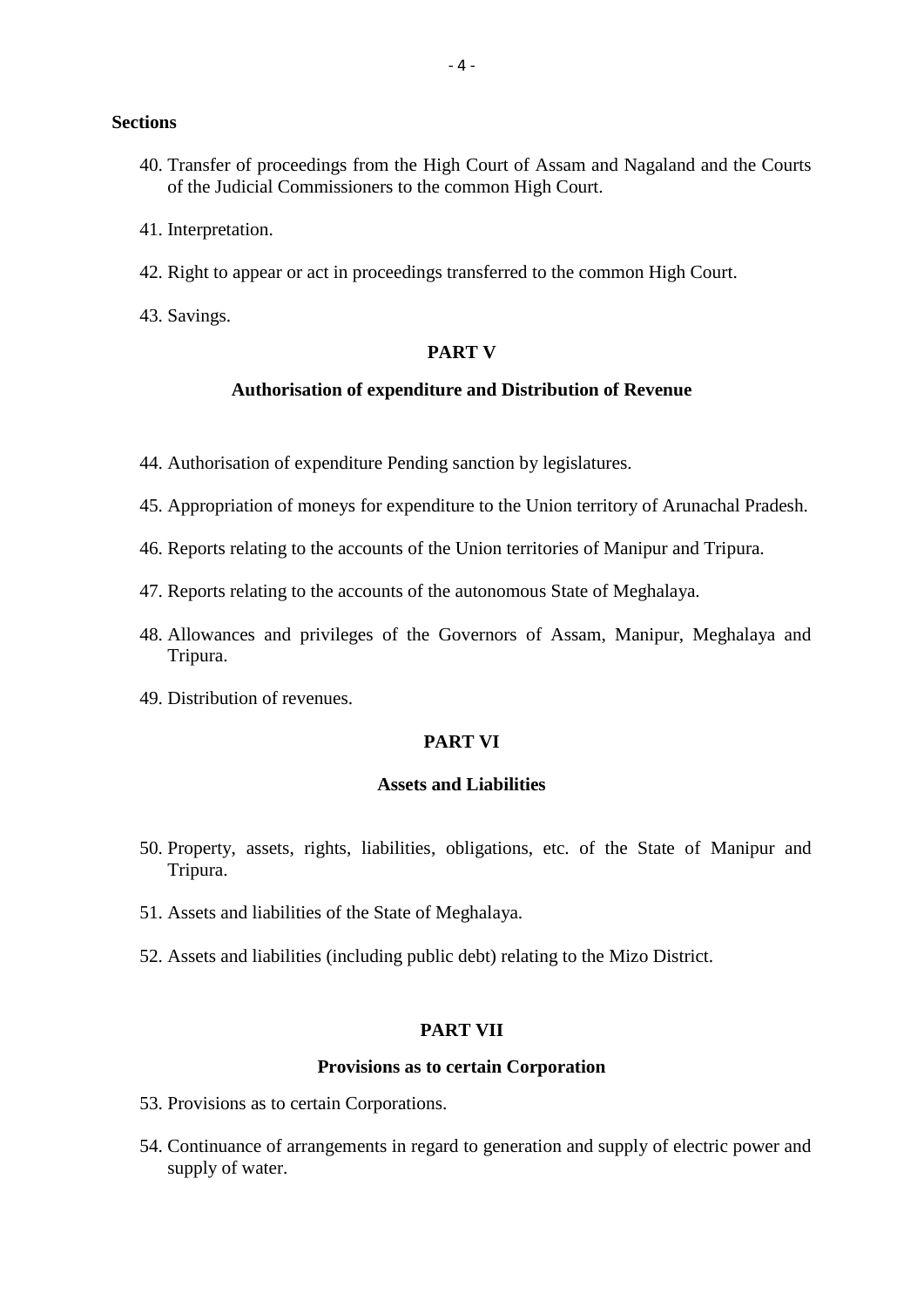**Sections**

40. Transfer of proceedings from the High Court of Assam and Nagaland and the Courts of the Judicial Commissioners to the common High Court.

41. Interpretation.

42. Right to appear or act in proceedings transferred to the common High Court.

43. Savings.

## PART V

### Authorisation of expenditure and Distribution of Revenue

44. Authorisation of expenditure Pending sanction by legislatures.

45. Appropriation of moneys for expenditure to the Union territory of Arunachal Pradesh.

46. Reports relating to the accounts of the Union territories of Manipur and Tripura.

47. Reports relating to the accounts of the autonomous State of Meghalaya.

48. Allowances and privileges of the Governors of Assam, Manipur, Meghalaya and Tripura.

49. Distribution of revenues.

## PART VI

### Assets and Liabilities

50. Property, assets, rights, liabilities, obligations, etc. of the State of Manipur and Tripura.

51. Assets and liabilities of the State of Meghalaya.

52. Assets and liabilities (including public debt) relating to the Mizo District.

## PART VII

### Provisions as to certain Corporation

53. Provisions as to certain Corporations.

54. Continuance of arrangements in regard to generation and supply of electric power and supply of water.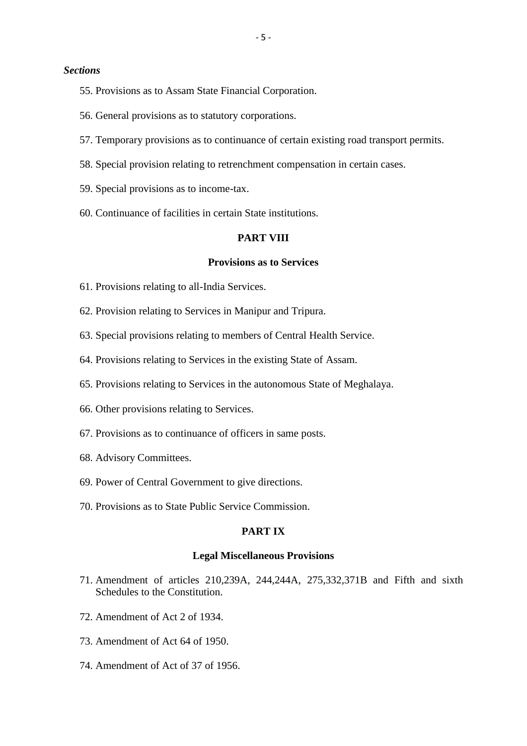*Sections*

55. Provisions as to Assam State Financial Corporation.

56. General provisions as to statutory corporations.

57. Temporary provisions as to continuance of certain existing road transport permits.

58. Special provision relating to retrenchment compensation in certain cases.

59. Special provisions as to income-tax.

60. Continuance of facilities in certain State institutions.

**PART VIII**

**Provisions as to Services**

61. Provisions relating to all-India Services.

62. Provision relating to Services in Manipur and Tripura.

63. Special provisions relating to members of Central Health Service.

64. Provisions relating to Services in the existing State of Assam.

65. Provisions relating to Services in the autonomous State of Meghalaya.

66. Other provisions relating to Services.

67. Provisions as to continuance of officers in same posts.

68. Advisory Committees.

69. Power of Central Government to give directions.

70. Provisions as to State Public Service Commission.

**PART IX**

**Legal Miscellaneous Provisions**

71. Amendment of articles 210,239A, 244,244A, 275,332,371B and Fifth and sixth Schedules to the Constitution.

72. Amendment of Act 2 of 1934.

73. Amendment of Act 64 of 1950.

74. Amendment of Act of 37 of 1956.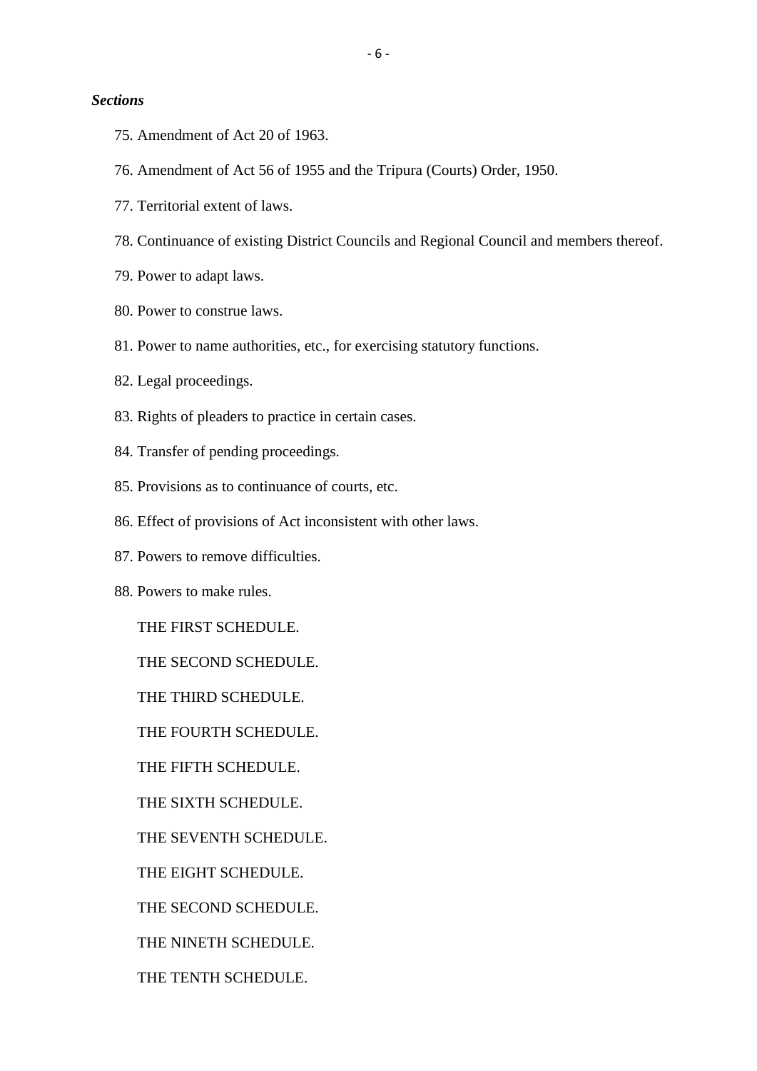***Sections***

75. Amendment of Act 20 of 1963.
76. Amendment of Act 56 of 1955 and the Tripura (Courts) Order, 1950.
77. Territorial extent of laws.
78. Continuance of existing District Councils and Regional Council and members thereof.
79. Power to adapt laws.
80. Power to construe laws.
81. Power to name authorities, etc., for exercising statutory functions.
82. Legal proceedings.
83. Rights of pleaders to practice in certain cases.
84. Transfer of pending proceedings.
85. Provisions as to continuance of courts, etc.
86. Effect of provisions of Act inconsistent with other laws.
87. Powers to remove difficulties.
88. Powers to make rules.

THE FIRST SCHEDULE.

THE SECOND SCHEDULE.

THE THIRD SCHEDULE.

THE FOURTH SCHEDULE.

THE FIFTH SCHEDULE.

THE SIXTH SCHEDULE.

THE SEVENTH SCHEDULE.

THE EIGHT SCHEDULE.

THE SECOND SCHEDULE.

THE NINETH SCHEDULE.

THE TENTH SCHEDULE.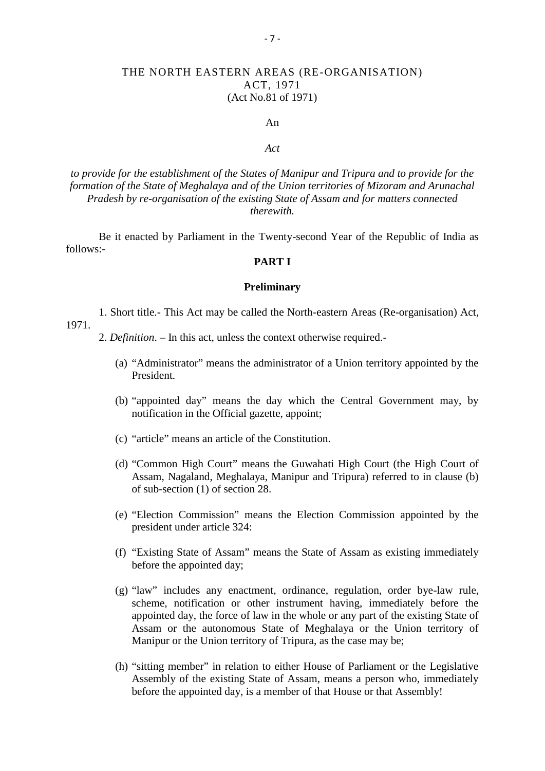# THE NORTH EASTERN AREAS (RE-ORGANISATION) ACT, 1971
(Act No.81 of 1971)

An

*Act*

*to provide for the establishment of the States of Manipur and Tripura and to provide for the formation of the State of Meghalaya and of the Union territories of Mizoram and Arunachal Pradesh by re-organisation of the existing State of Assam and for matters connected therewith.*

Be it enacted by Parliament in the Twenty-second Year of the Republic of India as follows:-

## PART I

### Preliminary

1. Short title.- This Act may be called the North-eastern Areas (Re-organisation) Act, 1971.

2. *Definition*. – In this act, unless the context otherwise required.-

(a) "Administrator" means the administrator of a Union territory appointed by the President.

(b) "appointed day" means the day which the Central Government may, by notification in the Official gazette, appoint;

(c) "article" means an article of the Constitution.

(d) "Common High Court" means the Guwahati High Court (the High Court of Assam, Nagaland, Meghalaya, Manipur and Tripura) referred to in clause (b) of sub-section (1) of section 28.

(e) "Election Commission" means the Election Commission appointed by the president under article 324:

(f) "Existing State of Assam" means the State of Assam as existing immediately before the appointed day;

(g) "law" includes any enactment, ordinance, regulation, order bye-law rule, scheme, notification or other instrument having, immediately before the appointed day, the force of law in the whole or any part of the existing State of Assam or the autonomous State of Meghalaya or the Union territory of Manipur or the Union territory of Tripura, as the case may be;

(h) "sitting member" in relation to either House of Parliament or the Legislative Assembly of the existing State of Assam, means a person who, immediately before the appointed day, is a member of that House or that Assembly!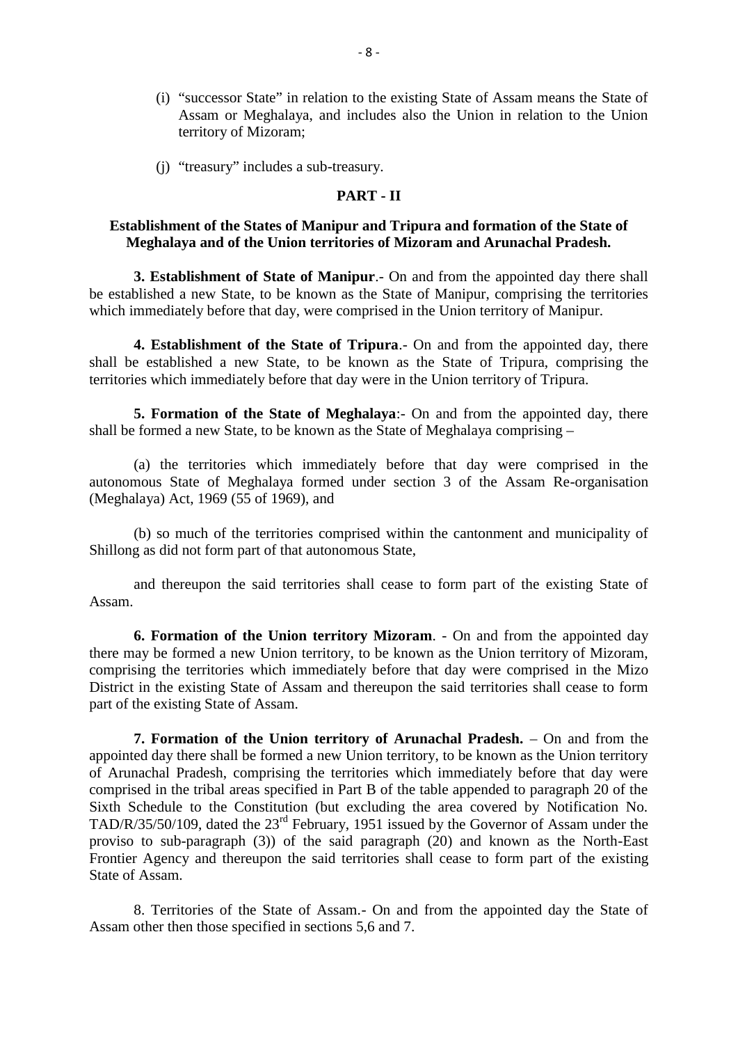(i) "successor State" in relation to the existing State of Assam means the State of Assam or Meghalaya, and includes also the Union in relation to the Union territory of Mizoram;

(j) "treasury" includes a sub-treasury.

## PART - II

### Establishment of the States of Manipur and Tripura and formation of the State of Meghalaya and of the Union territories of Mizoram and Arunachal Pradesh.

**3. Establishment of State of Manipur**.- On and from the appointed day there shall be established a new State, to be known as the State of Manipur, comprising the territories which immediately before that day, were comprised in the Union territory of Manipur.

**4. Establishment of the State of Tripura**.- On and from the appointed day, there shall be established a new State, to be known as the State of Tripura, comprising the territories which immediately before that day were in the Union territory of Tripura.

**5. Formation of the State of Meghalaya**:- On and from the appointed day, there shall be formed a new State, to be known as the State of Meghalaya comprising –

(a) the territories which immediately before that day were comprised in the autonomous State of Meghalaya formed under section 3 of the Assam Re-organisation (Meghalaya) Act, 1969 (55 of 1969), and

(b) so much of the territories comprised within the cantonment and municipality of Shillong as did not form part of that autonomous State,

and thereupon the said territories shall cease to form part of the existing State of Assam.

**6. Formation of the Union territory Mizoram**. - On and from the appointed day there may be formed a new Union territory, to be known as the Union territory of Mizoram, comprising the territories which immediately before that day were comprised in the Mizo District in the existing State of Assam and thereupon the said territories shall cease to form part of the existing State of Assam.

**7. Formation of the Union territory of Arunachal Pradesh.** – On and from the appointed day there shall be formed a new Union territory, to be known as the Union territory of Arunachal Pradesh, comprising the territories which immediately before that day were comprised in the tribal areas specified in Part B of the table appended to paragraph 20 of the Sixth Schedule to the Constitution (but excluding the area covered by Notification No. TAD/R/35/50/109, dated the 23rd February, 1951 issued by the Governor of Assam under the proviso to sub-paragraph (3)) of the said paragraph (20) and known as the North-East Frontier Agency and thereupon the said territories shall cease to form part of the existing State of Assam.

8. Territories of the State of Assam.- On and from the appointed day the State of Assam other then those specified in sections 5,6 and 7.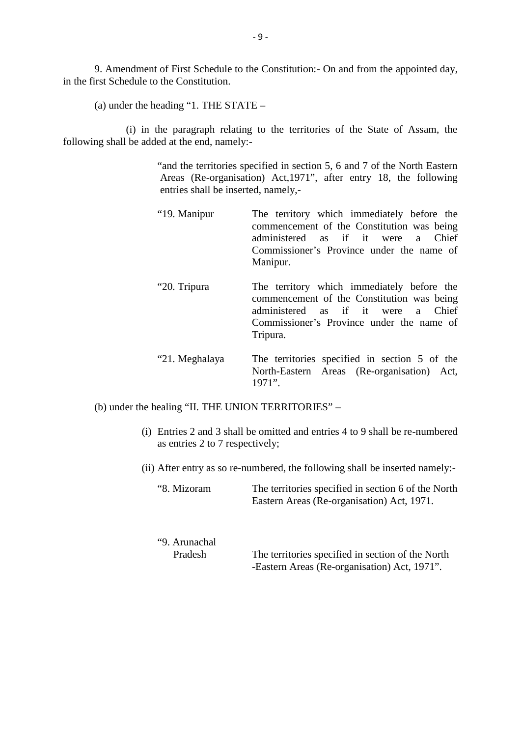9. Amendment of First Schedule to the Constitution:- On and from the appointed day, in the first Schedule to the Constitution.

(a) under the heading "1. THE STATE –

(i) in the paragraph relating to the territories of the State of Assam, the following shall be added at the end, namely:-

> "and the territories specified in section 5, 6 and 7 of the North Eastern Areas (Re-organisation) Act,1971", after entry 18, the following entries shall be inserted, namely,-
>
> "19. Manipur — The territory which immediately before the commencement of the Constitution was being administered as if it were a Chief Commissioner's Province under the name of Manipur.
>
> "20. Tripura — The territory which immediately before the commencement of the Constitution was being administered as if it were a Chief Commissioner's Province under the name of Tripura.
>
> "21. Meghalaya — The territories specified in section 5 of the North-Eastern Areas (Re-organisation) Act, 1971".

(b) under the healing "II. THE UNION TERRITORIES" –

(i) Entries 2 and 3 shall be omitted and entries 4 to 9 shall be re-numbered as entries 2 to 7 respectively;

(ii) After entry as so re-numbered, the following shall be inserted namely:-

> "8. Mizoram — The territories specified in section 6 of the North Eastern Areas (Re-organisation) Act, 1971.
>
> "9. Arunachal Pradesh — The territories specified in section of the North -Eastern Areas (Re-organisation) Act, 1971".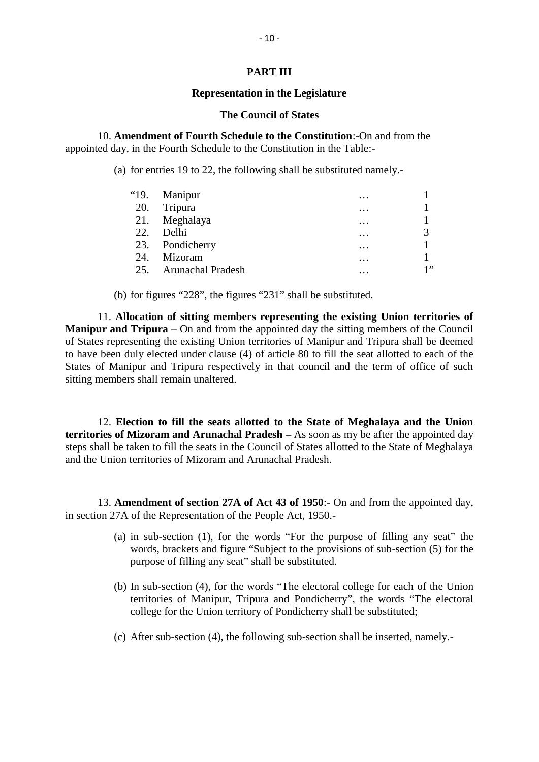## PART III

### Representation in the Legislature

### The Council of States

10. **Amendment of Fourth Schedule to the Constitution**:-On and from the appointed day, in the Fourth Schedule to the Constitution in the Table:-

(a) for entries 19 to 22, the following shall be substituted namely.-

| | | | |
|---|---|---|---|
| "19. | Manipur | … | 1 |
| 20. | Tripura | … | 1 |
| 21. | Meghalaya | … | 1 |
| 22. | Delhi | … | 3 |
| 23. | Pondicherry | … | 1 |
| 24. | Mizoram | … | 1 |
| 25. | Arunachal Pradesh | … | 1" |

(b) for figures "228", the figures "231" shall be substituted.

11. **Allocation of sitting members representing the existing Union territories of Manipur and Tripura** – On and from the appointed day the sitting members of the Council of States representing the existing Union territories of Manipur and Tripura shall be deemed to have been duly elected under clause (4) of article 80 to fill the seat allotted to each of the States of Manipur and Tripura respectively in that council and the term of office of such sitting members shall remain unaltered.

12. **Election to fill the seats allotted to the State of Meghalaya and the Union territories of Mizoram and Arunachal Pradesh –** As soon as my be after the appointed day steps shall be taken to fill the seats in the Council of States allotted to the State of Meghalaya and the Union territories of Mizoram and Arunachal Pradesh.

13. **Amendment of section 27A of Act 43 of 1950**:- On and from the appointed day, in section 27A of the Representation of the People Act, 1950.-

(a) in sub-section (1), for the words "For the purpose of filling any seat" the words, brackets and figure "Subject to the provisions of sub-section (5) for the purpose of filling any seat" shall be substituted.

(b) In sub-section (4), for the words "The electoral college for each of the Union territories of Manipur, Tripura and Pondicherry", the words "The electoral college for the Union territory of Pondicherry shall be substituted;

(c) After sub-section (4), the following sub-section shall be inserted, namely.-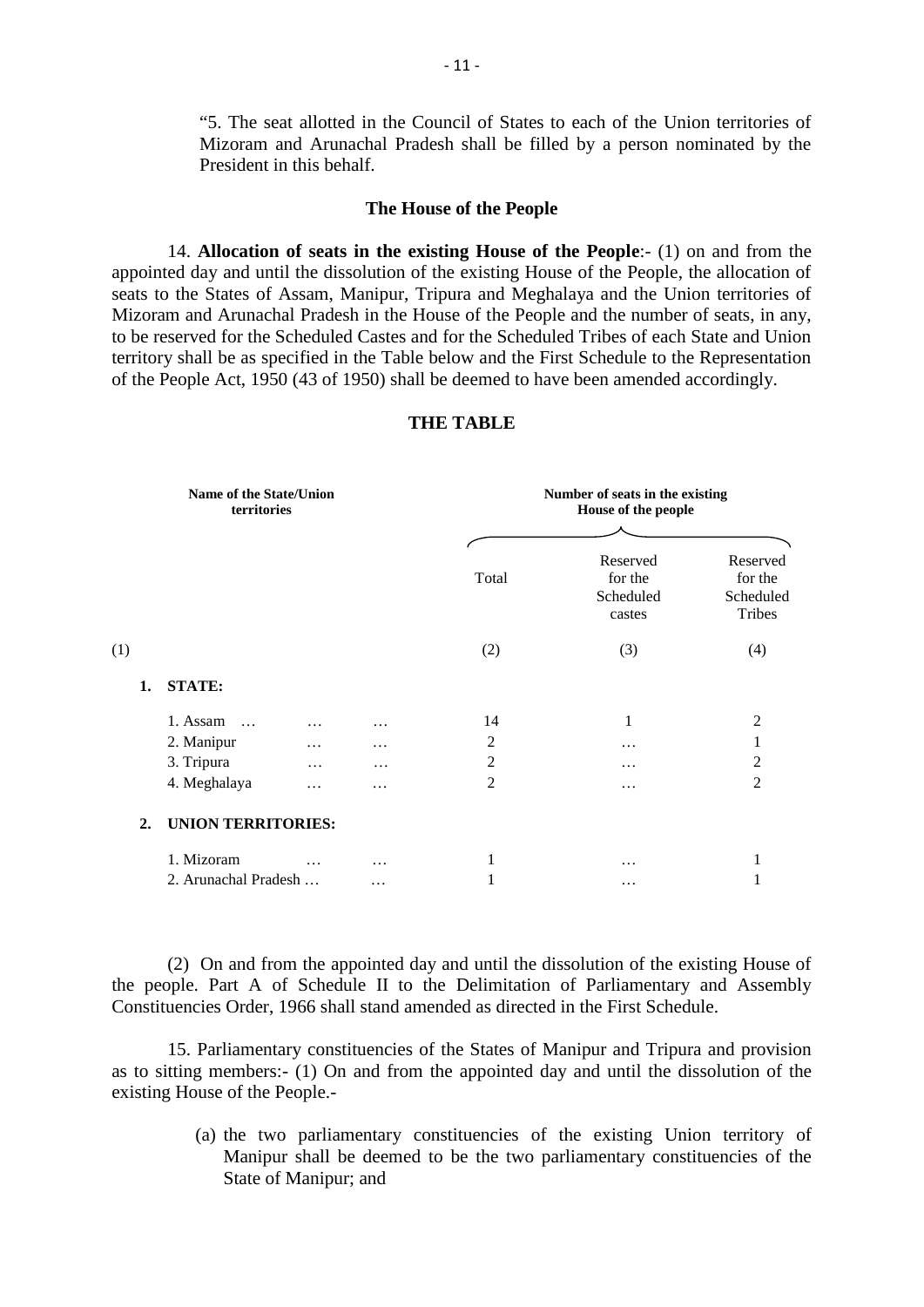"5. The seat allotted in the Council of States to each of the Union territories of Mizoram and Arunachal Pradesh shall be filled by a person nominated by the President in this behalf.

### The House of the People

14. **Allocation of seats in the existing House of the People**:- (1) on and from the appointed day and until the dissolution of the existing House of the People, the allocation of seats to the States of Assam, Manipur, Tripura and Meghalaya and the Union territories of Mizoram and Arunachal Pradesh in the House of the People and the number of seats, in any, to be reserved for the Scheduled Castes and for the Scheduled Tribes of each State and Union territory shall be as specified in the Table below and the First Schedule to the Representation of the People Act, 1950 (43 of 1950) shall be deemed to have been amended accordingly.

### THE TABLE

| Name of the State/Union territories | Number of seats in the existing House of the people | | |
|---|---|---|---|
| | Total | Reserved for the Scheduled castes | Reserved for the Scheduled Tribes |
| (1) | (2) | (3) | (4) |
| **1. STATE:** | | | |
| 1. Assam … … … | 14 | 1 | 2 |
| 2. Manipur … … | 2 | … | 1 |
| 3. Tripura … … | 2 | … | 2 |
| 4. Meghalaya … … | 2 | … | 2 |
| **2. UNION TERRITORIES:** | | | |
| 1. Mizoram … … | 1 | … | 1 |
| 2. Arunachal Pradesh … … | 1 | … | 1 |

(2) On and from the appointed day and until the dissolution of the existing House of the people. Part A of Schedule II to the Delimitation of Parliamentary and Assembly Constituencies Order, 1966 shall stand amended as directed in the First Schedule.

15. Parliamentary constituencies of the States of Manipur and Tripura and provision as to sitting members:- (1) On and from the appointed day and until the dissolution of the existing House of the People.-

(a) the two parliamentary constituencies of the existing Union territory of Manipur shall be deemed to be the two parliamentary constituencies of the State of Manipur; and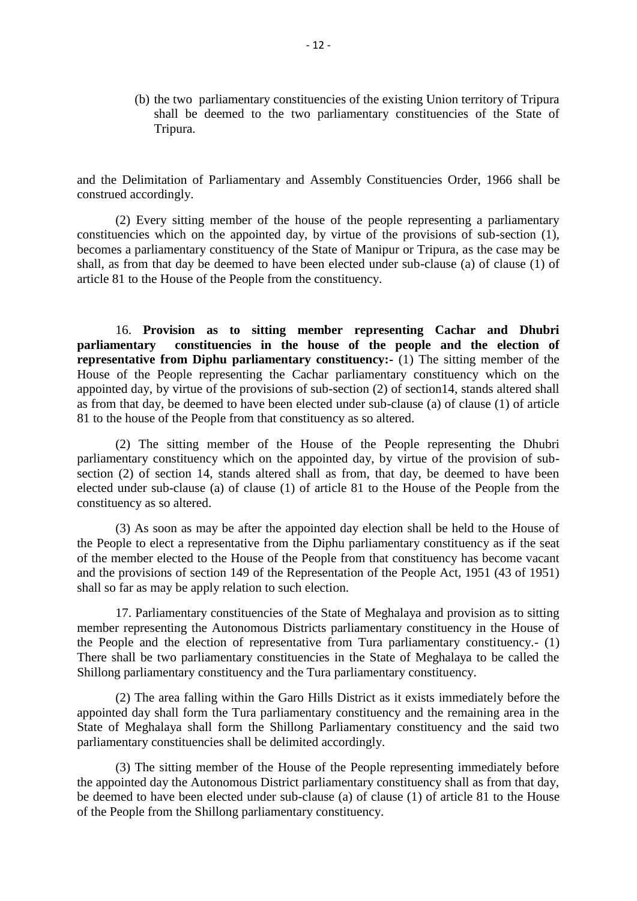(b) the two parliamentary constituencies of the existing Union territory of Tripura shall be deemed to the two parliamentary constituencies of the State of Tripura.

and the Delimitation of Parliamentary and Assembly Constituencies Order, 1966 shall be construed accordingly.

(2) Every sitting member of the house of the people representing a parliamentary constituencies which on the appointed day, by virtue of the provisions of sub-section (1), becomes a parliamentary constituency of the State of Manipur or Tripura, as the case may be shall, as from that day be deemed to have been elected under sub-clause (a) of clause (1) of article 81 to the House of the People from the constituency.

16. **Provision as to sitting member representing Cachar and Dhubri parliamentary constituencies in the house of the people and the election of representative from Diphu parliamentary constituency:-** (1) The sitting member of the House of the People representing the Cachar parliamentary constituency which on the appointed day, by virtue of the provisions of sub-section (2) of section14, stands altered shall as from that day, be deemed to have been elected under sub-clause (a) of clause (1) of article 81 to the house of the People from that constituency as so altered.

(2) The sitting member of the House of the People representing the Dhubri parliamentary constituency which on the appointed day, by virtue of the provision of sub-section (2) of section 14, stands altered shall as from, that day, be deemed to have been elected under sub-clause (a) of clause (1) of article 81 to the House of the People from the constituency as so altered.

(3) As soon as may be after the appointed day election shall be held to the House of the People to elect a representative from the Diphu parliamentary constituency as if the seat of the member elected to the House of the People from that constituency has become vacant and the provisions of section 149 of the Representation of the People Act, 1951 (43 of 1951) shall so far as may be apply relation to such election.

17. Parliamentary constituencies of the State of Meghalaya and provision as to sitting member representing the Autonomous Districts parliamentary constituency in the House of the People and the election of representative from Tura parliamentary constituency.- (1) There shall be two parliamentary constituencies in the State of Meghalaya to be called the Shillong parliamentary constituency and the Tura parliamentary constituency.

(2) The area falling within the Garo Hills District as it exists immediately before the appointed day shall form the Tura parliamentary constituency and the remaining area in the State of Meghalaya shall form the Shillong Parliamentary constituency and the said two parliamentary constituencies shall be delimited accordingly.

(3) The sitting member of the House of the People representing immediately before the appointed day the Autonomous District parliamentary constituency shall as from that day, be deemed to have been elected under sub-clause (a) of clause (1) of article 81 to the House of the People from the Shillong parliamentary constituency.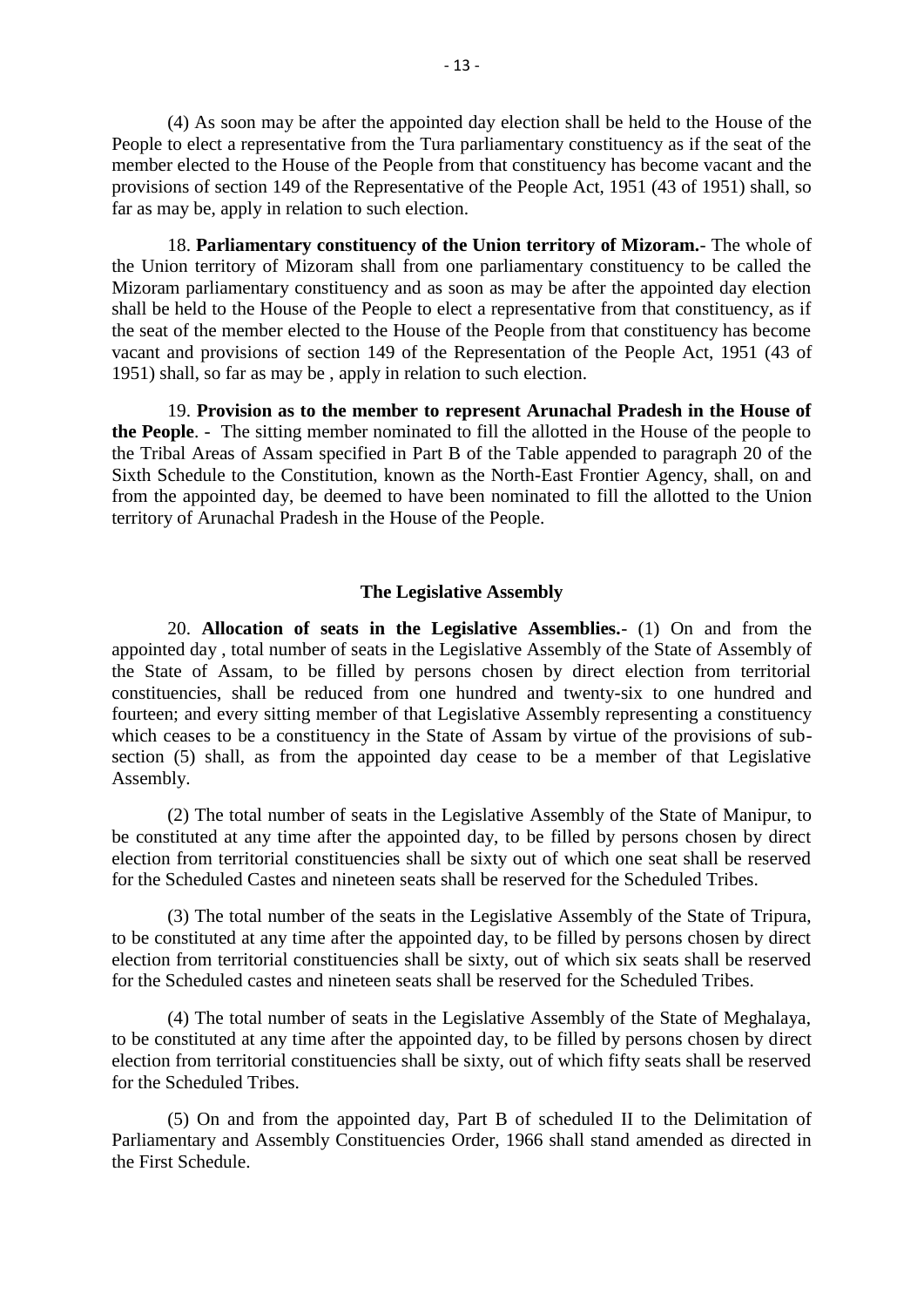(4) As soon may be after the appointed day election shall be held to the House of the People to elect a representative from the Tura parliamentary constituency as if the seat of the member elected to the House of the People from that constituency has become vacant and the provisions of section 149 of the Representative of the People Act, 1951 (43 of 1951) shall, so far as may be, apply in relation to such election.

18. **Parliamentary constituency of the Union territory of Mizoram.**- The whole of the Union territory of Mizoram shall from one parliamentary constituency to be called the Mizoram parliamentary constituency and as soon as may be after the appointed day election shall be held to the House of the People to elect a representative from that constituency, as if the seat of the member elected to the House of the People from that constituency has become vacant and provisions of section 149 of the Representation of the People Act, 1951 (43 of 1951) shall, so far as may be , apply in relation to such election.

19. **Provision as to the member to represent Arunachal Pradesh in the House of the People**. - The sitting member nominated to fill the allotted in the House of the people to the Tribal Areas of Assam specified in Part B of the Table appended to paragraph 20 of the Sixth Schedule to the Constitution, known as the North-East Frontier Agency, shall, on and from the appointed day, be deemed to have been nominated to fill the allotted to the Union territory of Arunachal Pradesh in the House of the People.

### The Legislative Assembly

20. **Allocation of seats in the Legislative Assemblies.**- (1) On and from the appointed day , total number of seats in the Legislative Assembly of the State of Assembly of the State of Assam, to be filled by persons chosen by direct election from territorial constituencies, shall be reduced from one hundred and twenty-six to one hundred and fourteen; and every sitting member of that Legislative Assembly representing a constituency which ceases to be a constituency in the State of Assam by virtue of the provisions of sub-section (5) shall, as from the appointed day cease to be a member of that Legislative Assembly.

(2) The total number of seats in the Legislative Assembly of the State of Manipur, to be constituted at any time after the appointed day, to be filled by persons chosen by direct election from territorial constituencies shall be sixty out of which one seat shall be reserved for the Scheduled Castes and nineteen seats shall be reserved for the Scheduled Tribes.

(3) The total number of the seats in the Legislative Assembly of the State of Tripura, to be constituted at any time after the appointed day, to be filled by persons chosen by direct election from territorial constituencies shall be sixty, out of which six seats shall be reserved for the Scheduled castes and nineteen seats shall be reserved for the Scheduled Tribes.

(4) The total number of seats in the Legislative Assembly of the State of Meghalaya, to be constituted at any time after the appointed day, to be filled by persons chosen by direct election from territorial constituencies shall be sixty, out of which fifty seats shall be reserved for the Scheduled Tribes.

(5) On and from the appointed day, Part B of scheduled II to the Delimitation of Parliamentary and Assembly Constituencies Order, 1966 shall stand amended as directed in the First Schedule.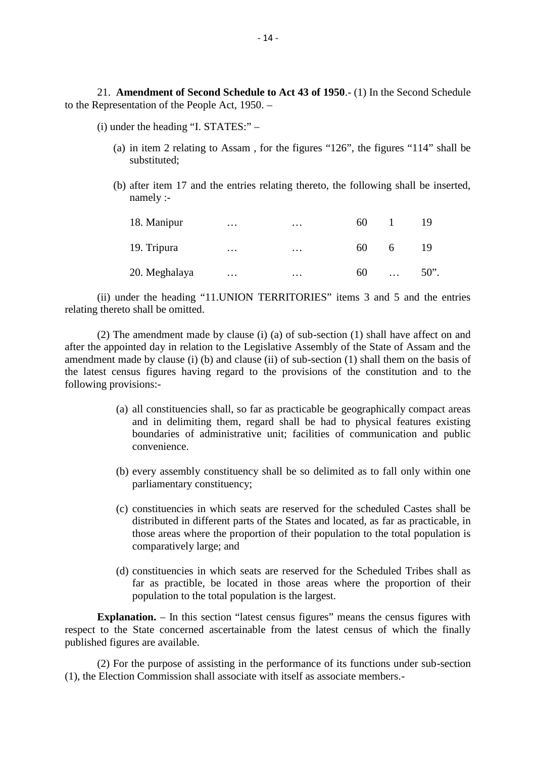21. **Amendment of Second Schedule to Act 43 of 1950**.- (1) In the Second Schedule to the Representation of the People Act, 1950. –

(i) under the heading "I. STATES:" –

(a) in item 2 relating to Assam , for the figures "126", the figures "114" shall be substituted;

(b) after item 17 and the entries relating thereto, the following shall be inserted, namely :-

| | | | | | |
|---|---|---|---|---|---|
| 18. Manipur | … | … | 60 | 1 | 19 |
| 19. Tripura | … | … | 60 | 6 | 19 |
| 20. Meghalaya | … | … | 60 | … | 50". |

(ii) under the heading "11.UNION TERRITORIES" items 3 and 5 and the entries relating thereto shall be omitted.

(2) The amendment made by clause (i) (a) of sub-section (1) shall have affect on and after the appointed day in relation to the Legislative Assembly of the State of Assam and the amendment made by clause (i) (b) and clause (ii) of sub-section (1) shall them on the basis of the latest census figures having regard to the provisions of the constitution and to the following provisions:-

(a) all constituencies shall, so far as practicable be geographically compact areas and in delimiting them, regard shall be had to physical features existing boundaries of administrative unit; facilities of communication and public convenience.

(b) every assembly constituency shall be so delimited as to fall only within one parliamentary constituency;

(c) constituencies in which seats are reserved for the scheduled Castes shall be distributed in different parts of the States and located, as far as practicable, in those areas where the proportion of their population to the total population is comparatively large; and

(d) constituencies in which seats are reserved for the Scheduled Tribes shall as far as practible, be located in those areas where the proportion of their population to the total population is the largest.

**Explanation.** – In this section "latest census figures" means the census figures with respect to the State concerned ascertainable from the latest census of which the finally published figures are available.

(2) For the purpose of assisting in the performance of its functions under sub-section (1), the Election Commission shall associate with itself as associate members.-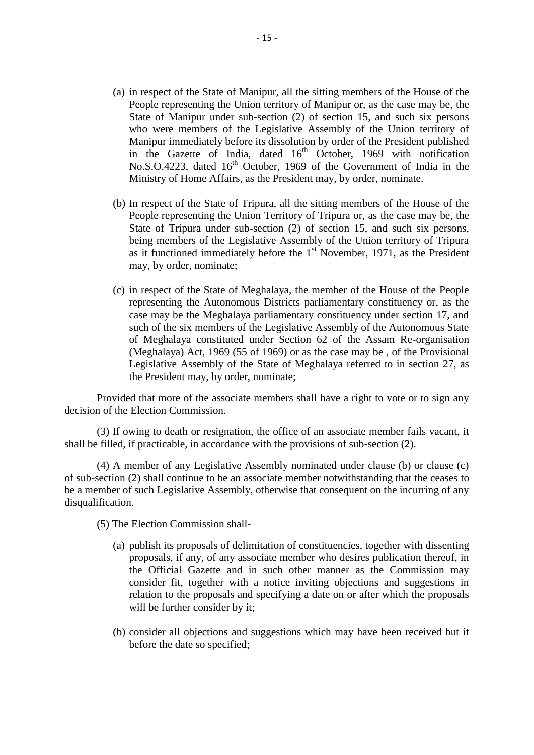(a) in respect of the State of Manipur, all the sitting members of the House of the People representing the Union territory of Manipur or, as the case may be, the State of Manipur under sub-section (2) of section 15, and such six persons who were members of the Legislative Assembly of the Union territory of Manipur immediately before its dissolution by order of the President published in the Gazette of India, dated 16th October, 1969 with notification No.S.O.4223, dated 16th October, 1969 of the Government of India in the Ministry of Home Affairs, as the President may, by order, nominate.

(b) In respect of the State of Tripura, all the sitting members of the House of the People representing the Union Territory of Tripura or, as the case may be, the State of Tripura under sub-section (2) of section 15, and such six persons, being members of the Legislative Assembly of the Union territory of Tripura as it functioned immediately before the 1st November, 1971, as the President may, by order, nominate;

(c) in respect of the State of Meghalaya, the member of the House of the People representing the Autonomous Districts parliamentary constituency or, as the case may be the Meghalaya parliamentary constituency under section 17, and such of the six members of the Legislative Assembly of the Autonomous State of Meghalaya constituted under Section 62 of the Assam Re-organisation (Meghalaya) Act, 1969 (55 of 1969) or as the case may be , of the Provisional Legislative Assembly of the State of Meghalaya referred to in section 27, as the President may, by order, nominate;

Provided that more of the associate members shall have a right to vote or to sign any decision of the Election Commission.

(3) If owing to death or resignation, the office of an associate member fails vacant, it shall be filled, if practicable, in accordance with the provisions of sub-section (2).

(4) A member of any Legislative Assembly nominated under clause (b) or clause (c) of sub-section (2) shall continue to be an associate member notwithstanding that the ceases to be a member of such Legislative Assembly, otherwise that consequent on the incurring of any disqualification.

(5) The Election Commission shall-

(a) publish its proposals of delimitation of constituencies, together with dissenting proposals, if any, of any associate member who desires publication thereof, in the Official Gazette and in such other manner as the Commission may consider fit, together with a notice inviting objections and suggestions in relation to the proposals and specifying a date on or after which the proposals will be further consider by it;

(b) consider all objections and suggestions which may have been received but it before the date so specified;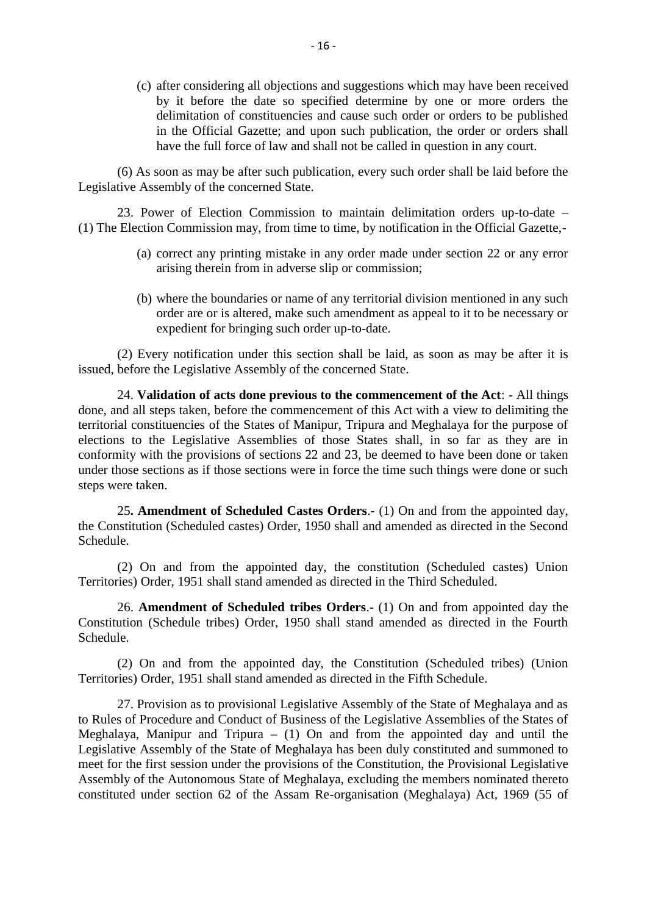(c) after considering all objections and suggestions which may have been received by it before the date so specified determine by one or more orders the delimitation of constituencies and cause such order or orders to be published in the Official Gazette; and upon such publication, the order or orders shall have the full force of law and shall not be called in question in any court.

(6) As soon as may be after such publication, every such order shall be laid before the Legislative Assembly of the concerned State.

23. Power of Election Commission to maintain delimitation orders up-to-date – (1) The Election Commission may, from time to time, by notification in the Official Gazette,-

(a) correct any printing mistake in any order made under section 22 or any error arising therein from in adverse slip or commission;

(b) where the boundaries or name of any territorial division mentioned in any such order are or is altered, make such amendment as appeal to it to be necessary or expedient for bringing such order up-to-date.

(2) Every notification under this section shall be laid, as soon as may be after it is issued, before the Legislative Assembly of the concerned State.

24. **Validation of acts done previous to the commencement of the Act**: - All things done, and all steps taken, before the commencement of this Act with a view to delimiting the territorial constituencies of the States of Manipur, Tripura and Meghalaya for the purpose of elections to the Legislative Assemblies of those States shall, in so far as they are in conformity with the provisions of sections 22 and 23, be deemed to have been done or taken under those sections as if those sections were in force the time such things were done or such steps were taken.

25**. Amendment of Scheduled Castes Orders**.- (1) On and from the appointed day, the Constitution (Scheduled castes) Order, 1950 shall and amended as directed in the Second Schedule.

(2) On and from the appointed day, the constitution (Scheduled castes) Union Territories) Order, 1951 shall stand amended as directed in the Third Scheduled.

26. **Amendment of Scheduled tribes Orders**.- (1) On and from appointed day the Constitution (Schedule tribes) Order, 1950 shall stand amended as directed in the Fourth Schedule.

(2) On and from the appointed day, the Constitution (Scheduled tribes) (Union Territories) Order, 1951 shall stand amended as directed in the Fifth Schedule.

27. Provision as to provisional Legislative Assembly of the State of Meghalaya and as to Rules of Procedure and Conduct of Business of the Legislative Assemblies of the States of Meghalaya, Manipur and Tripura – (1) On and from the appointed day and until the Legislative Assembly of the State of Meghalaya has been duly constituted and summoned to meet for the first session under the provisions of the Constitution, the Provisional Legislative Assembly of the Autonomous State of Meghalaya, excluding the members nominated thereto constituted under section 62 of the Assam Re-organisation (Meghalaya) Act, 1969 (55 of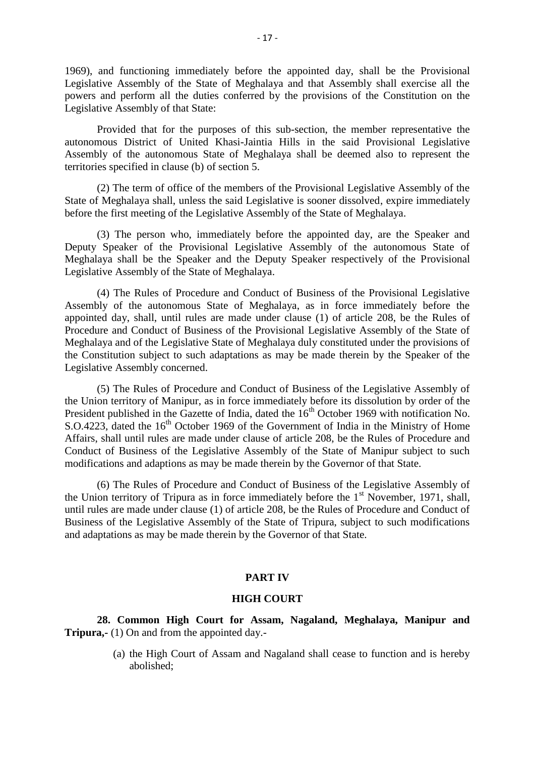1969), and functioning immediately before the appointed day, shall be the Provisional Legislative Assembly of the State of Meghalaya and that Assembly shall exercise all the powers and perform all the duties conferred by the provisions of the Constitution on the Legislative Assembly of that State:

Provided that for the purposes of this sub-section, the member representative the autonomous District of United Khasi-Jaintia Hills in the said Provisional Legislative Assembly of the autonomous State of Meghalaya shall be deemed also to represent the territories specified in clause (b) of section 5.

(2) The term of office of the members of the Provisional Legislative Assembly of the State of Meghalaya shall, unless the said Legislative is sooner dissolved, expire immediately before the first meeting of the Legislative Assembly of the State of Meghalaya.

(3) The person who, immediately before the appointed day, are the Speaker and Deputy Speaker of the Provisional Legislative Assembly of the autonomous State of Meghalaya shall be the Speaker and the Deputy Speaker respectively of the Provisional Legislative Assembly of the State of Meghalaya.

(4) The Rules of Procedure and Conduct of Business of the Provisional Legislative Assembly of the autonomous State of Meghalaya, as in force immediately before the appointed day, shall, until rules are made under clause (1) of article 208, be the Rules of Procedure and Conduct of Business of the Provisional Legislative Assembly of the State of Meghalaya and of the Legislative State of Meghalaya duly constituted under the provisions of the Constitution subject to such adaptations as may be made therein by the Speaker of the Legislative Assembly concerned.

(5) The Rules of Procedure and Conduct of Business of the Legislative Assembly of the Union territory of Manipur, as in force immediately before its dissolution by order of the President published in the Gazette of India, dated the 16th October 1969 with notification No. S.O.4223, dated the 16th October 1969 of the Government of India in the Ministry of Home Affairs, shall until rules are made under clause of article 208, be the Rules of Procedure and Conduct of Business of the Legislative Assembly of the State of Manipur subject to such modifications and adaptions as may be made therein by the Governor of that State.

(6) The Rules of Procedure and Conduct of Business of the Legislative Assembly of the Union territory of Tripura as in force immediately before the 1st November, 1971, shall, until rules are made under clause (1) of article 208, be the Rules of Procedure and Conduct of Business of the Legislative Assembly of the State of Tripura, subject to such modifications and adaptations as may be made therein by the Governor of that State.

## PART IV

## HIGH COURT

**28. Common High Court for Assam, Nagaland, Meghalaya, Manipur and Tripura,-** (1) On and from the appointed day.-

(a) the High Court of Assam and Nagaland shall cease to function and is hereby abolished;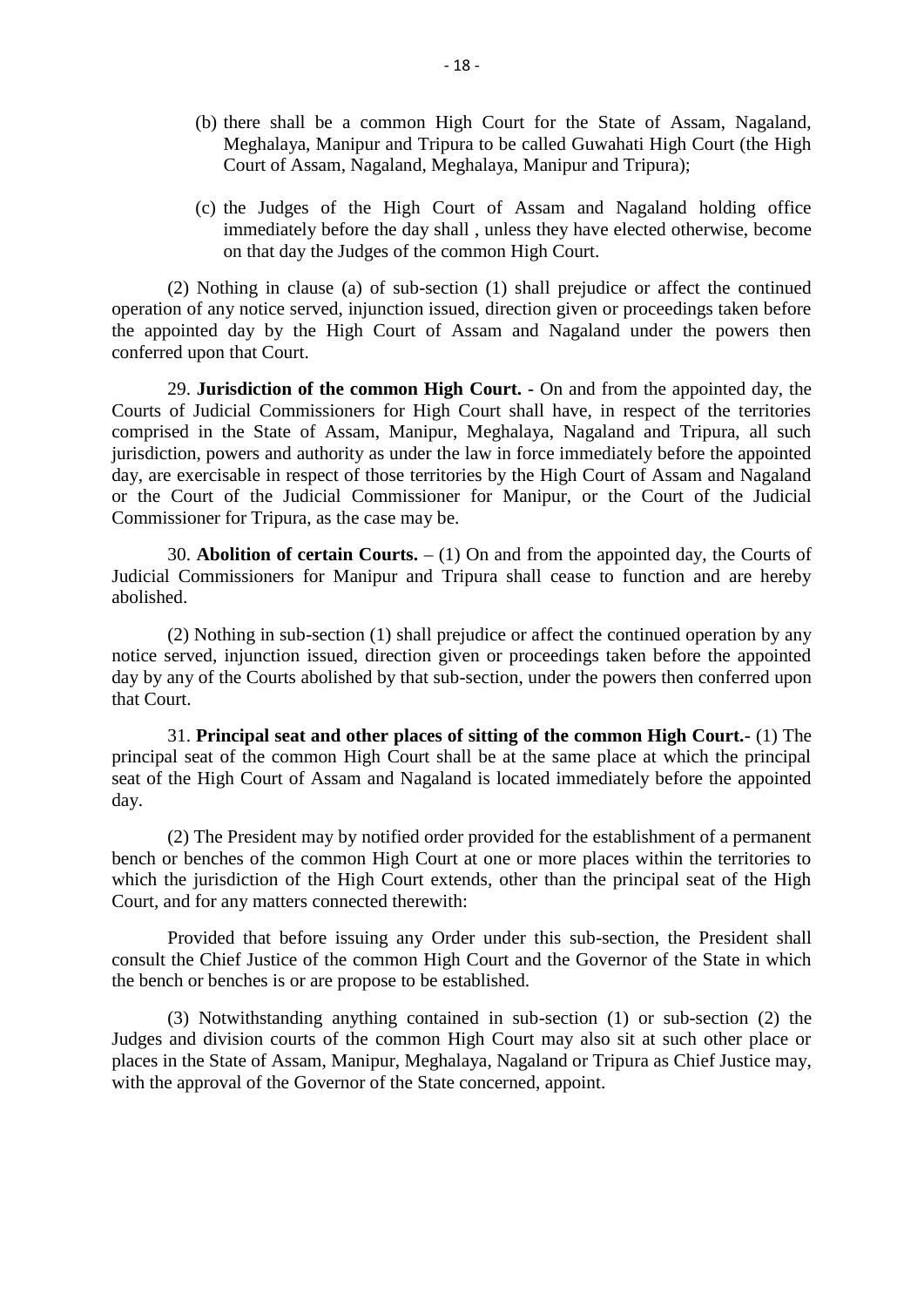(b) there shall be a common High Court for the State of Assam, Nagaland, Meghalaya, Manipur and Tripura to be called Guwahati High Court (the High Court of Assam, Nagaland, Meghalaya, Manipur and Tripura);

(c) the Judges of the High Court of Assam and Nagaland holding office immediately before the day shall , unless they have elected otherwise, become on that day the Judges of the common High Court.

(2) Nothing in clause (a) of sub-section (1) shall prejudice or affect the continued operation of any notice served, injunction issued, direction given or proceedings taken before the appointed day by the High Court of Assam and Nagaland under the powers then conferred upon that Court.

29. **Jurisdiction of the common High Court.** - On and from the appointed day, the Courts of Judicial Commissioners for High Court shall have, in respect of the territories comprised in the State of Assam, Manipur, Meghalaya, Nagaland and Tripura, all such jurisdiction, powers and authority as under the law in force immediately before the appointed day, are exercisable in respect of those territories by the High Court of Assam and Nagaland or the Court of the Judicial Commissioner for Manipur, or the Court of the Judicial Commissioner for Tripura, as the case may be.

30. **Abolition of certain Courts.** – (1) On and from the appointed day, the Courts of Judicial Commissioners for Manipur and Tripura shall cease to function and are hereby abolished.

(2) Nothing in sub-section (1) shall prejudice or affect the continued operation by any notice served, injunction issued, direction given or proceedings taken before the appointed day by any of the Courts abolished by that sub-section, under the powers then conferred upon that Court.

31. **Principal seat and other places of sitting of the common High Court.**- (1) The principal seat of the common High Court shall be at the same place at which the principal seat of the High Court of Assam and Nagaland is located immediately before the appointed day.

(2) The President may by notified order provided for the establishment of a permanent bench or benches of the common High Court at one or more places within the territories to which the jurisdiction of the High Court extends, other than the principal seat of the High Court, and for any matters connected therewith:

Provided that before issuing any Order under this sub-section, the President shall consult the Chief Justice of the common High Court and the Governor of the State in which the bench or benches is or are propose to be established.

(3) Notwithstanding anything contained in sub-section (1) or sub-section (2) the Judges and division courts of the common High Court may also sit at such other place or places in the State of Assam, Manipur, Meghalaya, Nagaland or Tripura as Chief Justice may, with the approval of the Governor of the State concerned, appoint.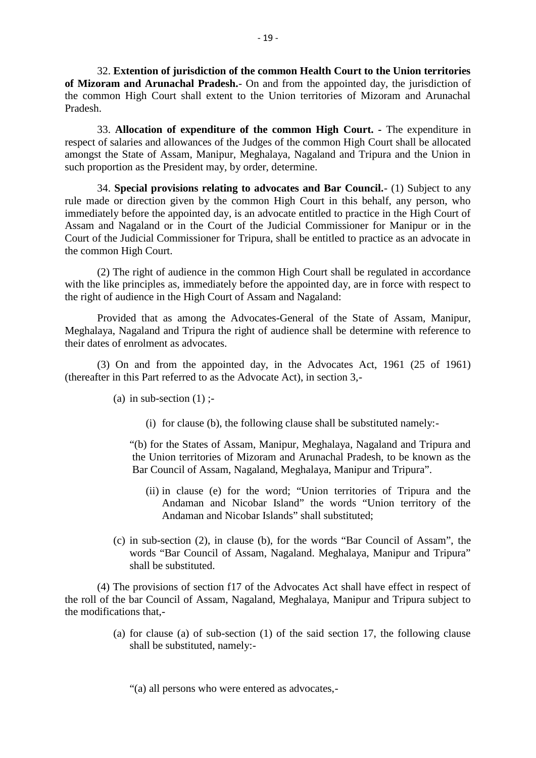32. **Extention of jurisdiction of the common Health Court to the Union territories of Mizoram and Arunachal Pradesh.**- On and from the appointed day, the jurisdiction of the common High Court shall extent to the Union territories of Mizoram and Arunachal Pradesh.

33. **Allocation of expenditure of the common High Court. -** The expenditure in respect of salaries and allowances of the Judges of the common High Court shall be allocated amongst the State of Assam, Manipur, Meghalaya, Nagaland and Tripura and the Union in such proportion as the President may, by order, determine.

34. **Special provisions relating to advocates and Bar Council.**- (1) Subject to any rule made or direction given by the common High Court in this behalf, any person, who immediately before the appointed day, is an advocate entitled to practice in the High Court of Assam and Nagaland or in the Court of the Judicial Commissioner for Manipur or in the Court of the Judicial Commissioner for Tripura, shall be entitled to practice as an advocate in the common High Court.

(2) The right of audience in the common High Court shall be regulated in accordance with the like principles as, immediately before the appointed day, are in force with respect to the right of audience in the High Court of Assam and Nagaland:

Provided that as among the Advocates-General of the State of Assam, Manipur, Meghalaya, Nagaland and Tripura the right of audience shall be determine with reference to their dates of enrolment as advocates.

(3) On and from the appointed day, in the Advocates Act, 1961 (25 of 1961) (thereafter in this Part referred to as the Advocate Act), in section 3,-

(a) in sub-section (1) ;-

(i) for clause (b), the following clause shall be substituted namely:-

"(b) for the States of Assam, Manipur, Meghalaya, Nagaland and Tripura and the Union territories of Mizoram and Arunachal Pradesh, to be known as the Bar Council of Assam, Nagaland, Meghalaya, Manipur and Tripura".

(ii) in clause (e) for the word; "Union territories of Tripura and the Andaman and Nicobar Island" the words "Union territory of the Andaman and Nicobar Islands" shall substituted;

(c) in sub-section (2), in clause (b), for the words "Bar Council of Assam", the words "Bar Council of Assam, Nagaland. Meghalaya, Manipur and Tripura" shall be substituted.

(4) The provisions of section f17 of the Advocates Act shall have effect in respect of the roll of the bar Council of Assam, Nagaland, Meghalaya, Manipur and Tripura subject to the modifications that,-

(a) for clause (a) of sub-section (1) of the said section 17, the following clause shall be substituted, namely:-

"(a) all persons who were entered as advocates,-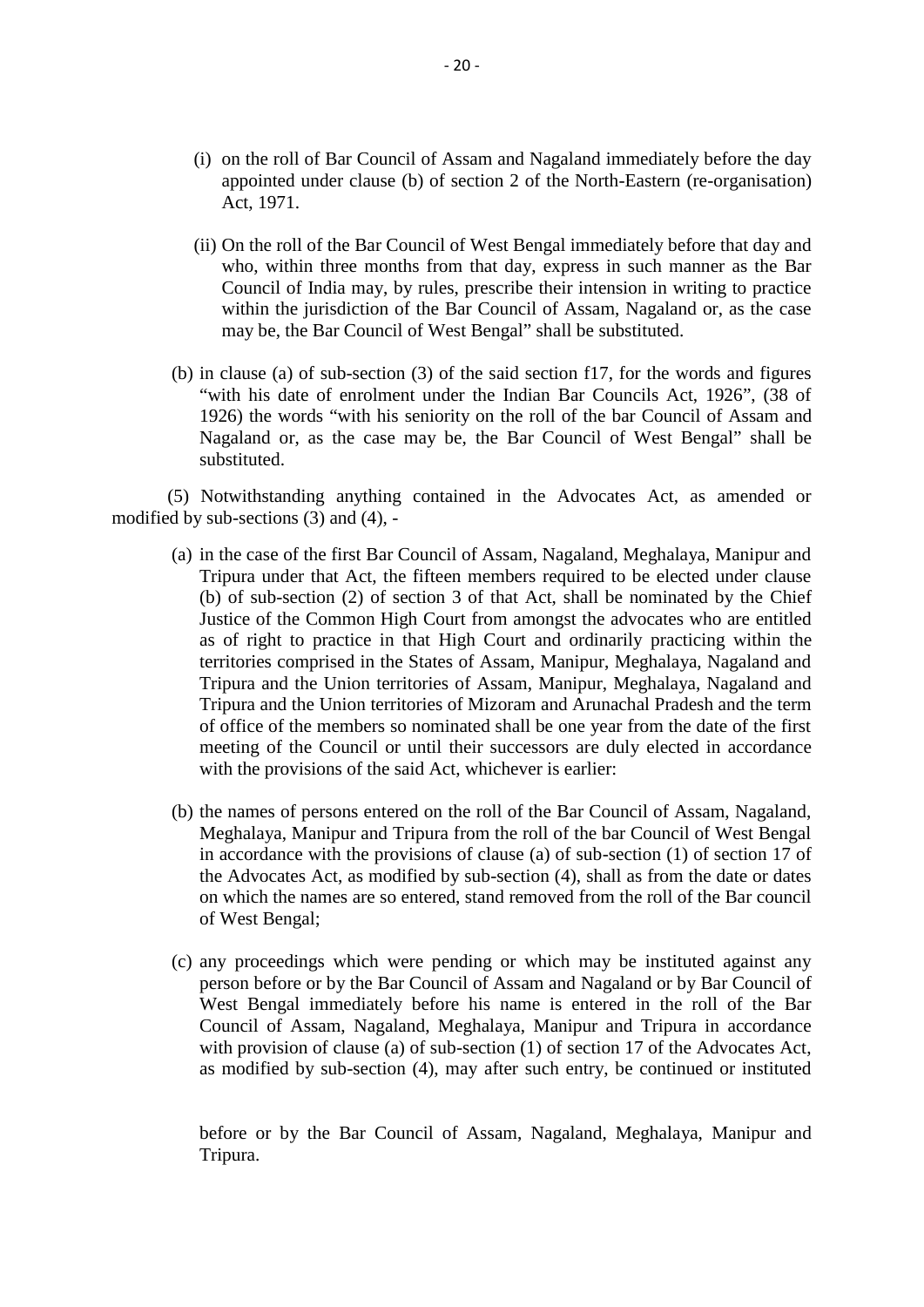(i) on the roll of Bar Council of Assam and Nagaland immediately before the day appointed under clause (b) of section 2 of the North-Eastern (re-organisation) Act, 1971.

(ii) On the roll of the Bar Council of West Bengal immediately before that day and who, within three months from that day, express in such manner as the Bar Council of India may, by rules, prescribe their intension in writing to practice within the jurisdiction of the Bar Council of Assam, Nagaland or, as the case may be, the Bar Council of West Bengal" shall be substituted.

(b) in clause (a) of sub-section (3) of the said section f17, for the words and figures "with his date of enrolment under the Indian Bar Councils Act, 1926", (38 of 1926) the words "with his seniority on the roll of the bar Council of Assam and Nagaland or, as the case may be, the Bar Council of West Bengal" shall be substituted.

(5) Notwithstanding anything contained in the Advocates Act, as amended or modified by sub-sections (3) and (4), -

(a) in the case of the first Bar Council of Assam, Nagaland, Meghalaya, Manipur and Tripura under that Act, the fifteen members required to be elected under clause (b) of sub-section (2) of section 3 of that Act, shall be nominated by the Chief Justice of the Common High Court from amongst the advocates who are entitled as of right to practice in that High Court and ordinarily practicing within the territories comprised in the States of Assam, Manipur, Meghalaya, Nagaland and Tripura and the Union territories of Assam, Manipur, Meghalaya, Nagaland and Tripura and the Union territories of Mizoram and Arunachal Pradesh and the term of office of the members so nominated shall be one year from the date of the first meeting of the Council or until their successors are duly elected in accordance with the provisions of the said Act, whichever is earlier:

(b) the names of persons entered on the roll of the Bar Council of Assam, Nagaland, Meghalaya, Manipur and Tripura from the roll of the bar Council of West Bengal in accordance with the provisions of clause (a) of sub-section (1) of section 17 of the Advocates Act, as modified by sub-section (4), shall as from the date or dates on which the names are so entered, stand removed from the roll of the Bar council of West Bengal;

(c) any proceedings which were pending or which may be instituted against any person before or by the Bar Council of Assam and Nagaland or by Bar Council of West Bengal immediately before his name is entered in the roll of the Bar Council of Assam, Nagaland, Meghalaya, Manipur and Tripura in accordance with provision of clause (a) of sub-section (1) of section 17 of the Advocates Act, as modified by sub-section (4), may after such entry, be continued or instituted before or by the Bar Council of Assam, Nagaland, Meghalaya, Manipur and Tripura.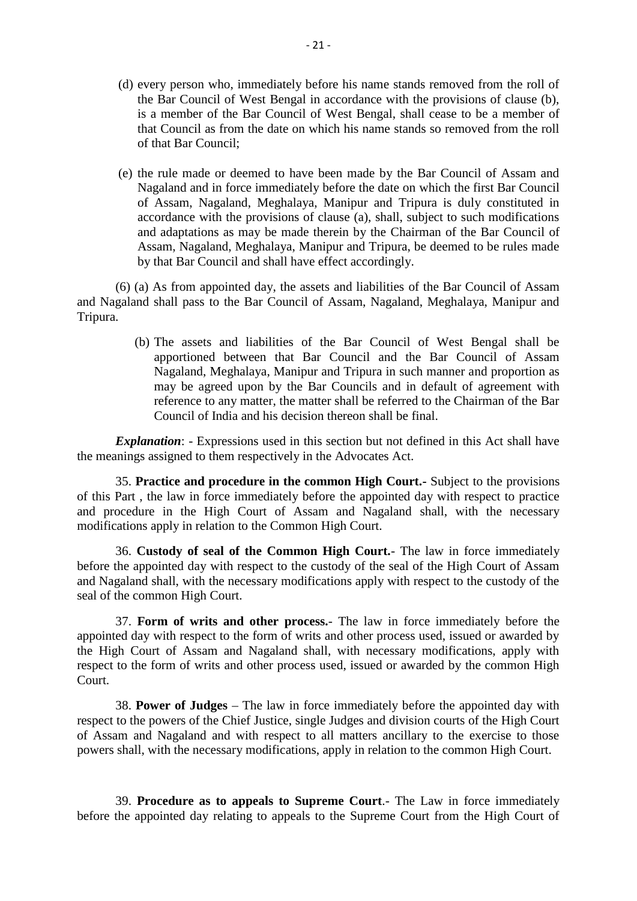(d) every person who, immediately before his name stands removed from the roll of the Bar Council of West Bengal in accordance with the provisions of clause (b), is a member of the Bar Council of West Bengal, shall cease to be a member of that Council as from the date on which his name stands so removed from the roll of that Bar Council;

(e) the rule made or deemed to have been made by the Bar Council of Assam and Nagaland and in force immediately before the date on which the first Bar Council of Assam, Nagaland, Meghalaya, Manipur and Tripura is duly constituted in accordance with the provisions of clause (a), shall, subject to such modifications and adaptations as may be made therein by the Chairman of the Bar Council of Assam, Nagaland, Meghalaya, Manipur and Tripura, be deemed to be rules made by that Bar Council and shall have effect accordingly.

(6) (a) As from appointed day, the assets and liabilities of the Bar Council of Assam and Nagaland shall pass to the Bar Council of Assam, Nagaland, Meghalaya, Manipur and Tripura.

(b) The assets and liabilities of the Bar Council of West Bengal shall be apportioned between that Bar Council and the Bar Council of Assam Nagaland, Meghalaya, Manipur and Tripura in such manner and proportion as may be agreed upon by the Bar Councils and in default of agreement with reference to any matter, the matter shall be referred to the Chairman of the Bar Council of India and his decision thereon shall be final.

***Explanation***: - Expressions used in this section but not defined in this Act shall have the meanings assigned to them respectively in the Advocates Act.

35. **Practice and procedure in the common High Court.-** Subject to the provisions of this Part , the law in force immediately before the appointed day with respect to practice and procedure in the High Court of Assam and Nagaland shall, with the necessary modifications apply in relation to the Common High Court.

36. **Custody of seal of the Common High Court.-** The law in force immediately before the appointed day with respect to the custody of the seal of the High Court of Assam and Nagaland shall, with the necessary modifications apply with respect to the custody of the seal of the common High Court.

37. **Form of writs and other process.**- The law in force immediately before the appointed day with respect to the form of writs and other process used, issued or awarded by the High Court of Assam and Nagaland shall, with necessary modifications, apply with respect to the form of writs and other process used, issued or awarded by the common High Court.

38. **Power of Judges** – The law in force immediately before the appointed day with respect to the powers of the Chief Justice, single Judges and division courts of the High Court of Assam and Nagaland and with respect to all matters ancillary to the exercise to those powers shall, with the necessary modifications, apply in relation to the common High Court.

39. **Procedure as to appeals to Supreme Court**.- The Law in force immediately before the appointed day relating to appeals to the Supreme Court from the High Court of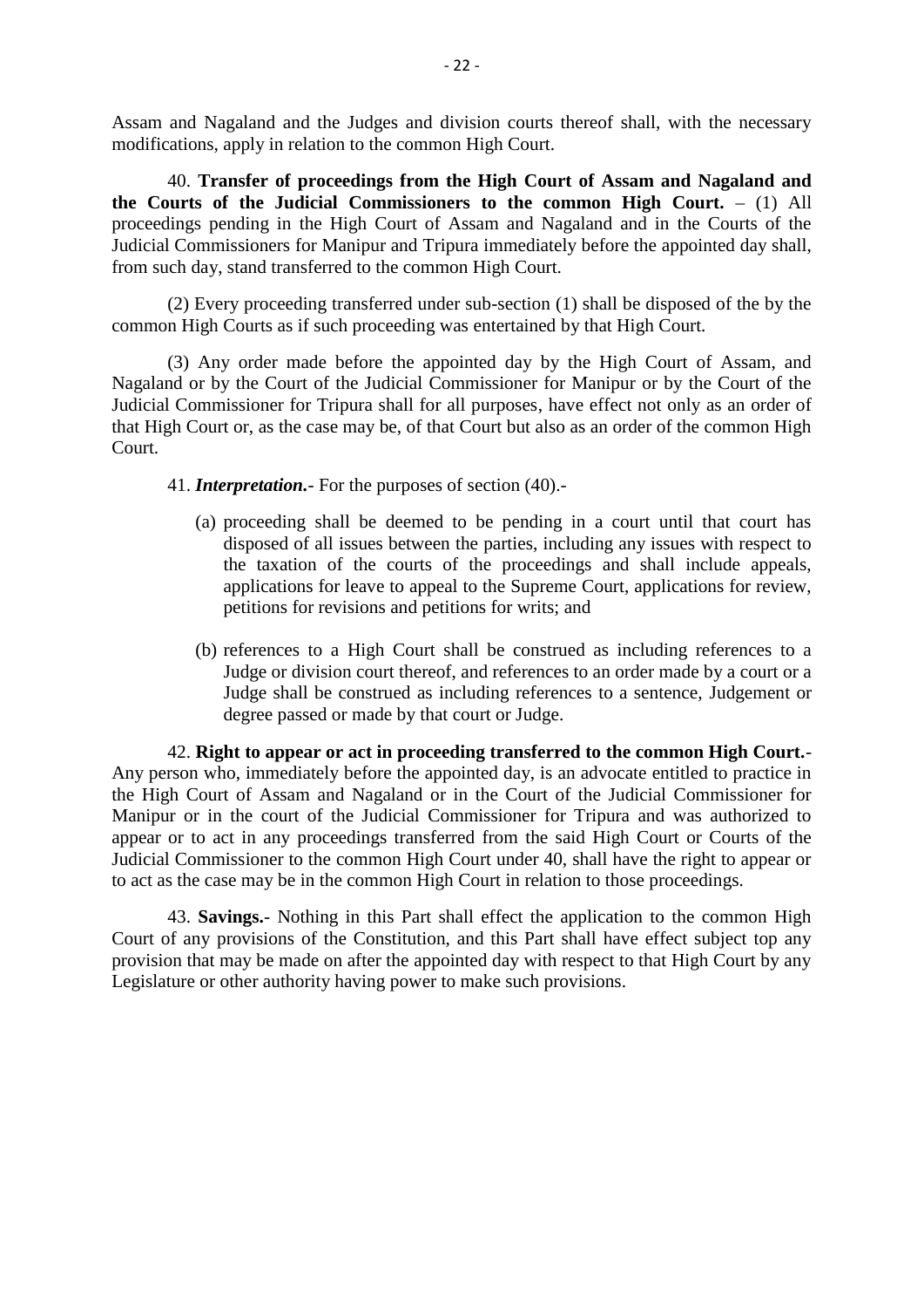Assam and Nagaland and the Judges and division courts thereof shall, with the necessary modifications, apply in relation to the common High Court.

40. **Transfer of proceedings from the High Court of Assam and Nagaland and the Courts of the Judicial Commissioners to the common High Court.** – (1) All proceedings pending in the High Court of Assam and Nagaland and in the Courts of the Judicial Commissioners for Manipur and Tripura immediately before the appointed day shall, from such day, stand transferred to the common High Court.

(2) Every proceeding transferred under sub-section (1) shall be disposed of the by the common High Courts as if such proceeding was entertained by that High Court.

(3) Any order made before the appointed day by the High Court of Assam, and Nagaland or by the Court of the Judicial Commissioner for Manipur or by the Court of the Judicial Commissioner for Tripura shall for all purposes, have effect not only as an order of that High Court or, as the case may be, of that Court but also as an order of the common High Court.

41. ***Interpretation.***- For the purposes of section (40).-

(a) proceeding shall be deemed to be pending in a court until that court has disposed of all issues between the parties, including any issues with respect to the taxation of the courts of the proceedings and shall include appeals, applications for leave to appeal to the Supreme Court, applications for review, petitions for revisions and petitions for writs; and

(b) references to a High Court shall be construed as including references to a Judge or division court thereof, and references to an order made by a court or a Judge shall be construed as including references to a sentence, Judgement or degree passed or made by that court or Judge.

42. **Right to appear or act in proceeding transferred to the common High Court.**- Any person who, immediately before the appointed day, is an advocate entitled to practice in the High Court of Assam and Nagaland or in the Court of the Judicial Commissioner for Manipur or in the court of the Judicial Commissioner for Tripura and was authorized to appear or to act in any proceedings transferred from the said High Court or Courts of the Judicial Commissioner to the common High Court under 40, shall have the right to appear or to act as the case may be in the common High Court in relation to those proceedings.

43. **Savings.**- Nothing in this Part shall effect the application to the common High Court of any provisions of the Constitution, and this Part shall have effect subject top any provision that may be made on after the appointed day with respect to that High Court by any Legislature or other authority having power to make such provisions.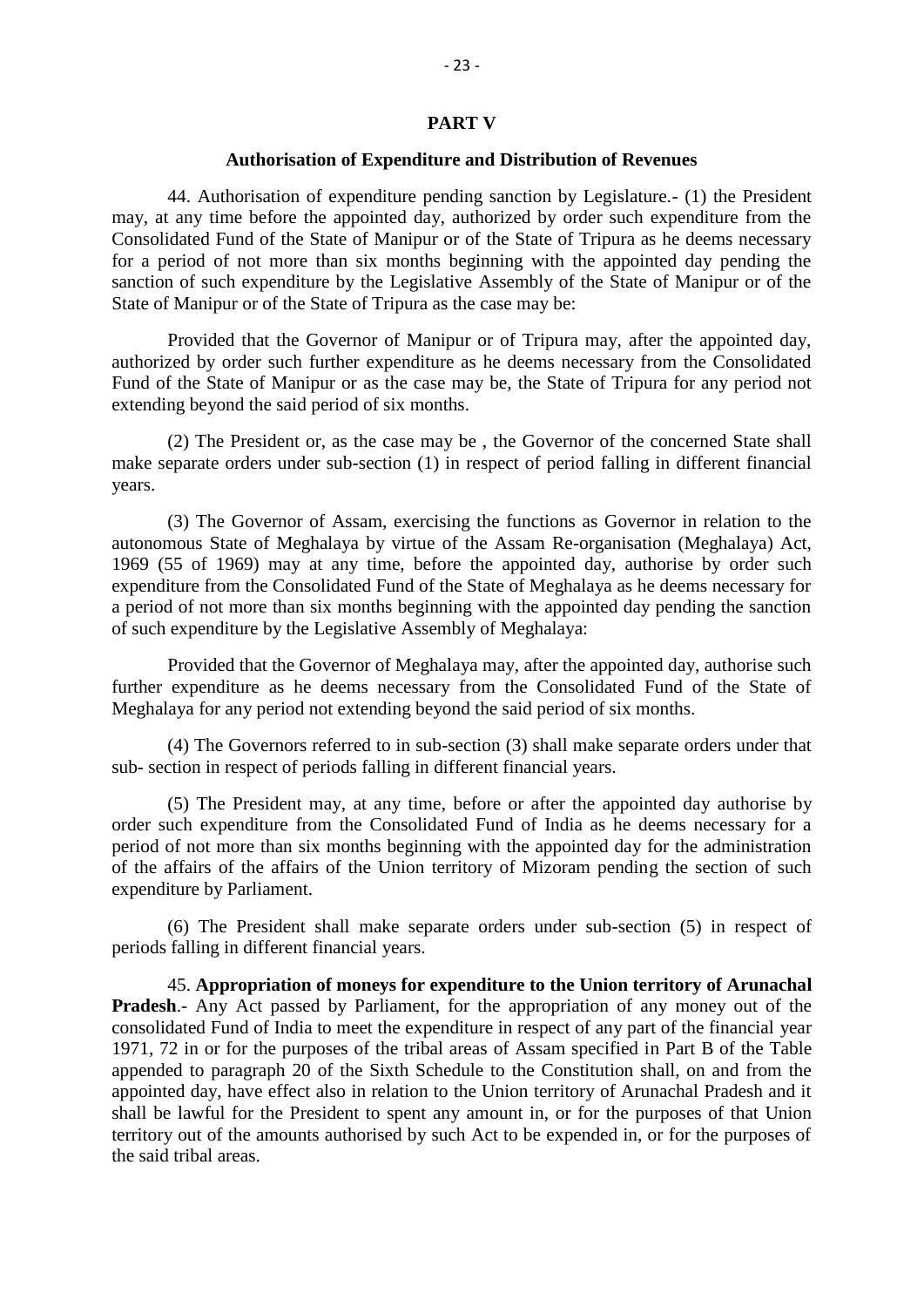## PART V

### Authorisation of Expenditure and Distribution of Revenues

44. Authorisation of expenditure pending sanction by Legislature.- (1) the President may, at any time before the appointed day, authorized by order such expenditure from the Consolidated Fund of the State of Manipur or of the State of Tripura as he deems necessary for a period of not more than six months beginning with the appointed day pending the sanction of such expenditure by the Legislative Assembly of the State of Manipur or of the State of Manipur or of the State of Tripura as the case may be:

Provided that the Governor of Manipur or of Tripura may, after the appointed day, authorized by order such further expenditure as he deems necessary from the Consolidated Fund of the State of Manipur or as the case may be, the State of Tripura for any period not extending beyond the said period of six months.

(2) The President or, as the case may be , the Governor of the concerned State shall make separate orders under sub-section (1) in respect of period falling in different financial years.

(3) The Governor of Assam, exercising the functions as Governor in relation to the autonomous State of Meghalaya by virtue of the Assam Re-organisation (Meghalaya) Act, 1969 (55 of 1969) may at any time, before the appointed day, authorise by order such expenditure from the Consolidated Fund of the State of Meghalaya as he deems necessary for a period of not more than six months beginning with the appointed day pending the sanction of such expenditure by the Legislative Assembly of Meghalaya:

Provided that the Governor of Meghalaya may, after the appointed day, authorise such further expenditure as he deems necessary from the Consolidated Fund of the State of Meghalaya for any period not extending beyond the said period of six months.

(4) The Governors referred to in sub-section (3) shall make separate orders under that sub- section in respect of periods falling in different financial years.

(5) The President may, at any time, before or after the appointed day authorise by order such expenditure from the Consolidated Fund of India as he deems necessary for a period of not more than six months beginning with the appointed day for the administration of the affairs of the affairs of the Union territory of Mizoram pending the section of such expenditure by Parliament.

(6) The President shall make separate orders under sub-section (5) in respect of periods falling in different financial years.

45. **Appropriation of moneys for expenditure to the Union territory of Arunachal Pradesh**.- Any Act passed by Parliament, for the appropriation of any money out of the consolidated Fund of India to meet the expenditure in respect of any part of the financial year 1971, 72 in or for the purposes of the tribal areas of Assam specified in Part B of the Table appended to paragraph 20 of the Sixth Schedule to the Constitution shall, on and from the appointed day, have effect also in relation to the Union territory of Arunachal Pradesh and it shall be lawful for the President to spent any amount in, or for the purposes of that Union territory out of the amounts authorised by such Act to be expended in, or for the purposes of the said tribal areas.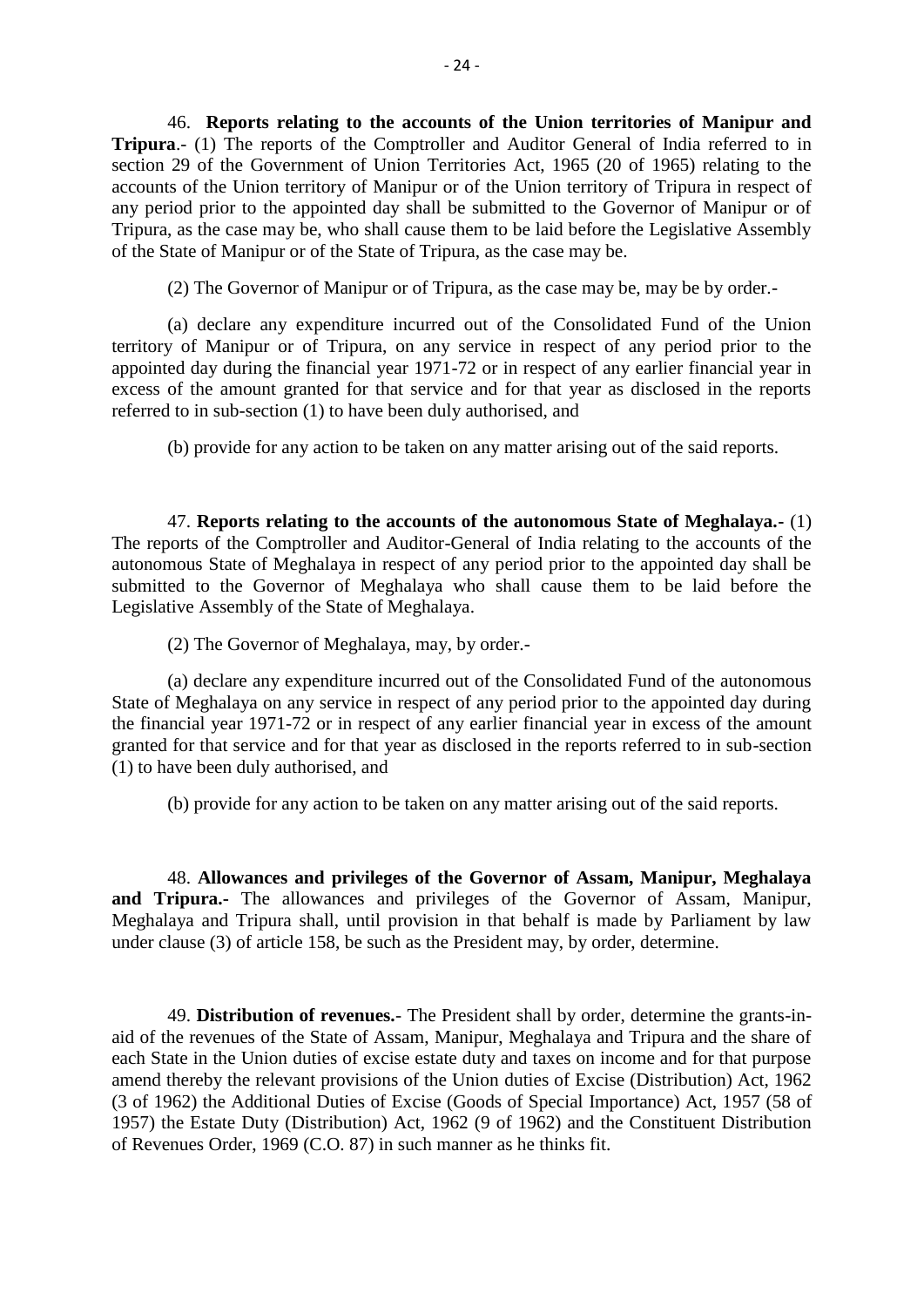46. **Reports relating to the accounts of the Union territories of Manipur and Tripura**.- (1) The reports of the Comptroller and Auditor General of India referred to in section 29 of the Government of Union Territories Act, 1965 (20 of 1965) relating to the accounts of the Union territory of Manipur or of the Union territory of Tripura in respect of any period prior to the appointed day shall be submitted to the Governor of Manipur or of Tripura, as the case may be, who shall cause them to be laid before the Legislative Assembly of the State of Manipur or of the State of Tripura, as the case may be.

(2) The Governor of Manipur or of Tripura, as the case may be, may be by order.-

(a) declare any expenditure incurred out of the Consolidated Fund of the Union territory of Manipur or of Tripura, on any service in respect of any period prior to the appointed day during the financial year 1971-72 or in respect of any earlier financial year in excess of the amount granted for that service and for that year as disclosed in the reports referred to in sub-section (1) to have been duly authorised, and

(b) provide for any action to be taken on any matter arising out of the said reports.

47. **Reports relating to the accounts of the autonomous State of Meghalaya.**- (1) The reports of the Comptroller and Auditor-General of India relating to the accounts of the autonomous State of Meghalaya in respect of any period prior to the appointed day shall be submitted to the Governor of Meghalaya who shall cause them to be laid before the Legislative Assembly of the State of Meghalaya.

(2) The Governor of Meghalaya, may, by order.-

(a) declare any expenditure incurred out of the Consolidated Fund of the autonomous State of Meghalaya on any service in respect of any period prior to the appointed day during the financial year 1971-72 or in respect of any earlier financial year in excess of the amount granted for that service and for that year as disclosed in the reports referred to in sub-section (1) to have been duly authorised, and

(b) provide for any action to be taken on any matter arising out of the said reports.

48. **Allowances and privileges of the Governor of Assam, Manipur, Meghalaya and Tripura.-** The allowances and privileges of the Governor of Assam, Manipur, Meghalaya and Tripura shall, until provision in that behalf is made by Parliament by law under clause (3) of article 158, be such as the President may, by order, determine.

49. **Distribution of revenues.**- The President shall by order, determine the grants-in-aid of the revenues of the State of Assam, Manipur, Meghalaya and Tripura and the share of each State in the Union duties of excise estate duty and taxes on income and for that purpose amend thereby the relevant provisions of the Union duties of Excise (Distribution) Act, 1962 (3 of 1962) the Additional Duties of Excise (Goods of Special Importance) Act, 1957 (58 of 1957) the Estate Duty (Distribution) Act, 1962 (9 of 1962) and the Constituent Distribution of Revenues Order, 1969 (C.O. 87) in such manner as he thinks fit.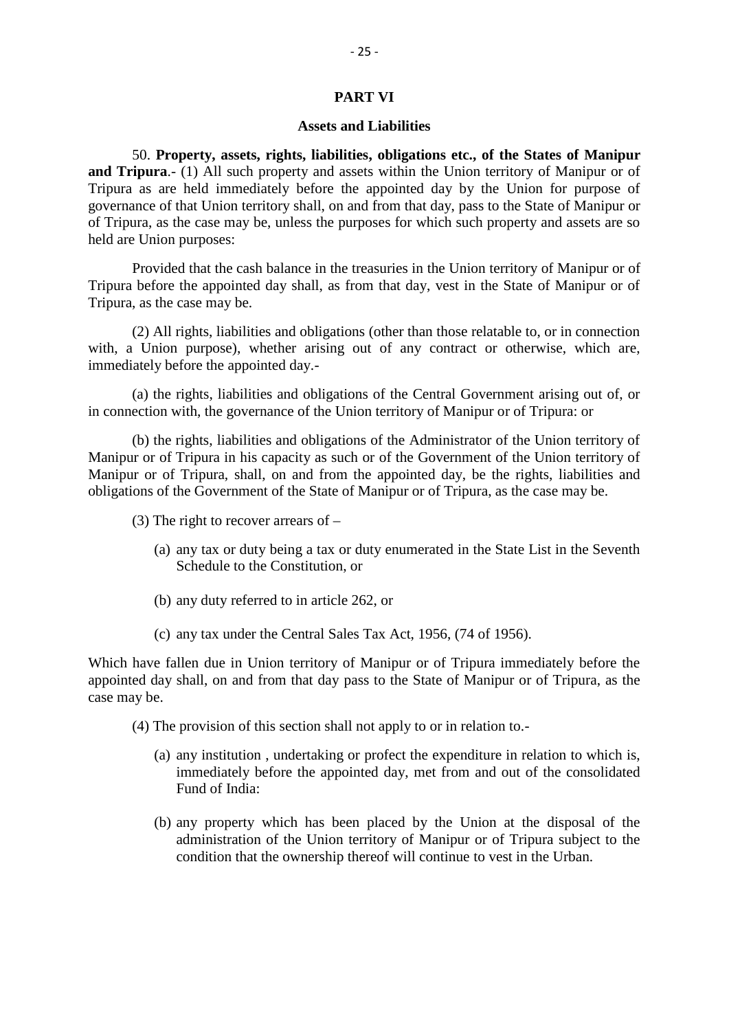## PART VI

### Assets and Liabilities

50. **Property, assets, rights, liabilities, obligations etc., of the States of Manipur and Tripura**.- (1) All such property and assets within the Union territory of Manipur or of Tripura as are held immediately before the appointed day by the Union for purpose of governance of that Union territory shall, on and from that day, pass to the State of Manipur or of Tripura, as the case may be, unless the purposes for which such property and assets are so held are Union purposes:

Provided that the cash balance in the treasuries in the Union territory of Manipur or of Tripura before the appointed day shall, as from that day, vest in the State of Manipur or of Tripura, as the case may be.

(2) All rights, liabilities and obligations (other than those relatable to, or in connection with, a Union purpose), whether arising out of any contract or otherwise, which are, immediately before the appointed day.-

(a) the rights, liabilities and obligations of the Central Government arising out of, or in connection with, the governance of the Union territory of Manipur or of Tripura: or

(b) the rights, liabilities and obligations of the Administrator of the Union territory of Manipur or of Tripura in his capacity as such or of the Government of the Union territory of Manipur or of Tripura, shall, on and from the appointed day, be the rights, liabilities and obligations of the Government of the State of Manipur or of Tripura, as the case may be.

(3) The right to recover arrears of –

(a) any tax or duty being a tax or duty enumerated in the State List in the Seventh Schedule to the Constitution, or

(b) any duty referred to in article 262, or

(c) any tax under the Central Sales Tax Act, 1956, (74 of 1956).

Which have fallen due in Union territory of Manipur or of Tripura immediately before the appointed day shall, on and from that day pass to the State of Manipur or of Tripura, as the case may be.

(4) The provision of this section shall not apply to or in relation to.-

(a) any institution , undertaking or profect the expenditure in relation to which is, immediately before the appointed day, met from and out of the consolidated Fund of India:

(b) any property which has been placed by the Union at the disposal of the administration of the Union territory of Manipur or of Tripura subject to the condition that the ownership thereof will continue to vest in the Urban.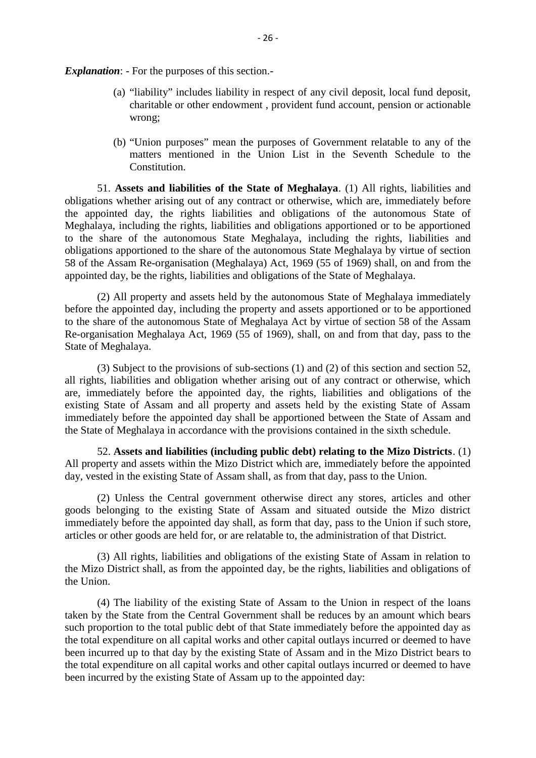***Explanation***: - For the purposes of this section.-

(a) "liability" includes liability in respect of any civil deposit, local fund deposit, charitable or other endowment , provident fund account, pension or actionable wrong;

(b) "Union purposes" mean the purposes of Government relatable to any of the matters mentioned in the Union List in the Seventh Schedule to the Constitution.

51. **Assets and liabilities of the State of Meghalaya**. (1) All rights, liabilities and obligations whether arising out of any contract or otherwise, which are, immediately before the appointed day, the rights liabilities and obligations of the autonomous State of Meghalaya, including the rights, liabilities and obligations apportioned or to be apportioned to the share of the autonomous State Meghalaya, including the rights, liabilities and obligations apportioned to the share of the autonomous State Meghalaya by virtue of section 58 of the Assam Re-organisation (Meghalaya) Act, 1969 (55 of 1969) shall, on and from the appointed day, be the rights, liabilities and obligations of the State of Meghalaya.

(2) All property and assets held by the autonomous State of Meghalaya immediately before the appointed day, including the property and assets apportioned or to be apportioned to the share of the autonomous State of Meghalaya Act by virtue of section 58 of the Assam Re-organisation Meghalaya Act, 1969 (55 of 1969), shall, on and from that day, pass to the State of Meghalaya.

(3) Subject to the provisions of sub-sections (1) and (2) of this section and section 52, all rights, liabilities and obligation whether arising out of any contract or otherwise, which are, immediately before the appointed day, the rights, liabilities and obligations of the existing State of Assam and all property and assets held by the existing State of Assam immediately before the appointed day shall be apportioned between the State of Assam and the State of Meghalaya in accordance with the provisions contained in the sixth schedule.

52. **Assets and liabilities (including public debt) relating to the Mizo Districts**. (1) All property and assets within the Mizo District which are, immediately before the appointed day, vested in the existing State of Assam shall, as from that day, pass to the Union.

(2) Unless the Central government otherwise direct any stores, articles and other goods belonging to the existing State of Assam and situated outside the Mizo district immediately before the appointed day shall, as form that day, pass to the Union if such store, articles or other goods are held for, or are relatable to, the administration of that District.

(3) All rights, liabilities and obligations of the existing State of Assam in relation to the Mizo District shall, as from the appointed day, be the rights, liabilities and obligations of the Union.

(4) The liability of the existing State of Assam to the Union in respect of the loans taken by the State from the Central Government shall be reduces by an amount which bears such proportion to the total public debt of that State immediately before the appointed day as the total expenditure on all capital works and other capital outlays incurred or deemed to have been incurred up to that day by the existing State of Assam and in the Mizo District bears to the total expenditure on all capital works and other capital outlays incurred or deemed to have been incurred by the existing State of Assam up to the appointed day: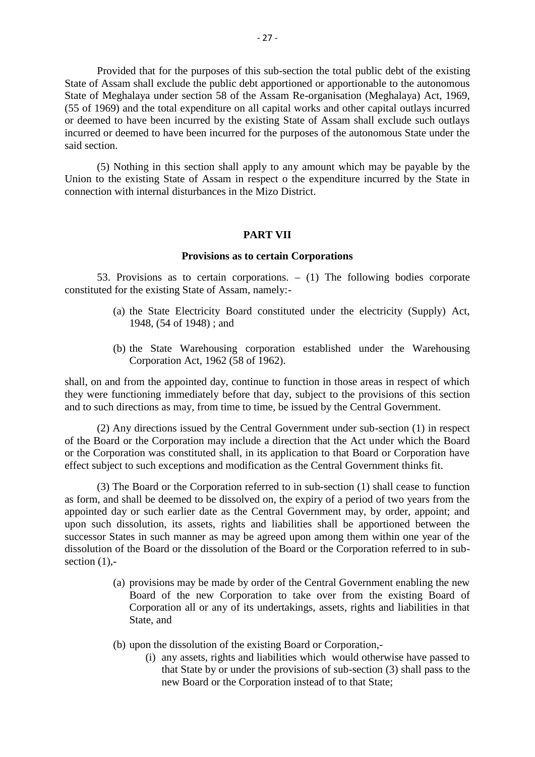Provided that for the purposes of this sub-section the total public debt of the existing State of Assam shall exclude the public debt apportioned or apportionable to the autonomous State of Meghalaya under section 58 of the Assam Re-organisation (Meghalaya) Act, 1969, (55 of 1969) and the total expenditure on all capital works and other capital outlays incurred or deemed to have been incurred by the existing State of Assam shall exclude such outlays incurred or deemed to have been incurred for the purposes of the autonomous State under the said section.

(5) Nothing in this section shall apply to any amount which may be payable by the Union to the existing State of Assam in respect o the expenditure incurred by the State in connection with internal disturbances in the Mizo District.

## PART VII

### Provisions as to certain Corporations

53. Provisions as to certain corporations. – (1) The following bodies corporate constituted for the existing State of Assam, namely:-

(a) the State Electricity Board constituted under the electricity (Supply) Act, 1948, (54 of 1948) ; and

(b) the State Warehousing corporation established under the Warehousing Corporation Act, 1962 (58 of 1962).

shall, on and from the appointed day, continue to function in those areas in respect of which they were functioning immediately before that day, subject to the provisions of this section and to such directions as may, from time to time, be issued by the Central Government.

(2) Any directions issued by the Central Government under sub-section (1) in respect of the Board or the Corporation may include a direction that the Act under which the Board or the Corporation was constituted shall, in its application to that Board or Corporation have effect subject to such exceptions and modification as the Central Government thinks fit.

(3) The Board or the Corporation referred to in sub-section (1) shall cease to function as form, and shall be deemed to be dissolved on, the expiry of a period of two years from the appointed day or such earlier date as the Central Government may, by order, appoint; and upon such dissolution, its assets, rights and liabilities shall be apportioned between the successor States in such manner as may be agreed upon among them within one year of the dissolution of the Board or the dissolution of the Board or the Corporation referred to in sub-section (1),-

(a) provisions may be made by order of the Central Government enabling the new Board of the new Corporation to take over from the existing Board of Corporation all or any of its undertakings, assets, rights and liabilities in that State, and

(b) upon the dissolution of the existing Board or Corporation,-

(i) any assets, rights and liabilities which would otherwise have passed to that State by or under the provisions of sub-section (3) shall pass to the new Board or the Corporation instead of to that State;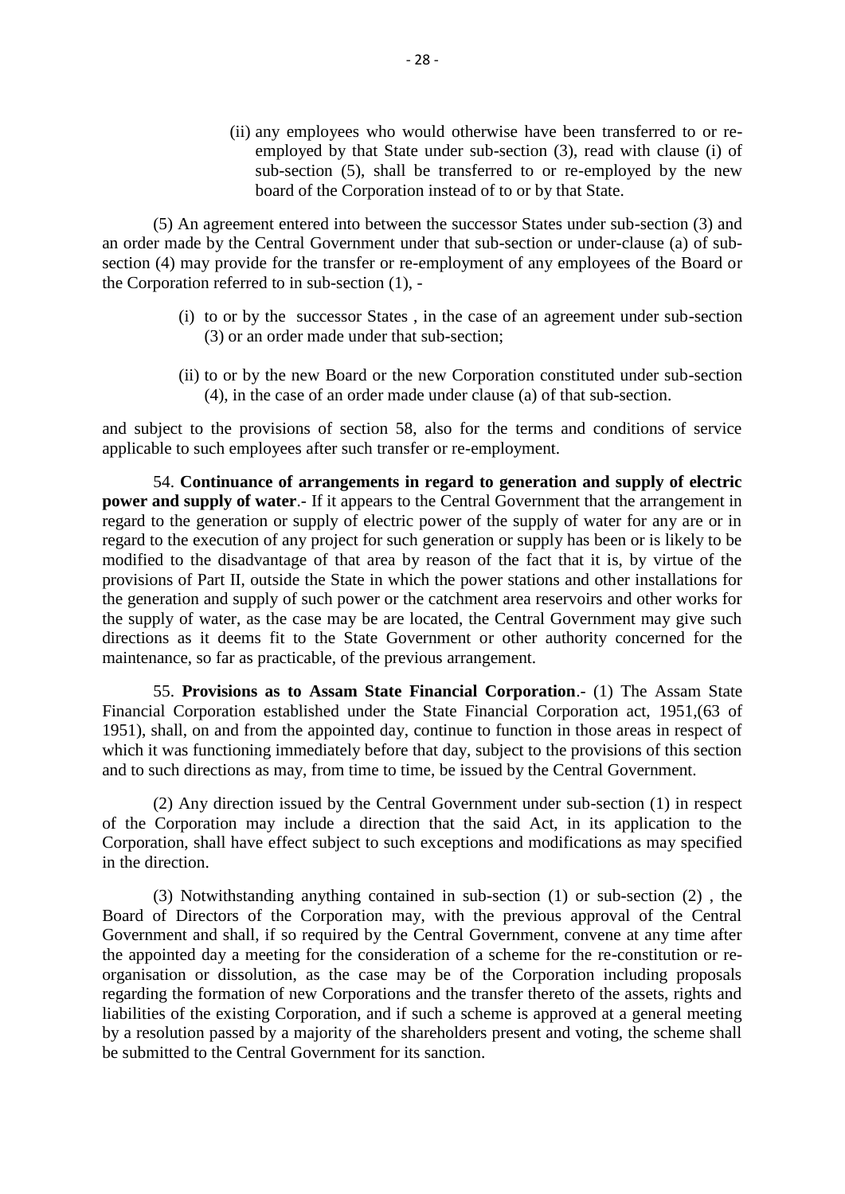(ii) any employees who would otherwise have been transferred to or re-employed by that State under sub-section (3), read with clause (i) of sub-section (5), shall be transferred to or re-employed by the new board of the Corporation instead of to or by that State.

(5) An agreement entered into between the successor States under sub-section (3) and an order made by the Central Government under that sub-section or under-clause (a) of sub-section (4) may provide for the transfer or re-employment of any employees of the Board or the Corporation referred to in sub-section (1), -

(i) to or by the successor States , in the case of an agreement under sub-section (3) or an order made under that sub-section;

(ii) to or by the new Board or the new Corporation constituted under sub-section (4), in the case of an order made under clause (a) of that sub-section.

and subject to the provisions of section 58, also for the terms and conditions of service applicable to such employees after such transfer or re-employment.

54. **Continuance of arrangements in regard to generation and supply of electric power and supply of water**.- If it appears to the Central Government that the arrangement in regard to the generation or supply of electric power of the supply of water for any are or in regard to the execution of any project for such generation or supply has been or is likely to be modified to the disadvantage of that area by reason of the fact that it is, by virtue of the provisions of Part II, outside the State in which the power stations and other installations for the generation and supply of such power or the catchment area reservoirs and other works for the supply of water, as the case may be are located, the Central Government may give such directions as it deems fit to the State Government or other authority concerned for the maintenance, so far as practicable, of the previous arrangement.

55. **Provisions as to Assam State Financial Corporation**.- (1) The Assam State Financial Corporation established under the State Financial Corporation act, 1951,(63 of 1951), shall, on and from the appointed day, continue to function in those areas in respect of which it was functioning immediately before that day, subject to the provisions of this section and to such directions as may, from time to time, be issued by the Central Government.

(2) Any direction issued by the Central Government under sub-section (1) in respect of the Corporation may include a direction that the said Act, in its application to the Corporation, shall have effect subject to such exceptions and modifications as may specified in the direction.

(3) Notwithstanding anything contained in sub-section (1) or sub-section (2) , the Board of Directors of the Corporation may, with the previous approval of the Central Government and shall, if so required by the Central Government, convene at any time after the appointed day a meeting for the consideration of a scheme for the re-constitution or re-organisation or dissolution, as the case may be of the Corporation including proposals regarding the formation of new Corporations and the transfer thereto of the assets, rights and liabilities of the existing Corporation, and if such a scheme is approved at a general meeting by a resolution passed by a majority of the shareholders present and voting, the scheme shall be submitted to the Central Government for its sanction.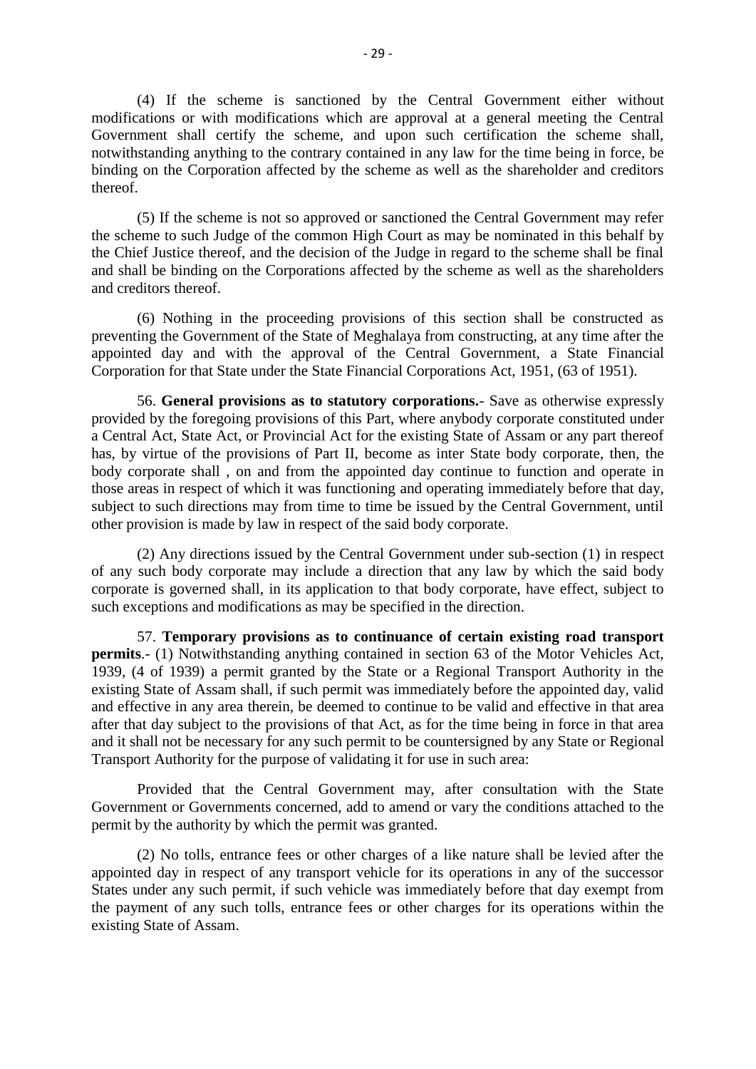(4) If the scheme is sanctioned by the Central Government either without modifications or with modifications which are approval at a general meeting the Central Government shall certify the scheme, and upon such certification the scheme shall, notwithstanding anything to the contrary contained in any law for the time being in force, be binding on the Corporation affected by the scheme as well as the shareholder and creditors thereof.

(5) If the scheme is not so approved or sanctioned the Central Government may refer the scheme to such Judge of the common High Court as may be nominated in this behalf by the Chief Justice thereof, and the decision of the Judge in regard to the scheme shall be final and shall be binding on the Corporations affected by the scheme as well as the shareholders and creditors thereof.

(6) Nothing in the proceeding provisions of this section shall be constructed as preventing the Government of the State of Meghalaya from constructing, at any time after the appointed day and with the approval of the Central Government, a State Financial Corporation for that State under the State Financial Corporations Act, 1951, (63 of 1951).

56. **General provisions as to statutory corporations.**- Save as otherwise expressly provided by the foregoing provisions of this Part, where anybody corporate constituted under a Central Act, State Act, or Provincial Act for the existing State of Assam or any part thereof has, by virtue of the provisions of Part II, become as inter State body corporate, then, the body corporate shall , on and from the appointed day continue to function and operate in those areas in respect of which it was functioning and operating immediately before that day, subject to such directions may from time to time be issued by the Central Government, until other provision is made by law in respect of the said body corporate.

(2) Any directions issued by the Central Government under sub-section (1) in respect of any such body corporate may include a direction that any law by which the said body corporate is governed shall, in its application to that body corporate, have effect, subject to such exceptions and modifications as may be specified in the direction.

57. **Temporary provisions as to continuance of certain existing road transport permits**.- (1) Notwithstanding anything contained in section 63 of the Motor Vehicles Act, 1939, (4 of 1939) a permit granted by the State or a Regional Transport Authority in the existing State of Assam shall, if such permit was immediately before the appointed day, valid and effective in any area therein, be deemed to continue to be valid and effective in that area after that day subject to the provisions of that Act, as for the time being in force in that area and it shall not be necessary for any such permit to be countersigned by any State or Regional Transport Authority for the purpose of validating it for use in such area:

Provided that the Central Government may, after consultation with the State Government or Governments concerned, add to amend or vary the conditions attached to the permit by the authority by which the permit was granted.

(2) No tolls, entrance fees or other charges of a like nature shall be levied after the appointed day in respect of any transport vehicle for its operations in any of the successor States under any such permit, if such vehicle was immediately before that day exempt from the payment of any such tolls, entrance fees or other charges for its operations within the existing State of Assam.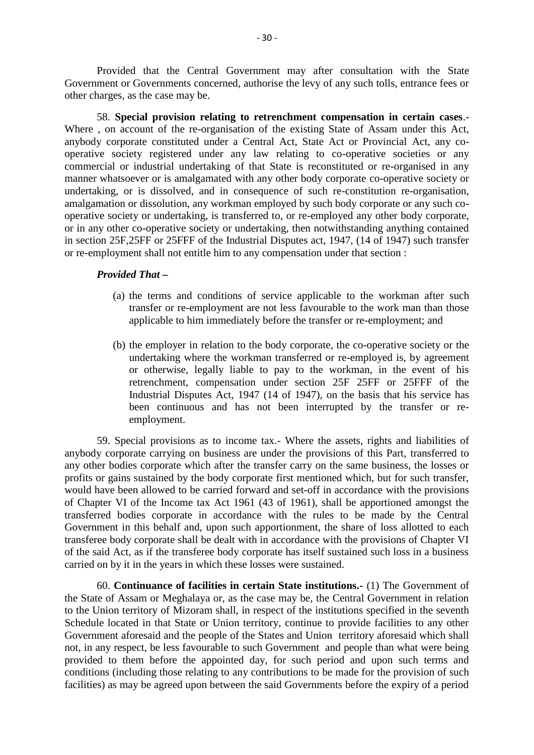Provided that the Central Government may after consultation with the State Government or Governments concerned, authorise the levy of any such tolls, entrance fees or other charges, as the case may be.

58. **Special provision relating to retrenchment compensation in certain cases**.- Where , on account of the re-organisation of the existing State of Assam under this Act, anybody corporate constituted under a Central Act, State Act or Provincial Act, any co-operative society registered under any law relating to co-operative societies or any commercial or industrial undertaking of that State is reconstituted or re-organised in any manner whatsoever or is amalgamated with any other body corporate co-operative society or undertaking, or is dissolved, and in consequence of such re-constitution re-organisation, amalgamation or dissolution, any workman employed by such body corporate or any such co-operative society or undertaking, is transferred to, or re-employed any other body corporate, or in any other co-operative society or undertaking, then notwithstanding anything contained in section 25F,25FF or 25FFF of the Industrial Disputes act, 1947, (14 of 1947) such transfer or re-employment shall not entitle him to any compensation under that section :

***Provided That –***

(a) the terms and conditions of service applicable to the workman after such transfer or re-employment are not less favourable to the work man than those applicable to him immediately before the transfer or re-employment; and

(b) the employer in relation to the body corporate, the co-operative society or the undertaking where the workman transferred or re-employed is, by agreement or otherwise, legally liable to pay to the workman, in the event of his retrenchment, compensation under section 25F 25FF or 25FFF of the Industrial Disputes Act, 1947 (14 of 1947), on the basis that his service has been continuous and has not been interrupted by the transfer or re-employment.

59. Special provisions as to income tax.- Where the assets, rights and liabilities of anybody corporate carrying on business are under the provisions of this Part, transferred to any other bodies corporate which after the transfer carry on the same business, the losses or profits or gains sustained by the body corporate first mentioned which, but for such transfer, would have been allowed to be carried forward and set-off in accordance with the provisions of Chapter VI of the Income tax Act 1961 (43 of 1961), shall be apportioned amongst the transferred bodies corporate in accordance with the rules to be made by the Central Government in this behalf and, upon such apportionment, the share of loss allotted to each transferee body corporate shall be dealt with in accordance with the provisions of Chapter VI of the said Act, as if the transferee body corporate has itself sustained such loss in a business carried on by it in the years in which these losses were sustained.

60. **Continuance of facilities in certain State institutions.-** (1) The Government of the State of Assam or Meghalaya or, as the case may be, the Central Government in relation to the Union territory of Mizoram shall, in respect of the institutions specified in the seventh Schedule located in that State or Union territory, continue to provide facilities to any other Government aforesaid and the people of the States and Union territory aforesaid which shall not, in any respect, be less favourable to such Government and people than what were being provided to them before the appointed day, for such period and upon such terms and conditions (including those relating to any contributions to be made for the provision of such facilities) as may be agreed upon between the said Governments before the expiry of a period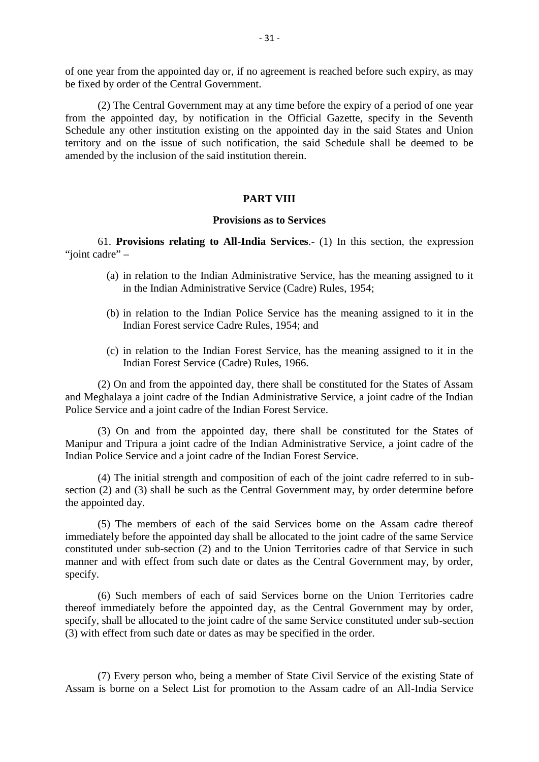of one year from the appointed day or, if no agreement is reached before such expiry, as may be fixed by order of the Central Government.

(2) The Central Government may at any time before the expiry of a period of one year from the appointed day, by notification in the Official Gazette, specify in the Seventh Schedule any other institution existing on the appointed day in the said States and Union territory and on the issue of such notification, the said Schedule shall be deemed to be amended by the inclusion of the said institution therein.

## PART VIII

### Provisions as to Services

61. **Provisions relating to All-India Services**.- (1) In this section, the expression "joint cadre" –

(a) in relation to the Indian Administrative Service, has the meaning assigned to it in the Indian Administrative Service (Cadre) Rules, 1954;

(b) in relation to the Indian Police Service has the meaning assigned to it in the Indian Forest service Cadre Rules, 1954; and

(c) in relation to the Indian Forest Service, has the meaning assigned to it in the Indian Forest Service (Cadre) Rules, 1966.

(2) On and from the appointed day, there shall be constituted for the States of Assam and Meghalaya a joint cadre of the Indian Administrative Service, a joint cadre of the Indian Police Service and a joint cadre of the Indian Forest Service.

(3) On and from the appointed day, there shall be constituted for the States of Manipur and Tripura a joint cadre of the Indian Administrative Service, a joint cadre of the Indian Police Service and a joint cadre of the Indian Forest Service.

(4) The initial strength and composition of each of the joint cadre referred to in sub-section (2) and (3) shall be such as the Central Government may, by order determine before the appointed day.

(5) The members of each of the said Services borne on the Assam cadre thereof immediately before the appointed day shall be allocated to the joint cadre of the same Service constituted under sub-section (2) and to the Union Territories cadre of that Service in such manner and with effect from such date or dates as the Central Government may, by order, specify.

(6) Such members of each of said Services borne on the Union Territories cadre thereof immediately before the appointed day, as the Central Government may by order, specify, shall be allocated to the joint cadre of the same Service constituted under sub-section (3) with effect from such date or dates as may be specified in the order.

(7) Every person who, being a member of State Civil Service of the existing State of Assam is borne on a Select List for promotion to the Assam cadre of an All-India Service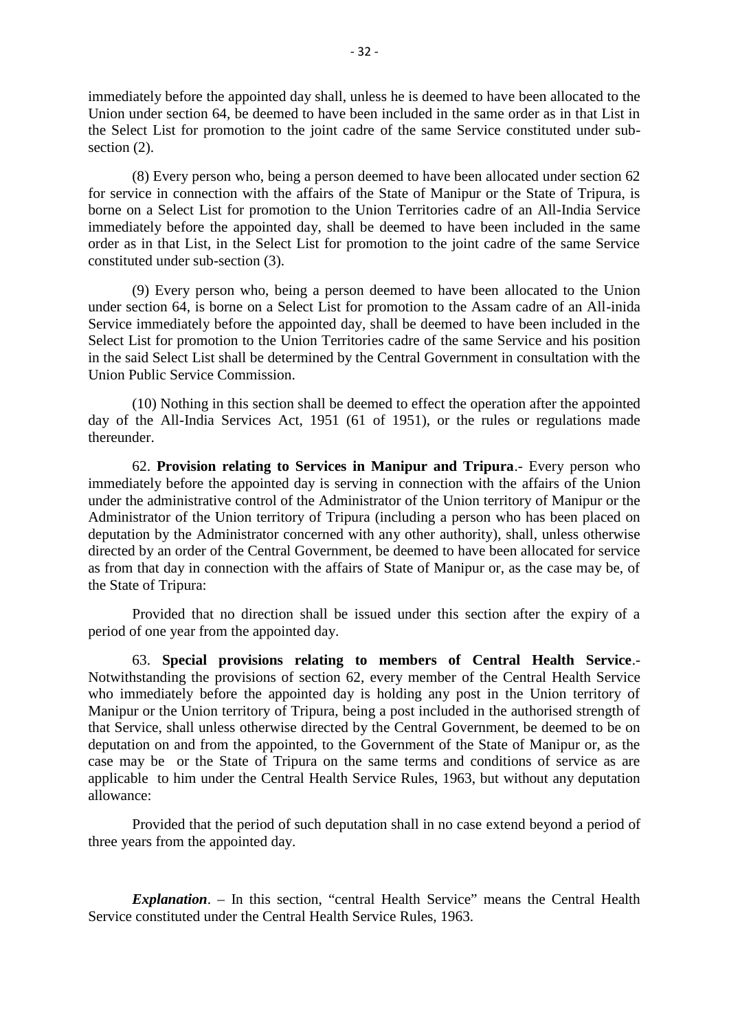immediately before the appointed day shall, unless he is deemed to have been allocated to the Union under section 64, be deemed to have been included in the same order as in that List in the Select List for promotion to the joint cadre of the same Service constituted under sub-section (2).

(8) Every person who, being a person deemed to have been allocated under section 62 for service in connection with the affairs of the State of Manipur or the State of Tripura, is borne on a Select List for promotion to the Union Territories cadre of an All-India Service immediately before the appointed day, shall be deemed to have been included in the same order as in that List, in the Select List for promotion to the joint cadre of the same Service constituted under sub-section (3).

(9) Every person who, being a person deemed to have been allocated to the Union under section 64, is borne on a Select List for promotion to the Assam cadre of an All-inida Service immediately before the appointed day, shall be deemed to have been included in the Select List for promotion to the Union Territories cadre of the same Service and his position in the said Select List shall be determined by the Central Government in consultation with the Union Public Service Commission.

(10) Nothing in this section shall be deemed to effect the operation after the appointed day of the All-India Services Act, 1951 (61 of 1951), or the rules or regulations made thereunder.

62. **Provision relating to Services in Manipur and Tripura**.- Every person who immediately before the appointed day is serving in connection with the affairs of the Union under the administrative control of the Administrator of the Union territory of Manipur or the Administrator of the Union territory of Tripura (including a person who has been placed on deputation by the Administrator concerned with any other authority), shall, unless otherwise directed by an order of the Central Government, be deemed to have been allocated for service as from that day in connection with the affairs of State of Manipur or, as the case may be, of the State of Tripura:

Provided that no direction shall be issued under this section after the expiry of a period of one year from the appointed day.

63. **Special provisions relating to members of Central Health Service**.- Notwithstanding the provisions of section 62, every member of the Central Health Service who immediately before the appointed day is holding any post in the Union territory of Manipur or the Union territory of Tripura, being a post included in the authorised strength of that Service, shall unless otherwise directed by the Central Government, be deemed to be on deputation on and from the appointed, to the Government of the State of Manipur or, as the case may be or the State of Tripura on the same terms and conditions of service as are applicable to him under the Central Health Service Rules, 1963, but without any deputation allowance:

Provided that the period of such deputation shall in no case extend beyond a period of three years from the appointed day.

***Explanation***. – In this section, "central Health Service" means the Central Health Service constituted under the Central Health Service Rules, 1963.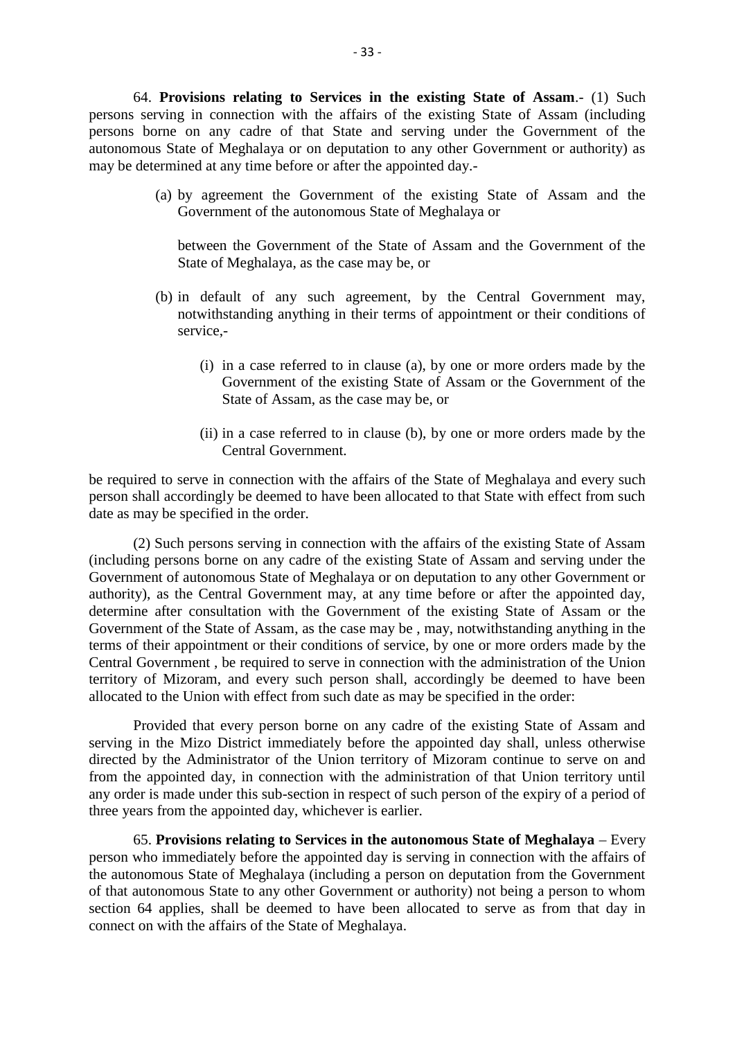64. **Provisions relating to Services in the existing State of Assam**.- (1) Such persons serving in connection with the affairs of the existing State of Assam (including persons borne on any cadre of that State and serving under the Government of the autonomous State of Meghalaya or on deputation to any other Government or authority) as may be determined at any time before or after the appointed day.-

(a) by agreement the Government of the existing State of Assam and the Government of the autonomous State of Meghalaya or

between the Government of the State of Assam and the Government of the State of Meghalaya, as the case may be, or

(b) in default of any such agreement, by the Central Government may, notwithstanding anything in their terms of appointment or their conditions of service,-

(i) in a case referred to in clause (a), by one or more orders made by the Government of the existing State of Assam or the Government of the State of Assam, as the case may be, or

(ii) in a case referred to in clause (b), by one or more orders made by the Central Government.

be required to serve in connection with the affairs of the State of Meghalaya and every such person shall accordingly be deemed to have been allocated to that State with effect from such date as may be specified in the order.

(2) Such persons serving in connection with the affairs of the existing State of Assam (including persons borne on any cadre of the existing State of Assam and serving under the Government of autonomous State of Meghalaya or on deputation to any other Government or authority), as the Central Government may, at any time before or after the appointed day, determine after consultation with the Government of the existing State of Assam or the Government of the State of Assam, as the case may be , may, notwithstanding anything in the terms of their appointment or their conditions of service, by one or more orders made by the Central Government , be required to serve in connection with the administration of the Union territory of Mizoram, and every such person shall, accordingly be deemed to have been allocated to the Union with effect from such date as may be specified in the order:

Provided that every person borne on any cadre of the existing State of Assam and serving in the Mizo District immediately before the appointed day shall, unless otherwise directed by the Administrator of the Union territory of Mizoram continue to serve on and from the appointed day, in connection with the administration of that Union territory until any order is made under this sub-section in respect of such person of the expiry of a period of three years from the appointed day, whichever is earlier.

65. **Provisions relating to Services in the autonomous State of Meghalaya** – Every person who immediately before the appointed day is serving in connection with the affairs of the autonomous State of Meghalaya (including a person on deputation from the Government of that autonomous State to any other Government or authority) not being a person to whom section 64 applies, shall be deemed to have been allocated to serve as from that day in connect on with the affairs of the State of Meghalaya.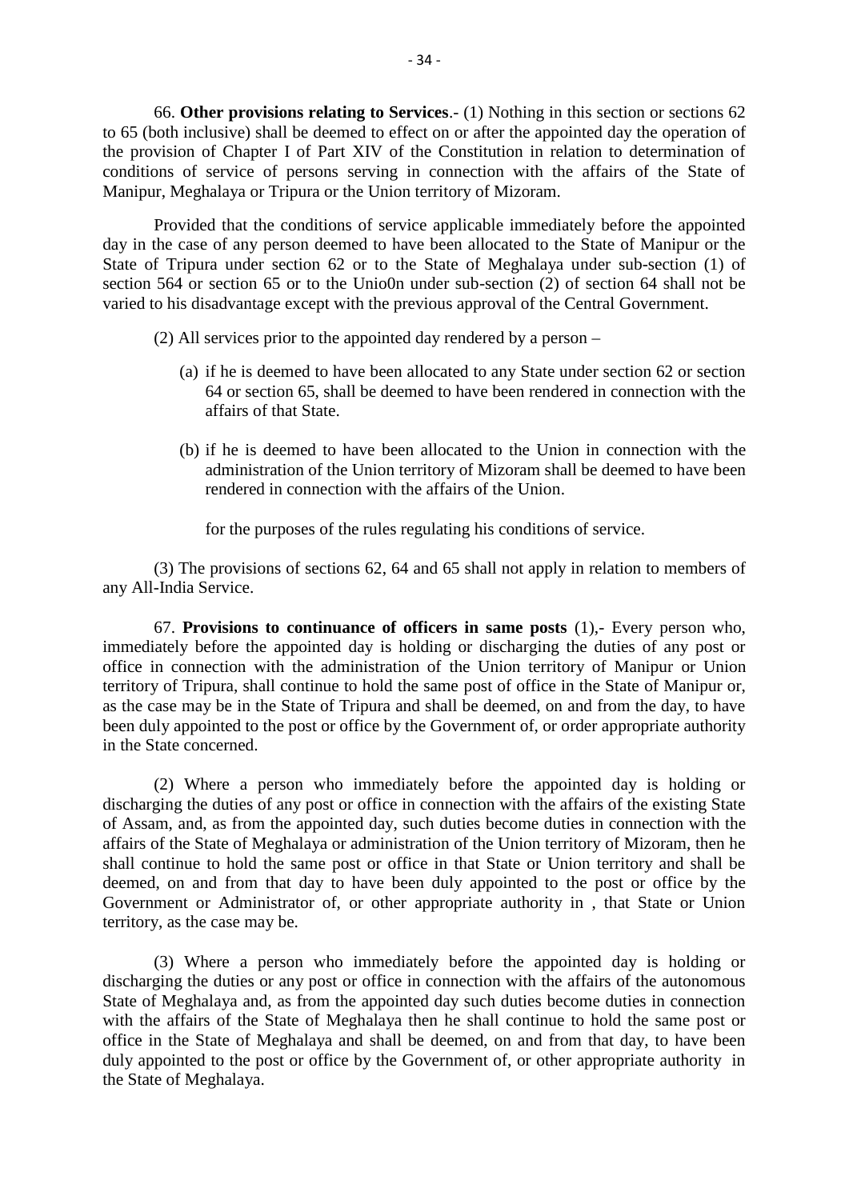66. **Other provisions relating to Services**.- (1) Nothing in this section or sections 62 to 65 (both inclusive) shall be deemed to effect on or after the appointed day the operation of the provision of Chapter I of Part XIV of the Constitution in relation to determination of conditions of service of persons serving in connection with the affairs of the State of Manipur, Meghalaya or Tripura or the Union territory of Mizoram.

Provided that the conditions of service applicable immediately before the appointed day in the case of any person deemed to have been allocated to the State of Manipur or the State of Tripura under section 62 or to the State of Meghalaya under sub-section (1) of section 564 or section 65 or to the Unio0n under sub-section (2) of section 64 shall not be varied to his disadvantage except with the previous approval of the Central Government.

(2) All services prior to the appointed day rendered by a person –

(a) if he is deemed to have been allocated to any State under section 62 or section 64 or section 65, shall be deemed to have been rendered in connection with the affairs of that State.

(b) if he is deemed to have been allocated to the Union in connection with the administration of the Union territory of Mizoram shall be deemed to have been rendered in connection with the affairs of the Union.

for the purposes of the rules regulating his conditions of service.

(3) The provisions of sections 62, 64 and 65 shall not apply in relation to members of any All-India Service.

67. **Provisions to continuance of officers in same posts** (1),- Every person who, immediately before the appointed day is holding or discharging the duties of any post or office in connection with the administration of the Union territory of Manipur or Union territory of Tripura, shall continue to hold the same post of office in the State of Manipur or, as the case may be in the State of Tripura and shall be deemed, on and from the day, to have been duly appointed to the post or office by the Government of, or order appropriate authority in the State concerned.

(2) Where a person who immediately before the appointed day is holding or discharging the duties of any post or office in connection with the affairs of the existing State of Assam, and, as from the appointed day, such duties become duties in connection with the affairs of the State of Meghalaya or administration of the Union territory of Mizoram, then he shall continue to hold the same post or office in that State or Union territory and shall be deemed, on and from that day to have been duly appointed to the post or office by the Government or Administrator of, or other appropriate authority in , that State or Union territory, as the case may be.

(3) Where a person who immediately before the appointed day is holding or discharging the duties or any post or office in connection with the affairs of the autonomous State of Meghalaya and, as from the appointed day such duties become duties in connection with the affairs of the State of Meghalaya then he shall continue to hold the same post or office in the State of Meghalaya and shall be deemed, on and from that day, to have been duly appointed to the post or office by the Government of, or other appropriate authority in the State of Meghalaya.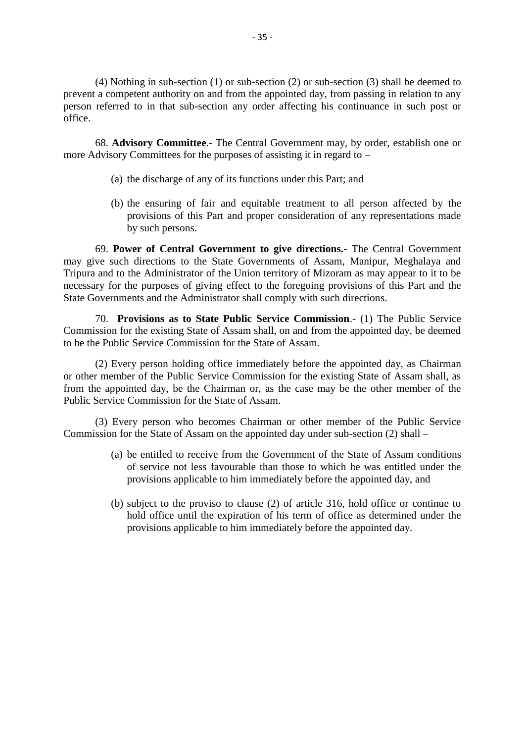(4) Nothing in sub-section (1) or sub-section (2) or sub-section (3) shall be deemed to prevent a competent authority on and from the appointed day, from passing in relation to any person referred to in that sub-section any order affecting his continuance in such post or office.

68. **Advisory Committee**.- The Central Government may, by order, establish one or more Advisory Committees for the purposes of assisting it in regard to –

(a) the discharge of any of its functions under this Part; and

(b) the ensuring of fair and equitable treatment to all person affected by the provisions of this Part and proper consideration of any representations made by such persons.

69. **Power of Central Government to give directions.**- The Central Government may give such directions to the State Governments of Assam, Manipur, Meghalaya and Tripura and to the Administrator of the Union territory of Mizoram as may appear to it to be necessary for the purposes of giving effect to the foregoing provisions of this Part and the State Governments and the Administrator shall comply with such directions.

70. **Provisions as to State Public Service Commission**.- (1) The Public Service Commission for the existing State of Assam shall, on and from the appointed day, be deemed to be the Public Service Commission for the State of Assam.

(2) Every person holding office immediately before the appointed day, as Chairman or other member of the Public Service Commission for the existing State of Assam shall, as from the appointed day, be the Chairman or, as the case may be the other member of the Public Service Commission for the State of Assam.

(3) Every person who becomes Chairman or other member of the Public Service Commission for the State of Assam on the appointed day under sub-section (2) shall –

(a) be entitled to receive from the Government of the State of Assam conditions of service not less favourable than those to which he was entitled under the provisions applicable to him immediately before the appointed day, and

(b) subject to the proviso to clause (2) of article 316, hold office or continue to hold office until the expiration of his term of office as determined under the provisions applicable to him immediately before the appointed day.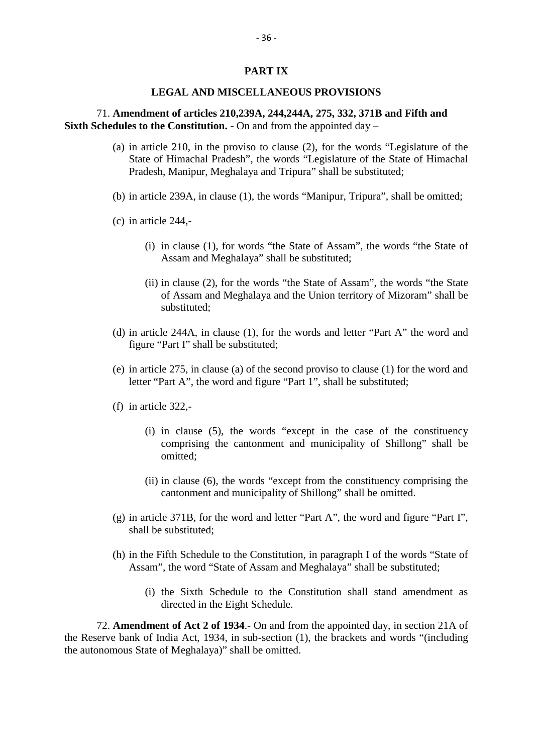## PART IX

## LEGAL AND MISCELLANEOUS PROVISIONS

71. **Amendment of articles 210,239A, 244,244A, 275, 332, 371B and Fifth and Sixth Schedules to the Constitution.** - On and from the appointed day –

(a) in article 210, in the proviso to clause (2), for the words "Legislature of the State of Himachal Pradesh", the words "Legislature of the State of Himachal Pradesh, Manipur, Meghalaya and Tripura" shall be substituted;

(b) in article 239A, in clause (1), the words "Manipur, Tripura", shall be omitted;

(c) in article 244,-

(i) in clause (1), for words "the State of Assam", the words "the State of Assam and Meghalaya" shall be substituted;

(ii) in clause (2), for the words "the State of Assam", the words "the State of Assam and Meghalaya and the Union territory of Mizoram" shall be substituted;

(d) in article 244A, in clause (1), for the words and letter "Part A" the word and figure "Part I" shall be substituted;

(e) in article 275, in clause (a) of the second proviso to clause (1) for the word and letter "Part A", the word and figure "Part 1", shall be substituted;

(f) in article 322,-

(i) in clause (5), the words "except in the case of the constituency comprising the cantonment and municipality of Shillong" shall be omitted;

(ii) in clause (6), the words "except from the constituency comprising the cantonment and municipality of Shillong" shall be omitted.

(g) in article 371B, for the word and letter "Part A", the word and figure "Part I", shall be substituted;

(h) in the Fifth Schedule to the Constitution, in paragraph I of the words "State of Assam", the word "State of Assam and Meghalaya" shall be substituted;

(i) the Sixth Schedule to the Constitution shall stand amendment as directed in the Eight Schedule.

72. **Amendment of Act 2 of 1934**.- On and from the appointed day, in section 21A of the Reserve bank of India Act, 1934, in sub-section (1), the brackets and words "(including the autonomous State of Meghalaya)" shall be omitted.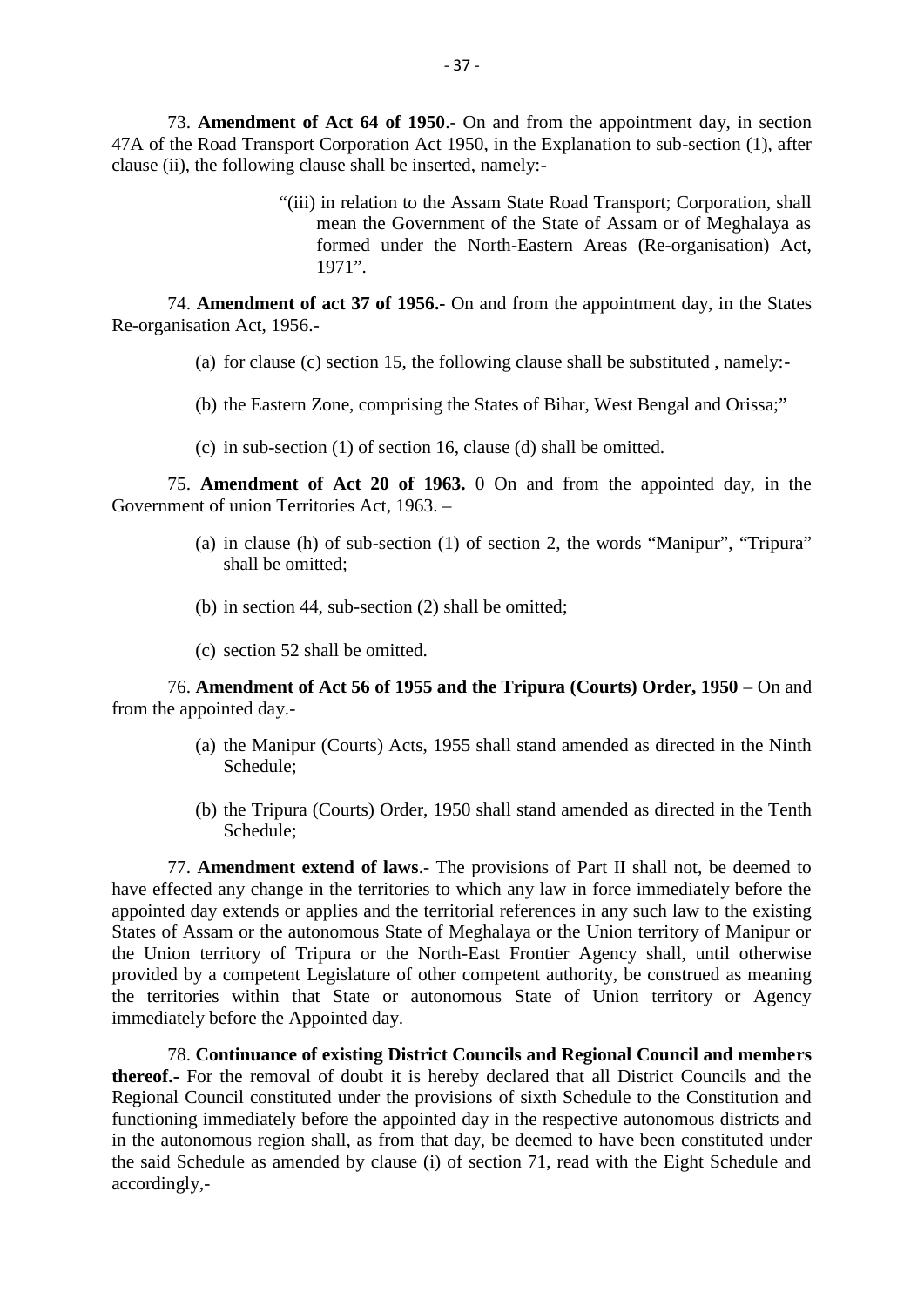73. **Amendment of Act 64 of 1950**.- On and from the appointment day, in section 47A of the Road Transport Corporation Act 1950, in the Explanation to sub-section (1), after clause (ii), the following clause shall be inserted, namely:-

> "(iii) in relation to the Assam State Road Transport; Corporation, shall mean the Government of the State of Assam or of Meghalaya as formed under the North-Eastern Areas (Re-organisation) Act, 1971".

74. **Amendment of act 37 of 1956.-** On and from the appointment day, in the States Re-organisation Act, 1956.-

(a) for clause (c) section 15, the following clause shall be substituted , namely:-

(b) the Eastern Zone, comprising the States of Bihar, West Bengal and Orissa;"

(c) in sub-section (1) of section 16, clause (d) shall be omitted.

75. **Amendment of Act 20 of 1963.** 0 On and from the appointed day, in the Government of union Territories Act, 1963. –

(a) in clause (h) of sub-section (1) of section 2, the words "Manipur", "Tripura" shall be omitted;

(b) in section 44, sub-section (2) shall be omitted;

(c) section 52 shall be omitted.

76. **Amendment of Act 56 of 1955 and the Tripura (Courts) Order, 1950** – On and from the appointed day.-

(a) the Manipur (Courts) Acts, 1955 shall stand amended as directed in the Ninth Schedule;

(b) the Tripura (Courts) Order, 1950 shall stand amended as directed in the Tenth Schedule;

77. **Amendment extend of laws**.- The provisions of Part II shall not, be deemed to have effected any change in the territories to which any law in force immediately before the appointed day extends or applies and the territorial references in any such law to the existing States of Assam or the autonomous State of Meghalaya or the Union territory of Manipur or the Union territory of Tripura or the North-East Frontier Agency shall, until otherwise provided by a competent Legislature of other competent authority, be construed as meaning the territories within that State or autonomous State of Union territory or Agency immediately before the Appointed day.

78. **Continuance of existing District Councils and Regional Council and members thereof.-** For the removal of doubt it is hereby declared that all District Councils and the Regional Council constituted under the provisions of sixth Schedule to the Constitution and functioning immediately before the appointed day in the respective autonomous districts and in the autonomous region shall, as from that day, be deemed to have been constituted under the said Schedule as amended by clause (i) of section 71, read with the Eight Schedule and accordingly,-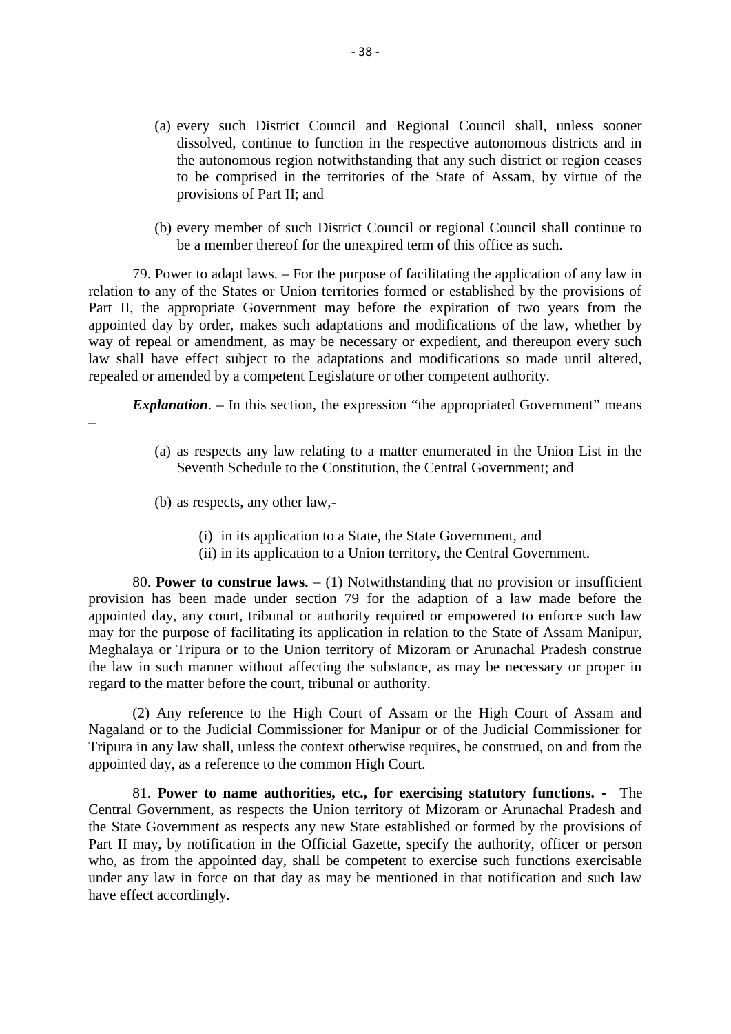(a) every such District Council and Regional Council shall, unless sooner dissolved, continue to function in the respective autonomous districts and in the autonomous region notwithstanding that any such district or region ceases to be comprised in the territories of the State of Assam, by virtue of the provisions of Part II; and

(b) every member of such District Council or regional Council shall continue to be a member thereof for the unexpired term of this office as such.

79. Power to adapt laws. – For the purpose of facilitating the application of any law in relation to any of the States or Union territories formed or established by the provisions of Part II, the appropriate Government may before the expiration of two years from the appointed day by order, makes such adaptations and modifications of the law, whether by way of repeal or amendment, as may be necessary or expedient, and thereupon every such law shall have effect subject to the adaptations and modifications so made until altered, repealed or amended by a competent Legislature or other competent authority.

***Explanation***. – In this section, the expression "the appropriated Government" means –

(a) as respects any law relating to a matter enumerated in the Union List in the Seventh Schedule to the Constitution, the Central Government; and

(b) as respects, any other law,-

(i) in its application to a State, the State Government, and
(ii) in its application to a Union territory, the Central Government.

80. **Power to construe laws.** – (1) Notwithstanding that no provision or insufficient provision has been made under section 79 for the adaption of a law made before the appointed day, any court, tribunal or authority required or empowered to enforce such law may for the purpose of facilitating its application in relation to the State of Assam Manipur, Meghalaya or Tripura or to the Union territory of Mizoram or Arunachal Pradesh construe the law in such manner without affecting the substance, as may be necessary or proper in regard to the matter before the court, tribunal or authority.

(2) Any reference to the High Court of Assam or the High Court of Assam and Nagaland or to the Judicial Commissioner for Manipur or of the Judicial Commissioner for Tripura in any law shall, unless the context otherwise requires, be construed, on and from the appointed day, as a reference to the common High Court.

81. **Power to name authorities, etc., for exercising statutory functions. -** The Central Government, as respects the Union territory of Mizoram or Arunachal Pradesh and the State Government as respects any new State established or formed by the provisions of Part II may, by notification in the Official Gazette, specify the authority, officer or person who, as from the appointed day, shall be competent to exercise such functions exercisable under any law in force on that day as may be mentioned in that notification and such law have effect accordingly.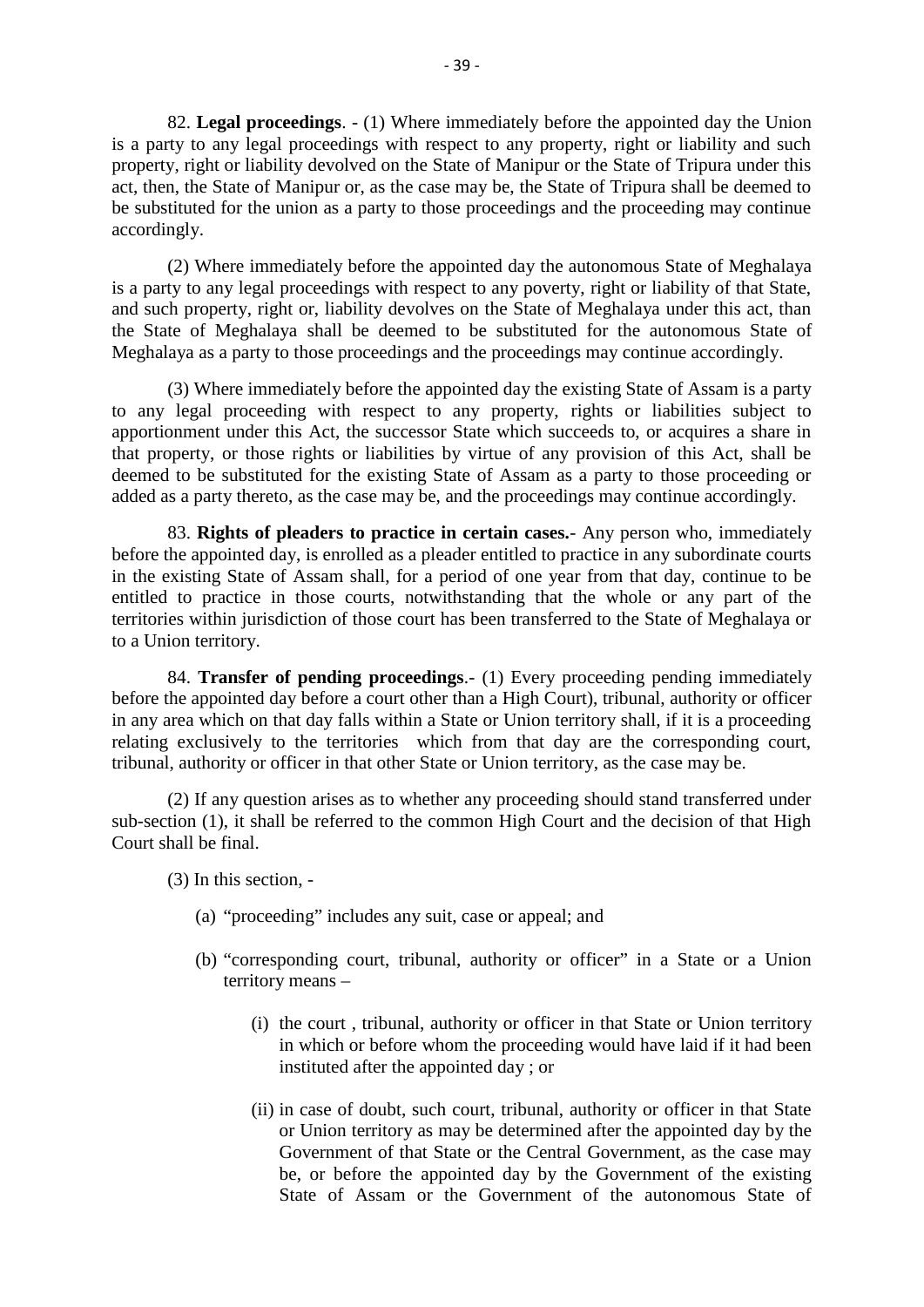82. **Legal proceedings**. - (1) Where immediately before the appointed day the Union is a party to any legal proceedings with respect to any property, right or liability and such property, right or liability devolved on the State of Manipur or the State of Tripura under this act, then, the State of Manipur or, as the case may be, the State of Tripura shall be deemed to be substituted for the union as a party to those proceedings and the proceeding may continue accordingly.

(2) Where immediately before the appointed day the autonomous State of Meghalaya is a party to any legal proceedings with respect to any poverty, right or liability of that State, and such property, right or, liability devolves on the State of Meghalaya under this act, than the State of Meghalaya shall be deemed to be substituted for the autonomous State of Meghalaya as a party to those proceedings and the proceedings may continue accordingly.

(3) Where immediately before the appointed day the existing State of Assam is a party to any legal proceeding with respect to any property, rights or liabilities subject to apportionment under this Act, the successor State which succeeds to, or acquires a share in that property, or those rights or liabilities by virtue of any provision of this Act, shall be deemed to be substituted for the existing State of Assam as a party to those proceeding or added as a party thereto, as the case may be, and the proceedings may continue accordingly.

83. **Rights of pleaders to practice in certain cases.**- Any person who, immediately before the appointed day, is enrolled as a pleader entitled to practice in any subordinate courts in the existing State of Assam shall, for a period of one year from that day, continue to be entitled to practice in those courts, notwithstanding that the whole or any part of the territories within jurisdiction of those court has been transferred to the State of Meghalaya or to a Union territory.

84. **Transfer of pending proceedings**.- (1) Every proceeding pending immediately before the appointed day before a court other than a High Court), tribunal, authority or officer in any area which on that day falls within a State or Union territory shall, if it is a proceeding relating exclusively to the territories which from that day are the corresponding court, tribunal, authority or officer in that other State or Union territory, as the case may be.

(2) If any question arises as to whether any proceeding should stand transferred under sub-section (1), it shall be referred to the common High Court and the decision of that High Court shall be final.

(3) In this section, -

(a) "proceeding" includes any suit, case or appeal; and

(b) "corresponding court, tribunal, authority or officer" in a State or a Union territory means –

(i) the court , tribunal, authority or officer in that State or Union territory in which or before whom the proceeding would have laid if it had been instituted after the appointed day ; or

(ii) in case of doubt, such court, tribunal, authority or officer in that State or Union territory as may be determined after the appointed day by the Government of that State or the Central Government, as the case may be, or before the appointed day by the Government of the existing State of Assam or the Government of the autonomous State of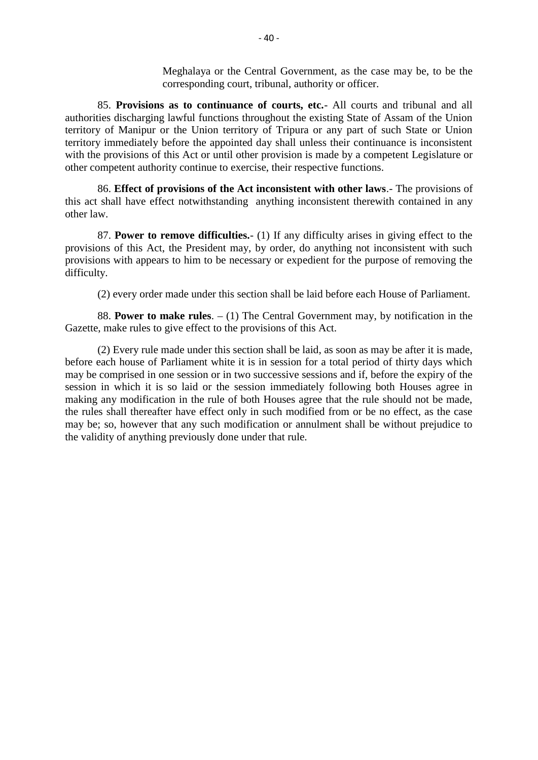Meghalaya or the Central Government, as the case may be, to be the corresponding court, tribunal, authority or officer.

85. **Provisions as to continuance of courts, etc.**- All courts and tribunal and all authorities discharging lawful functions throughout the existing State of Assam of the Union territory of Manipur or the Union territory of Tripura or any part of such State or Union territory immediately before the appointed day shall unless their continuance is inconsistent with the provisions of this Act or until other provision is made by a competent Legislature or other competent authority continue to exercise, their respective functions.

86. **Effect of provisions of the Act inconsistent with other laws**.- The provisions of this act shall have effect notwithstanding anything inconsistent therewith contained in any other law.

87. **Power to remove difficulties.**- (1) If any difficulty arises in giving effect to the provisions of this Act, the President may, by order, do anything not inconsistent with such provisions with appears to him to be necessary or expedient for the purpose of removing the difficulty.

(2) every order made under this section shall be laid before each House of Parliament.

88. **Power to make rules**. – (1) The Central Government may, by notification in the Gazette, make rules to give effect to the provisions of this Act.

(2) Every rule made under this section shall be laid, as soon as may be after it is made, before each house of Parliament white it is in session for a total period of thirty days which may be comprised in one session or in two successive sessions and if, before the expiry of the session in which it is so laid or the session immediately following both Houses agree in making any modification in the rule of both Houses agree that the rule should not be made, the rules shall thereafter have effect only in such modified from or be no effect, as the case may be; so, however that any such modification or annulment shall be without prejudice to the validity of anything previously done under that rule.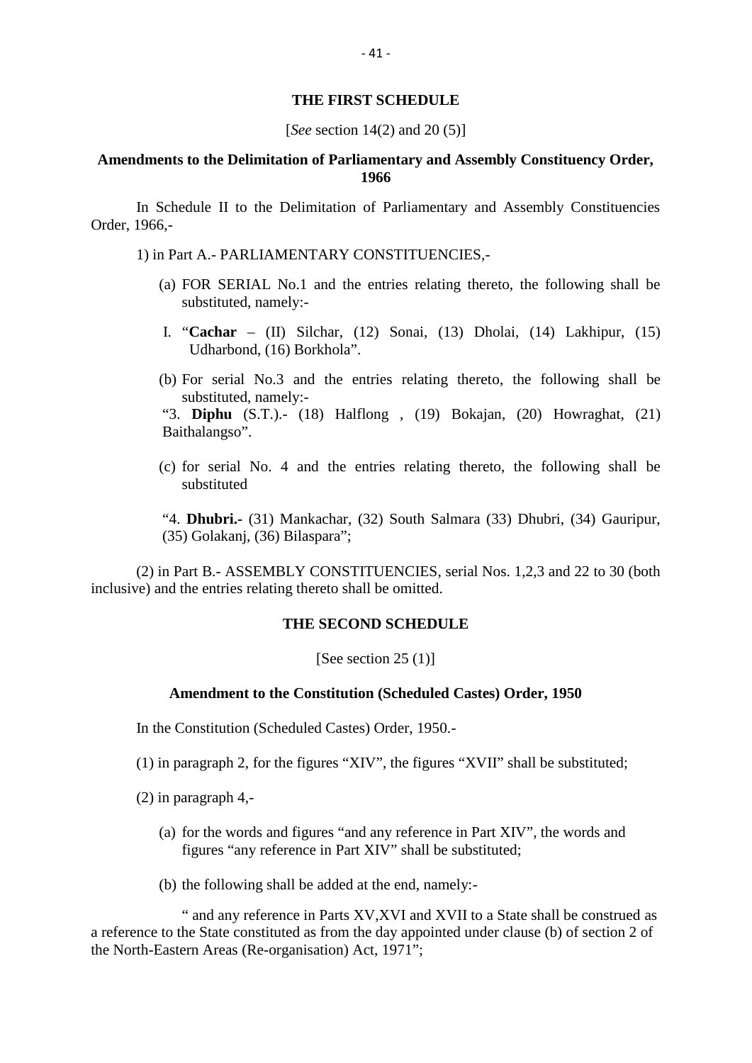## THE FIRST SCHEDULE

[*See* section 14(2) and 20 (5)]

### Amendments to the Delimitation of Parliamentary and Assembly Constituency Order, 1966

In Schedule II to the Delimitation of Parliamentary and Assembly Constituencies Order, 1966,-

1) in Part A.- PARLIAMENTARY CONSTITUENCIES,-

(a) FOR SERIAL No.1 and the entries relating thereto, the following shall be substituted, namely:-

I. "**Cachar** – (II) Silchar, (12) Sonai, (13) Dholai, (14) Lakhipur, (15) Udharbond, (16) Borkhola".

(b) For serial No.3 and the entries relating thereto, the following shall be substituted, namely:-

"3. **Diphu** (S.T.).- (18) Halflong , (19) Bokajan, (20) Howraghat, (21) Baithalangso".

(c) for serial No. 4 and the entries relating thereto, the following shall be substituted

"4. **Dhubri.-** (31) Mankachar, (32) South Salmara (33) Dhubri, (34) Gauripur, (35) Golakanj, (36) Bilaspara";

(2) in Part B.- ASSEMBLY CONSTITUENCIES, serial Nos. 1,2,3 and 22 to 30 (both inclusive) and the entries relating thereto shall be omitted.

## THE SECOND SCHEDULE

[See section 25 (1)]

### Amendment to the Constitution (Scheduled Castes) Order, 1950

In the Constitution (Scheduled Castes) Order, 1950.-

(1) in paragraph 2, for the figures "XIV", the figures "XVII" shall be substituted;

(2) in paragraph 4,-

(a) for the words and figures "and any reference in Part XIV", the words and figures "any reference in Part XIV" shall be substituted;

(b) the following shall be added at the end, namely:-

" and any reference in Parts XV,XVI and XVII to a State shall be construed as a reference to the State constituted as from the day appointed under clause (b) of section 2 of the North-Eastern Areas (Re-organisation) Act, 1971";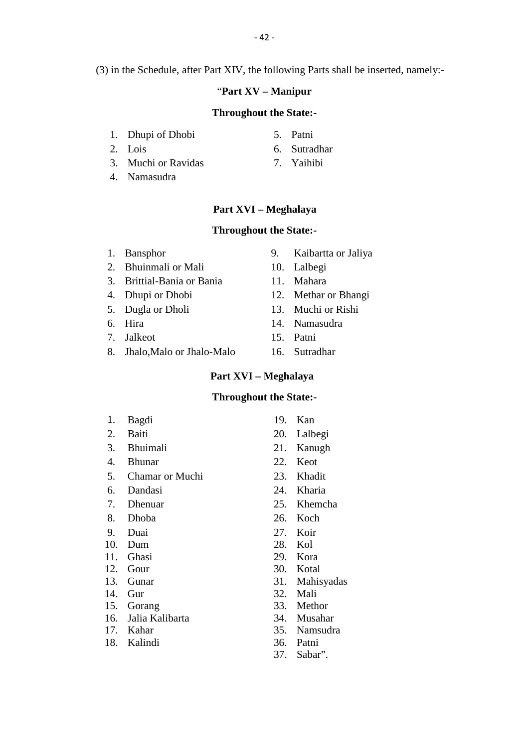(3) in the Schedule, after Part XIV, the following Parts shall be inserted, namely:-

### "**Part XV – Manipur**

**Throughout the State:-**

1. Dhupi of Dhobi
2. Lois
3. Muchi or Ravidas
4. Namasudra
5. Patni
6. Sutradhar
7. Yaihibi

### **Part XVI – Meghalaya**

**Throughout the State:-**

1. Bansphor
2. Bhuinmali or Mali
3. Brittial-Bania or Bania
4. Dhupi or Dhobi
5. Dugla or Dholi
6. Hira
7. Jalkeot
8. Jhalo,Malo or Jhalo-Malo
9. Kaibartta or Jaliya
10. Lalbegi
11. Mahara
12. Methar or Bhangi
13. Muchi or Rishi
14. Namasudra
15. Patni
16. Sutradhar

### **Part XVI – Meghalaya**

**Throughout the State:-**

1. Bagdi
2. Baiti
3. Bhuimali
4. Bhunar
5. Chamar or Muchi
6. Dandasi
7. Dhenuar
8. Dhoba
9. Duai
10. Dum
11. Ghasi
12. Gour
13. Gunar
14. Gur
15. Gorang
16. Jalia Kalibarta
17. Kahar
18. Kalindi
19. Kan
20. Lalbegi
21. Kanugh
22. Keot
23. Khadit
24. Kharia
25. Khemcha
26. Koch
27. Koir
28. Kol
29. Kora
30. Kotal
31. Mahisyadas
32. Mali
33. Methor
34. Musahar
35. Namsudra
36. Patni
37. Sabar".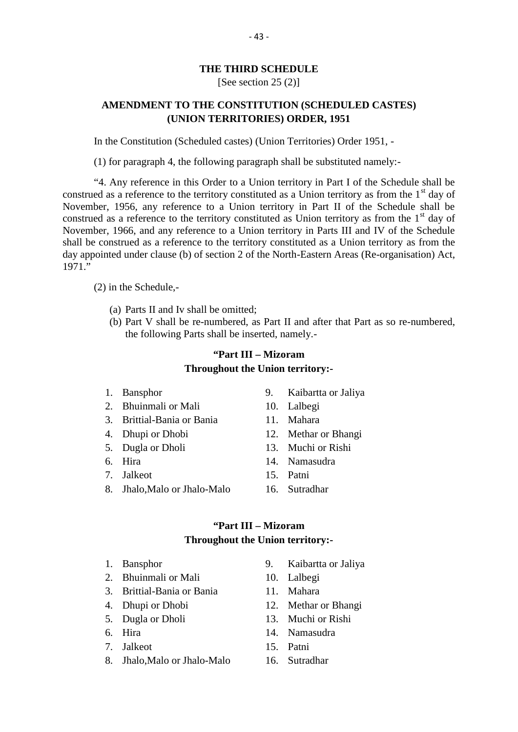## THE THIRD SCHEDULE

[See section 25 (2)]

### AMENDMENT TO THE CONSTITUTION (SCHEDULED CASTES) (UNION TERRITORIES) ORDER, 1951

In the Constitution (Scheduled castes) (Union Territories) Order 1951, -

(1) for paragraph 4, the following paragraph shall be substituted namely:-

"4. Any reference in this Order to a Union territory in Part I of the Schedule shall be construed as a reference to the territory constituted as a Union territory as from the 1st day of November, 1956, any reference to a Union territory in Part II of the Schedule shall be construed as a reference to the territory constituted as Union territory as from the 1st day of November, 1966, and any reference to a Union territory in Parts III and IV of the Schedule shall be construed as a reference to the territory constituted as a Union territory as from the day appointed under clause (b) of section 2 of the North-Eastern Areas (Re-organisation) Act, 1971."

(2) in the Schedule,-

(a) Parts II and Iv shall be omitted;

(b) Part V shall be re-numbered, as Part II and after that Part as so re-numbered, the following Parts shall be inserted, namely.-

**"Part III – Mizoram**

**Throughout the Union territory:-**

1. Bansphor
2. Bhuinmali or Mali
3. Brittial-Bania or Bania
4. Dhupi or Dhobi
5. Dugla or Dholi
6. Hira
7. Jalkeot
8. Jhalo,Malo or Jhalo-Malo
9. Kaibartta or Jaliya
10. Lalbegi
11. Mahara
12. Methar or Bhangi
13. Muchi or Rishi
14. Namasudra
15. Patni
16. Sutradhar

**"Part III – Mizoram**

**Throughout the Union territory:-**

1. Bansphor
2. Bhuinmali or Mali
3. Brittial-Bania or Bania
4. Dhupi or Dhobi
5. Dugla or Dholi
6. Hira
7. Jalkeot
8. Jhalo,Malo or Jhalo-Malo
9. Kaibartta or Jaliya
10. Lalbegi
11. Mahara
12. Methar or Bhangi
13. Muchi or Rishi
14. Namasudra
15. Patni
16. Sutradhar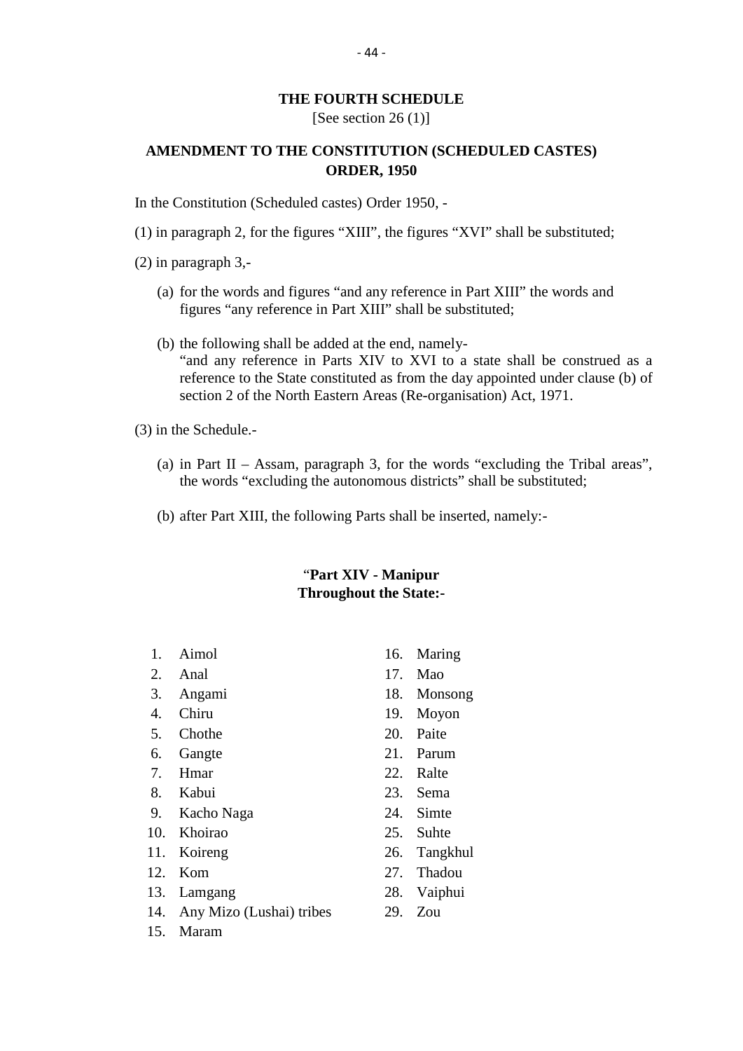## THE FOURTH SCHEDULE

[See section 26 (1)]

## AMENDMENT TO THE CONSTITUTION (SCHEDULED CASTES) ORDER, 1950

In the Constitution (Scheduled castes) Order 1950, -

(1) in paragraph 2, for the figures "XIII", the figures "XVI" shall be substituted;

(2) in paragraph 3,-

(a) for the words and figures "and any reference in Part XIII" the words and figures "any reference in Part XIII" shall be substituted;

(b) the following shall be added at the end, namely-
"and any reference in Parts XIV to XVI to a state shall be construed as a reference to the State constituted as from the day appointed under clause (b) of section 2 of the North Eastern Areas (Re-organisation) Act, 1971.

(3) in the Schedule.-

(a) in Part II – Assam, paragraph 3, for the words "excluding the Tribal areas", the words "excluding the autonomous districts" shall be substituted;

(b) after Part XIII, the following Parts shall be inserted, namely:-

"**Part XIV - Manipur**
**Throughout the State:-**

1. Aimol
2. Anal
3. Angami
4. Chiru
5. Chothe
6. Gangte
7. Hmar
8. Kabui
9. Kacho Naga
10. Khoirao
11. Koireng
12. Kom
13. Lamgang
14. Any Mizo (Lushai) tribes
15. Maram
16. Maring
17. Mao
18. Monsong
19. Moyon
20. Paite
21. Parum
22. Ralte
23. Sema
24. Simte
25. Suhte
26. Tangkhul
27. Thadou
28. Vaiphui
29. Zou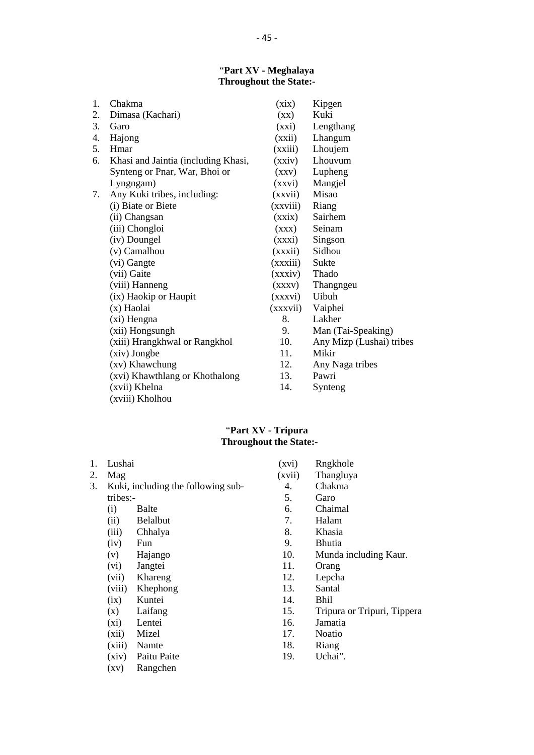**"Part XV - Meghalaya**
**Throughout the State:-**

1. Chakma
2. Dimasa (Kachari)
3. Garo
4. Hajong
5. Hmar
6. Khasi and Jaintia (including Khasi, Synteng or Pnar, War, Bhoi or Lyngngam)
7. Any Kuki tribes, including:
   - (i) Biate or Biete
   - (ii) Changsan
   - (iii) Chongloi
   - (iv) Doungel
   - (v) Camalhou
   - (vi) Gangte
   - (vii) Gaite
   - (viii) Hanneng
   - (ix) Haokip or Haupit
   - (x) Haolai
   - (xi) Hengna
   - (xii) Hongsungh
   - (xiii) Hrangkhwal or Rangkhol
   - (xiv) Jongbe
   - (xv) Khawchung
   - (xvi) Khawthlang or Khothalong
   - (xvii) Khelna
   - (xviii) Kholhou
   - (xix) Kipgen
   - (xx) Kuki
   - (xxi) Lengthang
   - (xxii) Lhangum
   - (xxiii) Lhoujem
   - (xxiv) Lhouvum
   - (xxv) Lupheng
   - (xxvi) Mangjel
   - (xxvii) Misao
   - (xxviii) Riang
   - (xxix) Sairhem
   - (xxx) Seinam
   - (xxxi) Singson
   - (xxxii) Sidhou
   - (xxxiii) Sukte
   - (xxxiv) Thado
   - (xxxv) Thangngeu
   - (xxxvi) Uibuh
   - (xxxvii) Vaiphei
8. Lakher
9. Man (Tai-Speaking)
10. Any Mizp (Lushai) tribes
11. Mikir
12. Any Naga tribes
13. Pawri
14. Synteng

**"Part XV - Tripura**
**Throughout the State:-**

1. Lushai
2. Mag
3. Kuki, including the following sub-tribes:-
   - (i) Balte
   - (ii) Belalbut
   - (iii) Chhalya
   - (iv) Fun
   - (v) Hajango
   - (vi) Jangtei
   - (vii) Khareng
   - (viii) Khephong
   - (ix) Kuntei
   - (x) Laifang
   - (xi) Lentei
   - (xii) Mizel
   - (xiii) Namte
   - (xiv) Paitu Paite
   - (xv) Rangchen
   - (xvi) Rngkhole
   - (xvii) Thangluya
4. Chakma
5. Garo
6. Chaimal
7. Halam
8. Khasia
9. Bhutia
10. Munda including Kaur.
11. Orang
12. Lepcha
13. Santal
14. Bhil
15. Tripura or Tripuri, Tippera
16. Jamatia
17. Noatio
18. Riang
19. Uchai".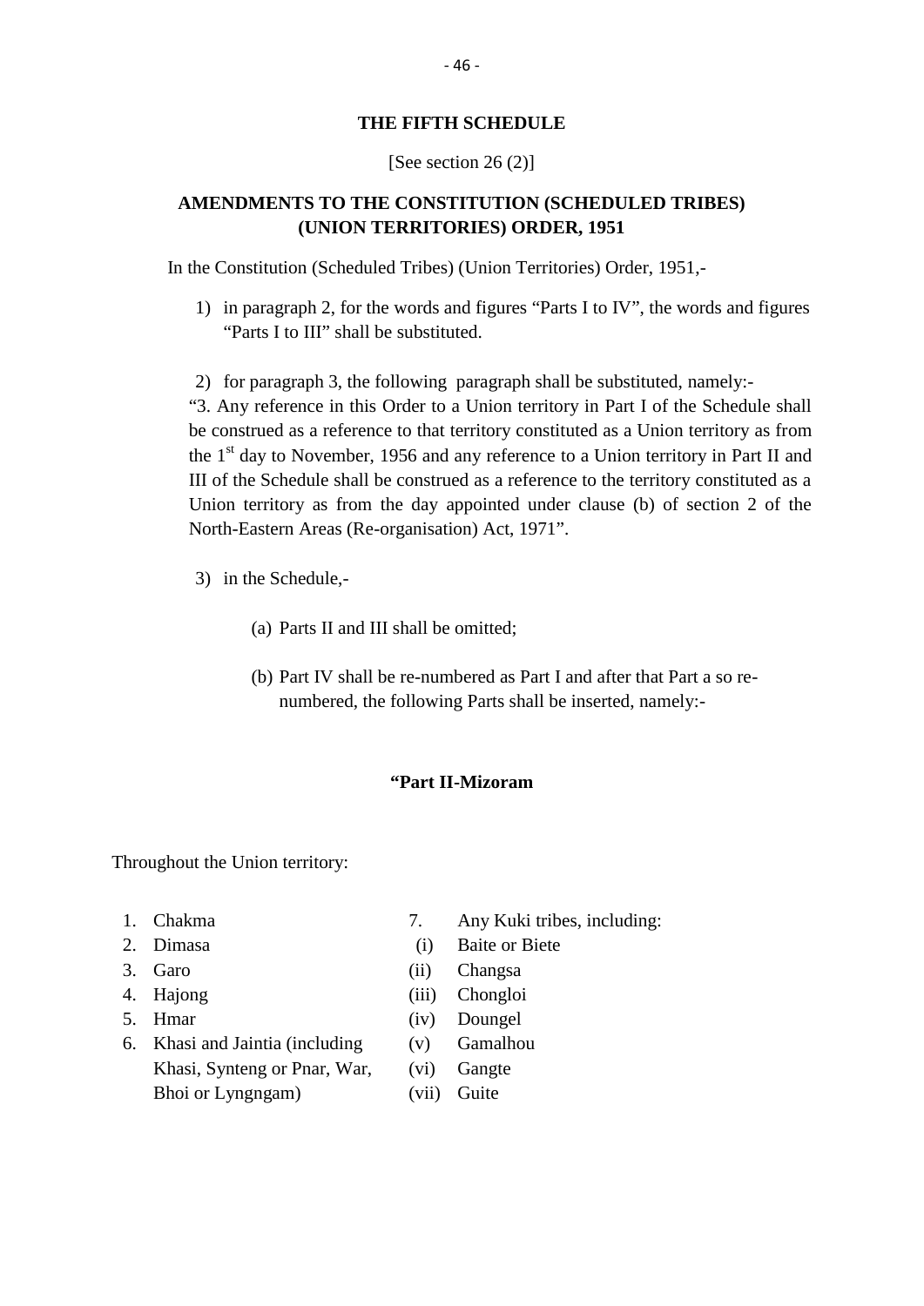## THE FIFTH SCHEDULE

[See section 26 (2)]

## AMENDMENTS TO THE CONSTITUTION (SCHEDULED TRIBES) (UNION TERRITORIES) ORDER, 1951

In the Constitution (Scheduled Tribes) (Union Territories) Order, 1951,-

1) in paragraph 2, for the words and figures "Parts I to IV", the words and figures "Parts I to III" shall be substituted.

2) for paragraph 3, the following paragraph shall be substituted, namely:-
"3. Any reference in this Order to a Union territory in Part I of the Schedule shall be construed as a reference to that territory constituted as a Union territory as from the 1st day to November, 1956 and any reference to a Union territory in Part II and III of the Schedule shall be construed as a reference to the territory constituted as a Union territory as from the day appointed under clause (b) of section 2 of the North-Eastern Areas (Re-organisation) Act, 1971".

3) in the Schedule,-

   (a) Parts II and III shall be omitted;

   (b) Part IV shall be re-numbered as Part I and after that Part a so re-numbered, the following Parts shall be inserted, namely:-

**"Part II-Mizoram**

Throughout the Union territory:

1. Chakma
2. Dimasa
3. Garo
4. Hajong
5. Hmar
6. Khasi and Jaintia (including Khasi, Synteng or Pnar, War, Bhoi or Lyngngam)
7. Any Kuki tribes, including:
   (i) Baite or Biete
   (ii) Changsa
   (iii) Chongloi
   (iv) Doungel
   (v) Gamalhou
   (vi) Gangte
   (vii) Guite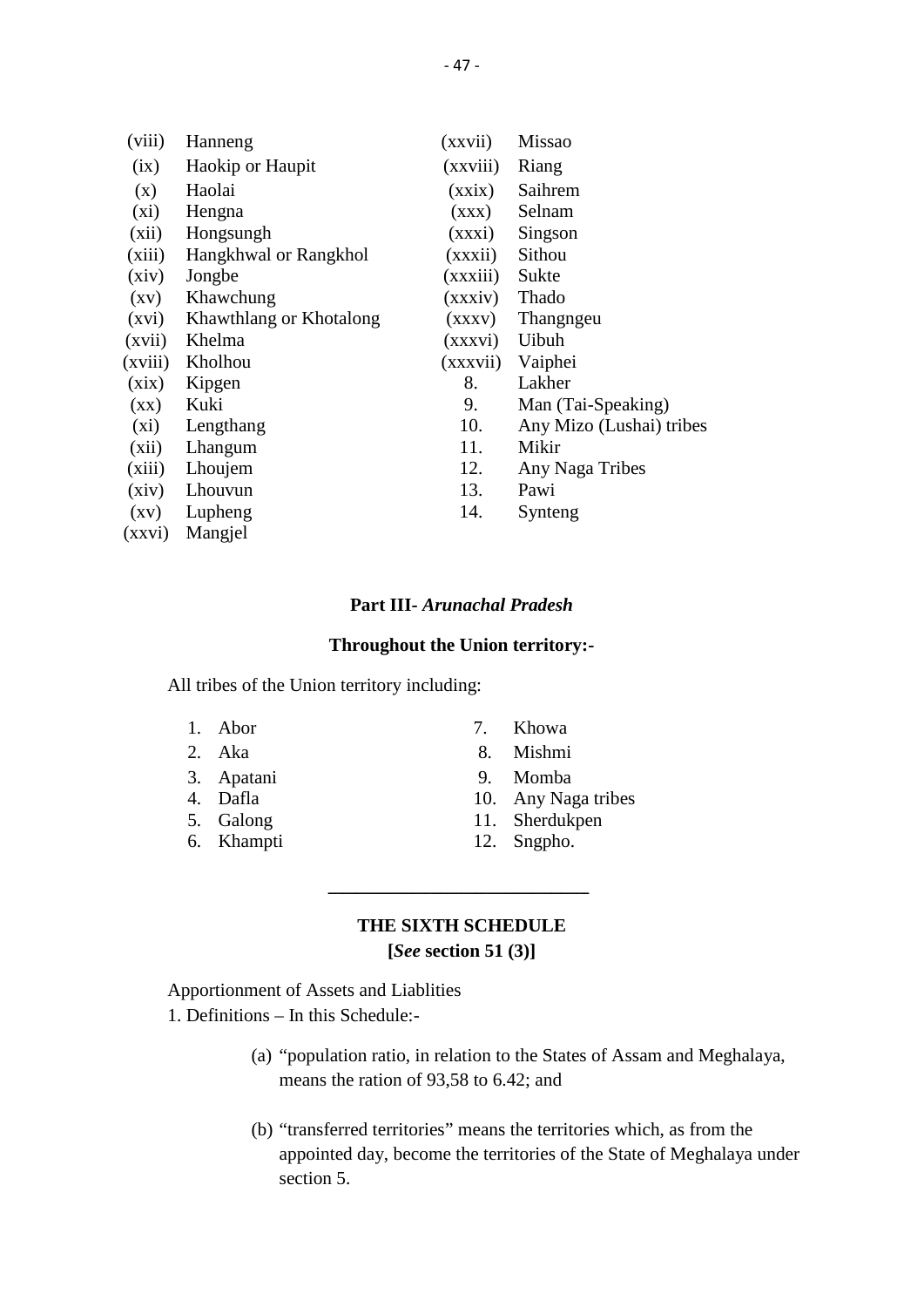(viii) Hanneng

(ix) Haokip or Haupit

(x) Haolai

(xi) Hengna

(xii) Hongsungh

(xiii) Hangkhwal or Rangkhol

(xiv) Jongbe

(xv) Khawchung

(xvi) Khawthlang or Khotalong

(xvii) Khelma

(xviii) Kholhou

(xix) Kipgen

(xx) Kuki

(xi) Lengthang

(xii) Lhangum

(xiii) Lhoujem

(xiv) Lhouvun

(xv) Lupheng

(xxvi) Mangjel

(xxvii) Missao

(xxviii) Riang

(xxix) Saihrem

(xxx) Selnam

(xxxi) Singson

(xxxii) Sithou

(xxxiii) Sukte

(xxxiv) Thado

(xxxv) Thangngeu

(xxxvi) Uibuh

(xxxvii) Vaiphei

8. Lakher
9. Man (Tai-Speaking)
10. Any Mizo (Lushai) tribes
11. Mikir
12. Any Naga Tribes
13. Pawi
14. Synteng

**Part III- *Arunachal Pradesh***

**Throughout the Union territory:-**

All tribes of the Union territory including:

1. Abor
2. Aka
3. Apatani
4. Dafla
5. Galong
6. Khampti
7. Khowa
8. Mishmi
9. Momba
10. Any Naga tribes
11. Sherdukpen
12. Sngpho.

---

## THE SIXTH SCHEDULE

**[*See* section 51 (3)]**

Apportionment of Assets and Liablities

1. Definitions – In this Schedule:-

(a) "population ratio, in relation to the States of Assam and Meghalaya, means the ration of 93,58 to 6.42; and

(b) "transferred territories" means the territories which, as from the appointed day, become the territories of the State of Meghalaya under section 5.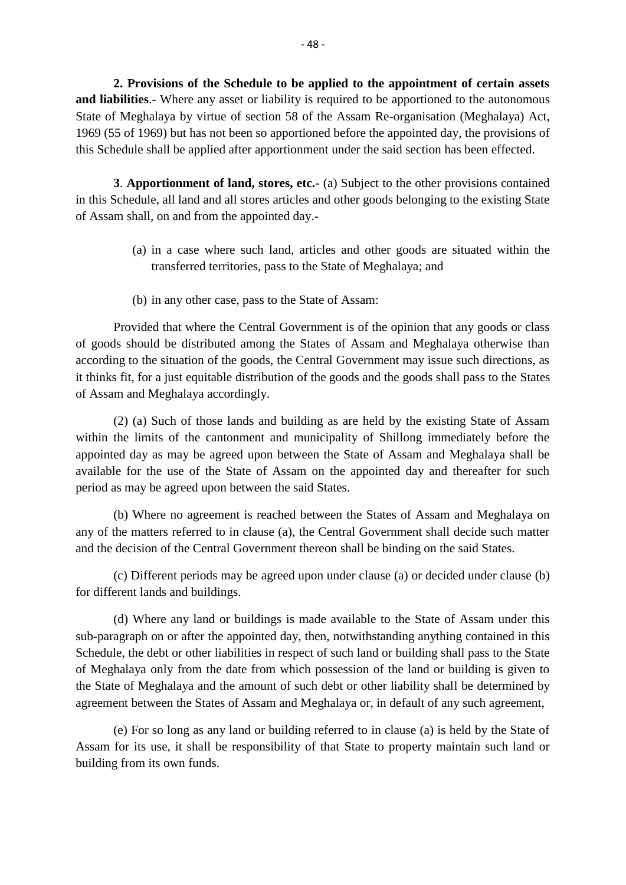**2. Provisions of the Schedule to be applied to the appointment of certain assets and liabilities**.- Where any asset or liability is required to be apportioned to the autonomous State of Meghalaya by virtue of section 58 of the Assam Re-organisation (Meghalaya) Act, 1969 (55 of 1969) but has not been so apportioned before the appointed day, the provisions of this Schedule shall be applied after apportionment under the said section has been effected.

**3**. **Apportionment of land, stores, etc.**- (a) Subject to the other provisions contained in this Schedule, all land and all stores articles and other goods belonging to the existing State of Assam shall, on and from the appointed day.-

> (a) in a case where such land, articles and other goods are situated within the transferred territories, pass to the State of Meghalaya; and
>
> (b) in any other case, pass to the State of Assam:

Provided that where the Central Government is of the opinion that any goods or class of goods should be distributed among the States of Assam and Meghalaya otherwise than according to the situation of the goods, the Central Government may issue such directions, as it thinks fit, for a just equitable distribution of the goods and the goods shall pass to the States of Assam and Meghalaya accordingly.

(2) (a) Such of those lands and building as are held by the existing State of Assam within the limits of the cantonment and municipality of Shillong immediately before the appointed day as may be agreed upon between the State of Assam and Meghalaya shall be available for the use of the State of Assam on the appointed day and thereafter for such period as may be agreed upon between the said States.

(b) Where no agreement is reached between the States of Assam and Meghalaya on any of the matters referred to in clause (a), the Central Government shall decide such matter and the decision of the Central Government thereon shall be binding on the said States.

(c) Different periods may be agreed upon under clause (a) or decided under clause (b) for different lands and buildings.

(d) Where any land or buildings is made available to the State of Assam under this sub-paragraph on or after the appointed day, then, notwithstanding anything contained in this Schedule, the debt or other liabilities in respect of such land or building shall pass to the State of Meghalaya only from the date from which possession of the land or building is given to the State of Meghalaya and the amount of such debt or other liability shall be determined by agreement between the States of Assam and Meghalaya or, in default of any such agreement,

(e) For so long as any land or building referred to in clause (a) is held by the State of Assam for its use, it shall be responsibility of that State to property maintain such land or building from its own funds.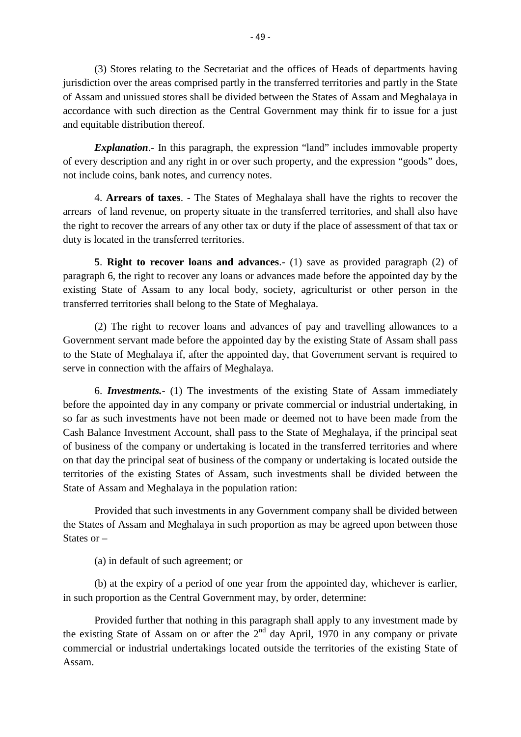(3) Stores relating to the Secretariat and the offices of Heads of departments having jurisdiction over the areas comprised partly in the transferred territories and partly in the State of Assam and unissued stores shall be divided between the States of Assam and Meghalaya in accordance with such direction as the Central Government may think fir to issue for a just and equitable distribution thereof.

***Explanation***.- In this paragraph, the expression "land" includes immovable property of every description and any right in or over such property, and the expression "goods" does, not include coins, bank notes, and currency notes.

4. **Arrears of taxes**. - The States of Meghalaya shall have the rights to recover the arrears of land revenue, on property situate in the transferred territories, and shall also have the right to recover the arrears of any other tax or duty if the place of assessment of that tax or duty is located in the transferred territories.

**5**. **Right to recover loans and advances**.- (1) save as provided paragraph (2) of paragraph 6, the right to recover any loans or advances made before the appointed day by the existing State of Assam to any local body, society, agriculturist or other person in the transferred territories shall belong to the State of Meghalaya.

(2) The right to recover loans and advances of pay and travelling allowances to a Government servant made before the appointed day by the existing State of Assam shall pass to the State of Meghalaya if, after the appointed day, that Government servant is required to serve in connection with the affairs of Meghalaya.

6. ***Investments.***- (1) The investments of the existing State of Assam immediately before the appointed day in any company or private commercial or industrial undertaking, in so far as such investments have not been made or deemed not to have been made from the Cash Balance Investment Account, shall pass to the State of Meghalaya, if the principal seat of business of the company or undertaking is located in the transferred territories and where on that day the principal seat of business of the company or undertaking is located outside the territories of the existing States of Assam, such investments shall be divided between the State of Assam and Meghalaya in the population ration:

Provided that such investments in any Government company shall be divided between the States of Assam and Meghalaya in such proportion as may be agreed upon between those States or –

(a) in default of such agreement; or

(b) at the expiry of a period of one year from the appointed day, whichever is earlier, in such proportion as the Central Government may, by order, determine:

Provided further that nothing in this paragraph shall apply to any investment made by the existing State of Assam on or after the 2nd day April, 1970 in any company or private commercial or industrial undertakings located outside the territories of the existing State of Assam.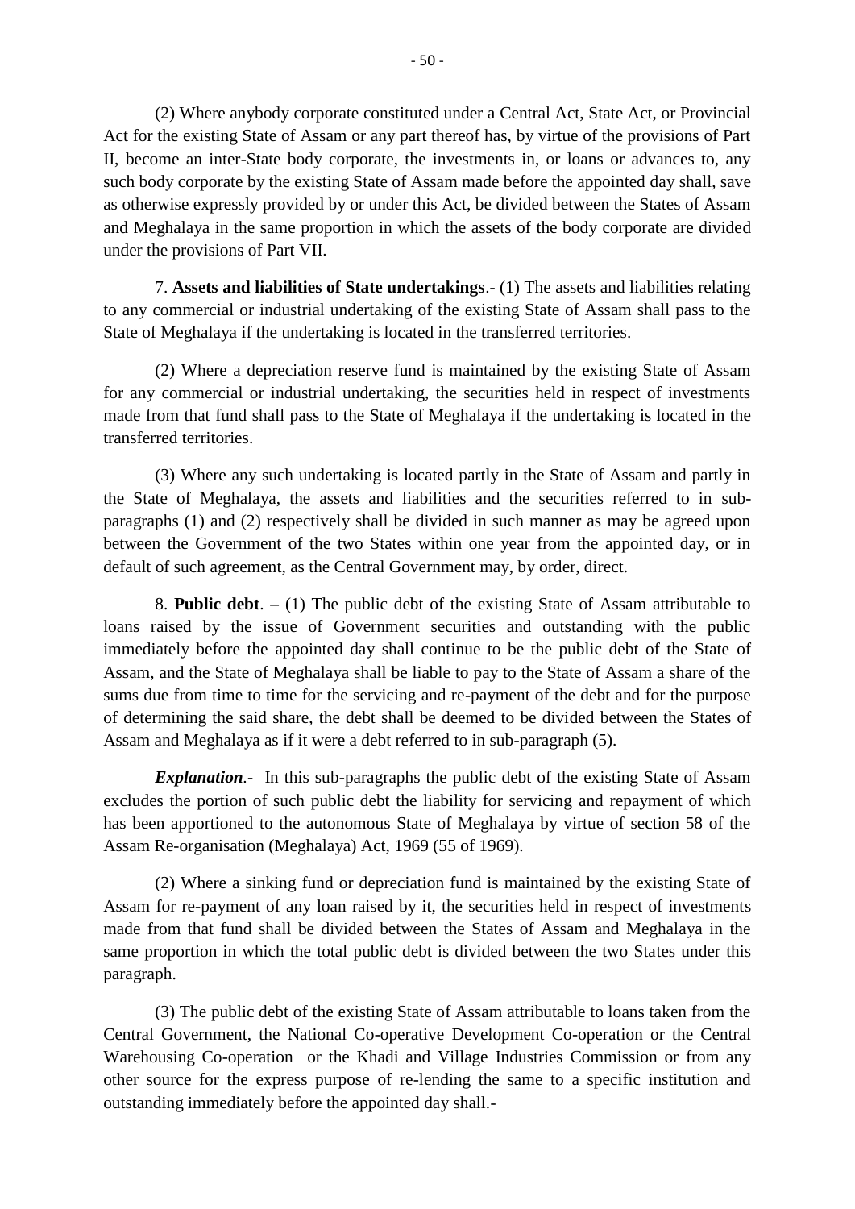(2) Where anybody corporate constituted under a Central Act, State Act, or Provincial Act for the existing State of Assam or any part thereof has, by virtue of the provisions of Part II, become an inter-State body corporate, the investments in, or loans or advances to, any such body corporate by the existing State of Assam made before the appointed day shall, save as otherwise expressly provided by or under this Act, be divided between the States of Assam and Meghalaya in the same proportion in which the assets of the body corporate are divided under the provisions of Part VII.

7. **Assets and liabilities of State undertakings**.- (1) The assets and liabilities relating to any commercial or industrial undertaking of the existing State of Assam shall pass to the State of Meghalaya if the undertaking is located in the transferred territories.

(2) Where a depreciation reserve fund is maintained by the existing State of Assam for any commercial or industrial undertaking, the securities held in respect of investments made from that fund shall pass to the State of Meghalaya if the undertaking is located in the transferred territories.

(3) Where any such undertaking is located partly in the State of Assam and partly in the State of Meghalaya, the assets and liabilities and the securities referred to in sub-paragraphs (1) and (2) respectively shall be divided in such manner as may be agreed upon between the Government of the two States within one year from the appointed day, or in default of such agreement, as the Central Government may, by order, direct.

8. **Public debt**. – (1) The public debt of the existing State of Assam attributable to loans raised by the issue of Government securities and outstanding with the public immediately before the appointed day shall continue to be the public debt of the State of Assam, and the State of Meghalaya shall be liable to pay to the State of Assam a share of the sums due from time to time for the servicing and re-payment of the debt and for the purpose of determining the said share, the debt shall be deemed to be divided between the States of Assam and Meghalaya as if it were a debt referred to in sub-paragraph (5).

***Explanation***.- In this sub-paragraphs the public debt of the existing State of Assam excludes the portion of such public debt the liability for servicing and repayment of which has been apportioned to the autonomous State of Meghalaya by virtue of section 58 of the Assam Re-organisation (Meghalaya) Act, 1969 (55 of 1969).

(2) Where a sinking fund or depreciation fund is maintained by the existing State of Assam for re-payment of any loan raised by it, the securities held in respect of investments made from that fund shall be divided between the States of Assam and Meghalaya in the same proportion in which the total public debt is divided between the two States under this paragraph.

(3) The public debt of the existing State of Assam attributable to loans taken from the Central Government, the National Co-operative Development Co-operation or the Central Warehousing Co-operation or the Khadi and Village Industries Commission or from any other source for the express purpose of re-lending the same to a specific institution and outstanding immediately before the appointed day shall.-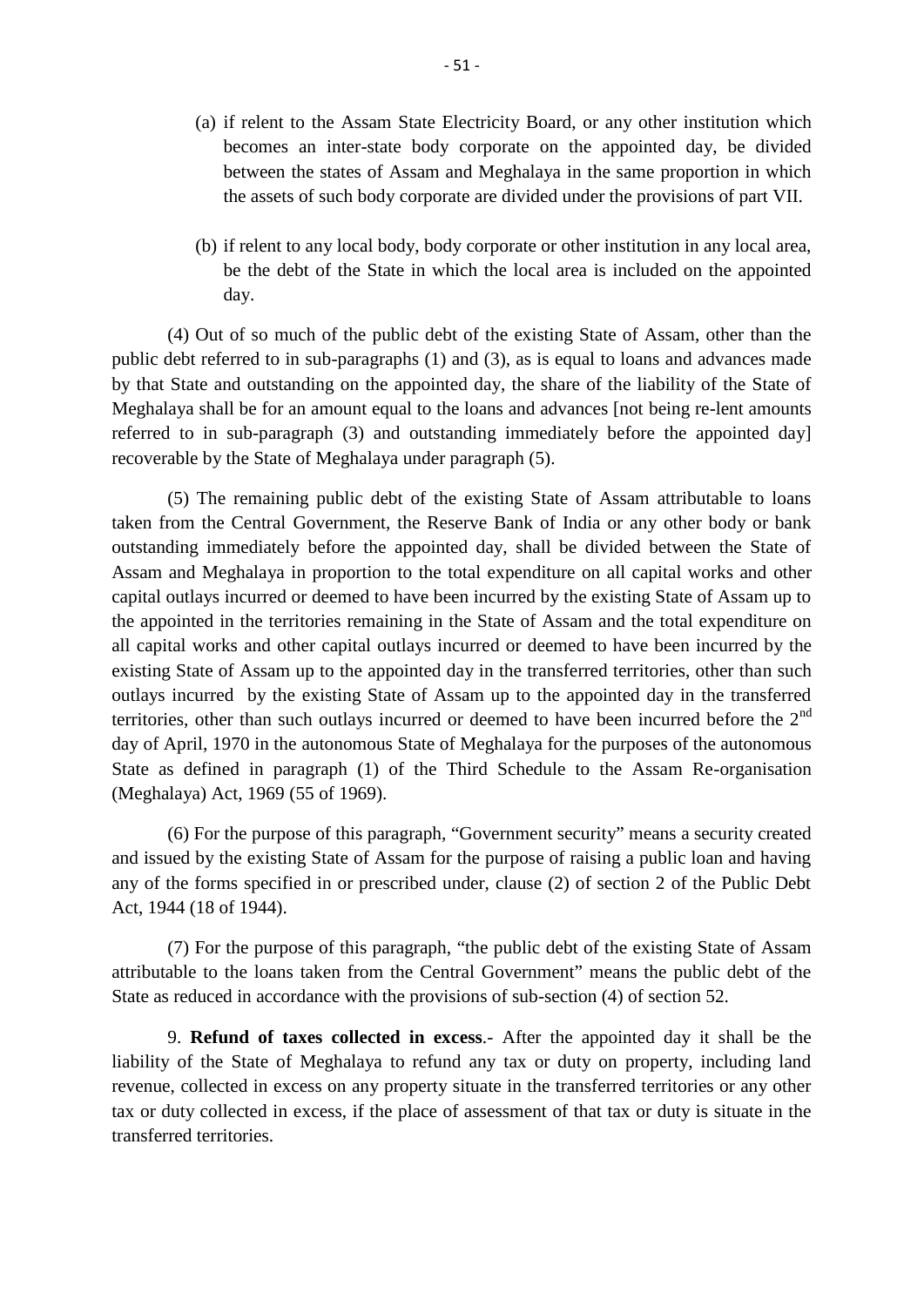(a) if relent to the Assam State Electricity Board, or any other institution which becomes an inter-state body corporate on the appointed day, be divided between the states of Assam and Meghalaya in the same proportion in which the assets of such body corporate are divided under the provisions of part VII.

(b) if relent to any local body, body corporate or other institution in any local area, be the debt of the State in which the local area is included on the appointed day.

(4) Out of so much of the public debt of the existing State of Assam, other than the public debt referred to in sub-paragraphs (1) and (3), as is equal to loans and advances made by that State and outstanding on the appointed day, the share of the liability of the State of Meghalaya shall be for an amount equal to the loans and advances [not being re-lent amounts referred to in sub-paragraph (3) and outstanding immediately before the appointed day] recoverable by the State of Meghalaya under paragraph (5).

(5) The remaining public debt of the existing State of Assam attributable to loans taken from the Central Government, the Reserve Bank of India or any other body or bank outstanding immediately before the appointed day, shall be divided between the State of Assam and Meghalaya in proportion to the total expenditure on all capital works and other capital outlays incurred or deemed to have been incurred by the existing State of Assam up to the appointed in the territories remaining in the State of Assam and the total expenditure on all capital works and other capital outlays incurred or deemed to have been incurred by the existing State of Assam up to the appointed day in the transferred territories, other than such outlays incurred by the existing State of Assam up to the appointed day in the transferred territories, other than such outlays incurred or deemed to have been incurred before the 2nd day of April, 1970 in the autonomous State of Meghalaya for the purposes of the autonomous State as defined in paragraph (1) of the Third Schedule to the Assam Re-organisation (Meghalaya) Act, 1969 (55 of 1969).

(6) For the purpose of this paragraph, "Government security" means a security created and issued by the existing State of Assam for the purpose of raising a public loan and having any of the forms specified in or prescribed under, clause (2) of section 2 of the Public Debt Act, 1944 (18 of 1944).

(7) For the purpose of this paragraph, "the public debt of the existing State of Assam attributable to the loans taken from the Central Government" means the public debt of the State as reduced in accordance with the provisions of sub-section (4) of section 52.

9. **Refund of taxes collected in excess**.- After the appointed day it shall be the liability of the State of Meghalaya to refund any tax or duty on property, including land revenue, collected in excess on any property situate in the transferred territories or any other tax or duty collected in excess, if the place of assessment of that tax or duty is situate in the transferred territories.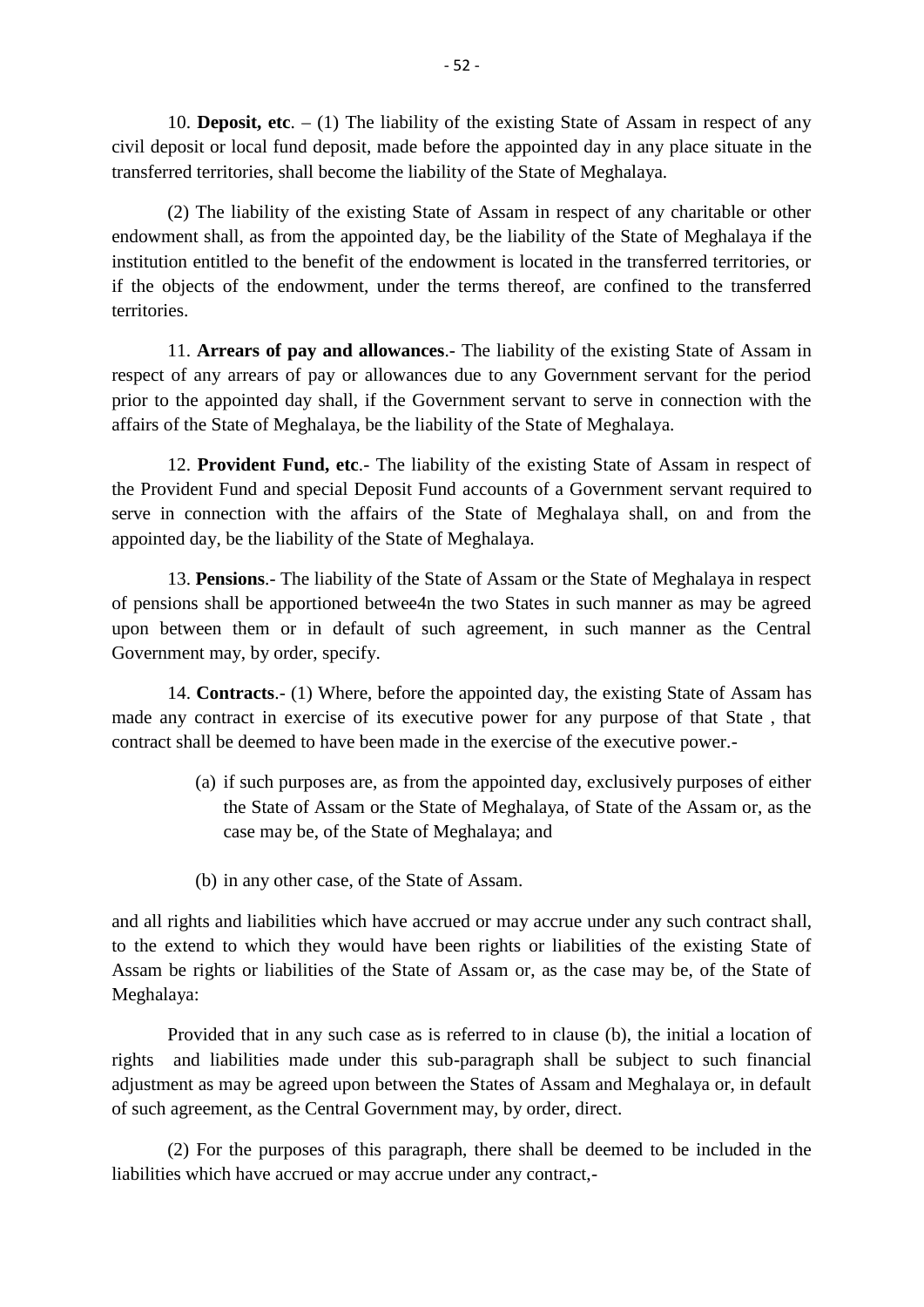10. **Deposit, etc**. – (1) The liability of the existing State of Assam in respect of any civil deposit or local fund deposit, made before the appointed day in any place situate in the transferred territories, shall become the liability of the State of Meghalaya.

(2) The liability of the existing State of Assam in respect of any charitable or other endowment shall, as from the appointed day, be the liability of the State of Meghalaya if the institution entitled to the benefit of the endowment is located in the transferred territories, or if the objects of the endowment, under the terms thereof, are confined to the transferred territories.

11. **Arrears of pay and allowances**.- The liability of the existing State of Assam in respect of any arrears of pay or allowances due to any Government servant for the period prior to the appointed day shall, if the Government servant to serve in connection with the affairs of the State of Meghalaya, be the liability of the State of Meghalaya.

12. **Provident Fund, etc**.- The liability of the existing State of Assam in respect of the Provident Fund and special Deposit Fund accounts of a Government servant required to serve in connection with the affairs of the State of Meghalaya shall, on and from the appointed day, be the liability of the State of Meghalaya.

13. **Pensions**.- The liability of the State of Assam or the State of Meghalaya in respect of pensions shall be apportioned betwee4n the two States in such manner as may be agreed upon between them or in default of such agreement, in such manner as the Central Government may, by order, specify.

14. **Contracts**.- (1) Where, before the appointed day, the existing State of Assam has made any contract in exercise of its executive power for any purpose of that State , that contract shall be deemed to have been made in the exercise of the executive power.-

(a) if such purposes are, as from the appointed day, exclusively purposes of either the State of Assam or the State of Meghalaya, of State of the Assam or, as the case may be, of the State of Meghalaya; and

(b) in any other case, of the State of Assam.

and all rights and liabilities which have accrued or may accrue under any such contract shall, to the extend to which they would have been rights or liabilities of the existing State of Assam be rights or liabilities of the State of Assam or, as the case may be, of the State of Meghalaya:

Provided that in any such case as is referred to in clause (b), the initial a location of rights and liabilities made under this sub-paragraph shall be subject to such financial adjustment as may be agreed upon between the States of Assam and Meghalaya or, in default of such agreement, as the Central Government may, by order, direct.

(2) For the purposes of this paragraph, there shall be deemed to be included in the liabilities which have accrued or may accrue under any contract,-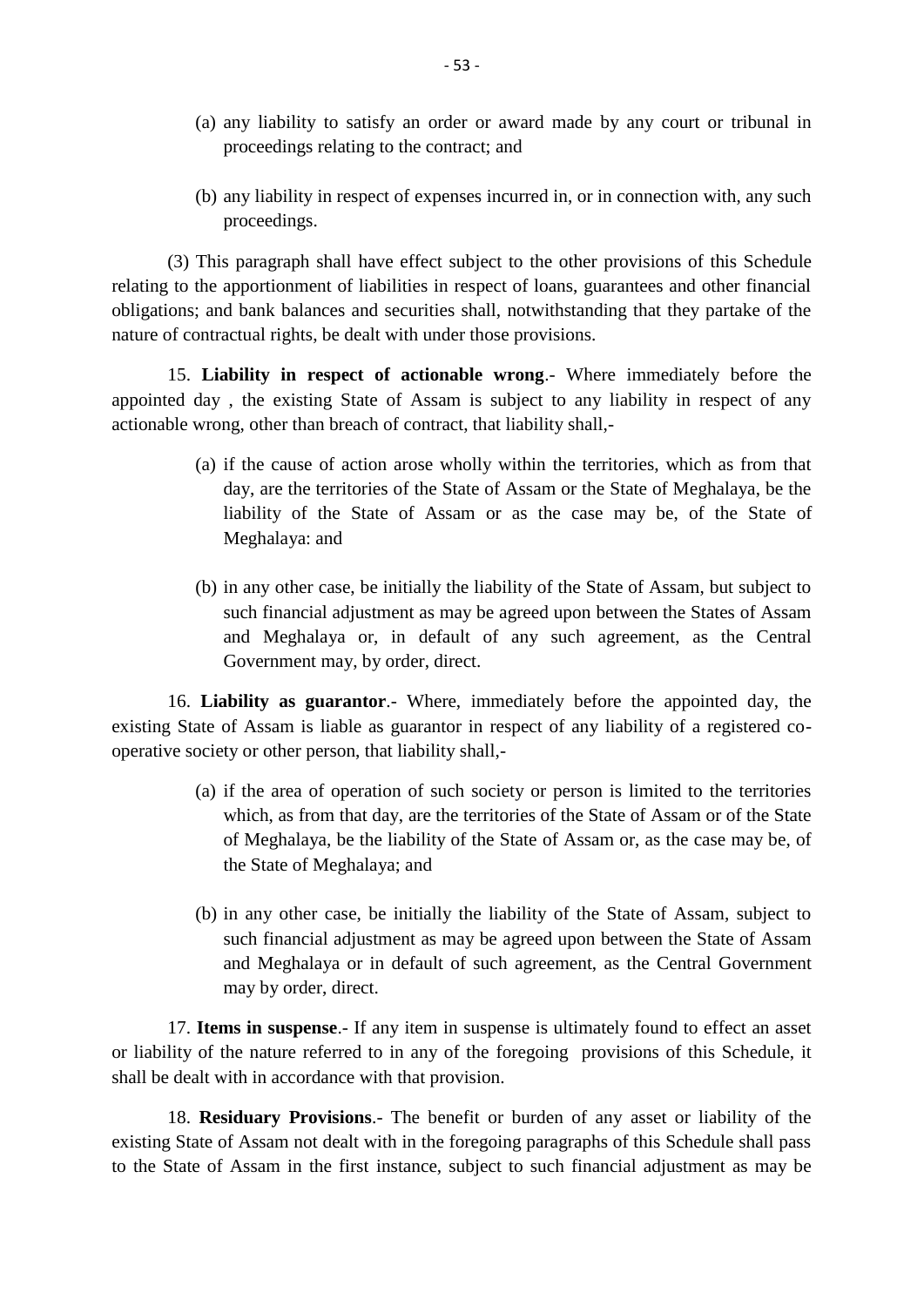(a) any liability to satisfy an order or award made by any court or tribunal in proceedings relating to the contract; and

(b) any liability in respect of expenses incurred in, or in connection with, any such proceedings.

(3) This paragraph shall have effect subject to the other provisions of this Schedule relating to the apportionment of liabilities in respect of loans, guarantees and other financial obligations; and bank balances and securities shall, notwithstanding that they partake of the nature of contractual rights, be dealt with under those provisions.

15. **Liability in respect of actionable wrong**.- Where immediately before the appointed day , the existing State of Assam is subject to any liability in respect of any actionable wrong, other than breach of contract, that liability shall,-

(a) if the cause of action arose wholly within the territories, which as from that day, are the territories of the State of Assam or the State of Meghalaya, be the liability of the State of Assam or as the case may be, of the State of Meghalaya: and

(b) in any other case, be initially the liability of the State of Assam, but subject to such financial adjustment as may be agreed upon between the States of Assam and Meghalaya or, in default of any such agreement, as the Central Government may, by order, direct.

16. **Liability as guarantor**.- Where, immediately before the appointed day, the existing State of Assam is liable as guarantor in respect of any liability of a registered co-operative society or other person, that liability shall,-

(a) if the area of operation of such society or person is limited to the territories which, as from that day, are the territories of the State of Assam or of the State of Meghalaya, be the liability of the State of Assam or, as the case may be, of the State of Meghalaya; and

(b) in any other case, be initially the liability of the State of Assam, subject to such financial adjustment as may be agreed upon between the State of Assam and Meghalaya or in default of such agreement, as the Central Government may by order, direct.

17. **Items in suspense**.- If any item in suspense is ultimately found to effect an asset or liability of the nature referred to in any of the foregoing provisions of this Schedule, it shall be dealt with in accordance with that provision.

18. **Residuary Provisions**.- The benefit or burden of any asset or liability of the existing State of Assam not dealt with in the foregoing paragraphs of this Schedule shall pass to the State of Assam in the first instance, subject to such financial adjustment as may be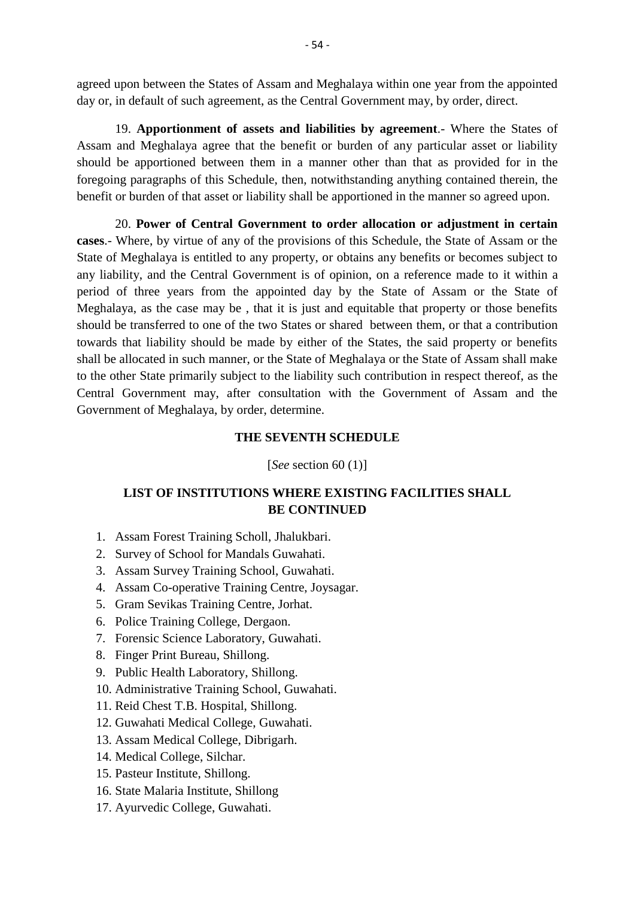agreed upon between the States of Assam and Meghalaya within one year from the appointed day or, in default of such agreement, as the Central Government may, by order, direct.

19. **Apportionment of assets and liabilities by agreement**.- Where the States of Assam and Meghalaya agree that the benefit or burden of any particular asset or liability should be apportioned between them in a manner other than that as provided for in the foregoing paragraphs of this Schedule, then, notwithstanding anything contained therein, the benefit or burden of that asset or liability shall be apportioned in the manner so agreed upon.

20. **Power of Central Government to order allocation or adjustment in certain cases**.- Where, by virtue of any of the provisions of this Schedule, the State of Assam or the State of Meghalaya is entitled to any property, or obtains any benefits or becomes subject to any liability, and the Central Government is of opinion, on a reference made to it within a period of three years from the appointed day by the State of Assam or the State of Meghalaya, as the case may be , that it is just and equitable that property or those benefits should be transferred to one of the two States or shared between them, or that a contribution towards that liability should be made by either of the States, the said property or benefits shall be allocated in such manner, or the State of Meghalaya or the State of Assam shall make to the other State primarily subject to the liability such contribution in respect thereof, as the Central Government may, after consultation with the Government of Assam and the Government of Meghalaya, by order, determine.

## THE SEVENTH SCHEDULE

[*See* section 60 (1)]

### LIST OF INSTITUTIONS WHERE EXISTING FACILITIES SHALL BE CONTINUED

1. Assam Forest Training Scholl, Jhalukbari.
2. Survey of School for Mandals Guwahati.
3. Assam Survey Training School, Guwahati.
4. Assam Co-operative Training Centre, Joysagar.
5. Gram Sevikas Training Centre, Jorhat.
6. Police Training College, Dergaon.
7. Forensic Science Laboratory, Guwahati.
8. Finger Print Bureau, Shillong.
9. Public Health Laboratory, Shillong.
10. Administrative Training School, Guwahati.
11. Reid Chest T.B. Hospital, Shillong.
12. Guwahati Medical College, Guwahati.
13. Assam Medical College, Dibrigarh.
14. Medical College, Silchar.
15. Pasteur Institute, Shillong.
16. State Malaria Institute, Shillong
17. Ayurvedic College, Guwahati.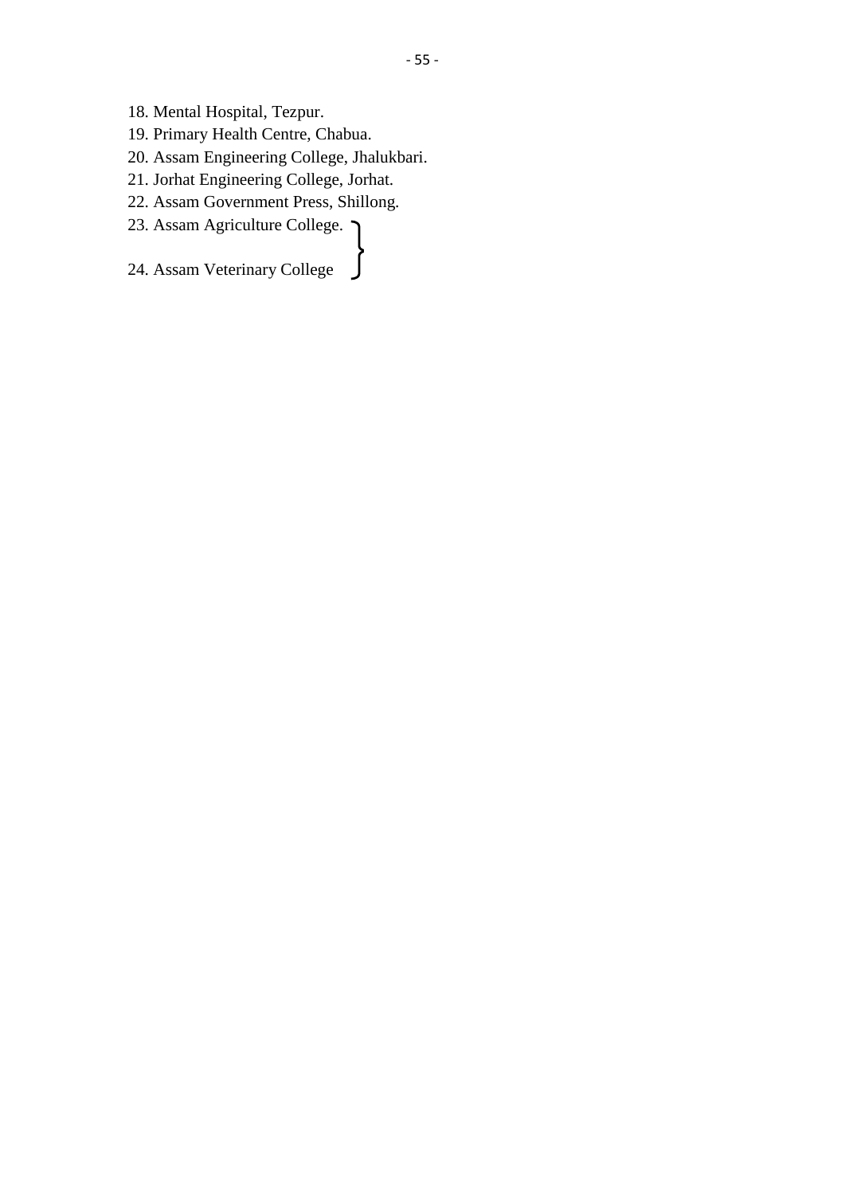18. Mental Hospital, Tezpur.
19. Primary Health Centre, Chabua.
20. Assam Engineering College, Jhalukbari.
21. Jorhat Engineering College, Jorhat.
22. Assam Government Press, Shillong.
23. Assam Agriculture College. }
24. Assam Veterinary College }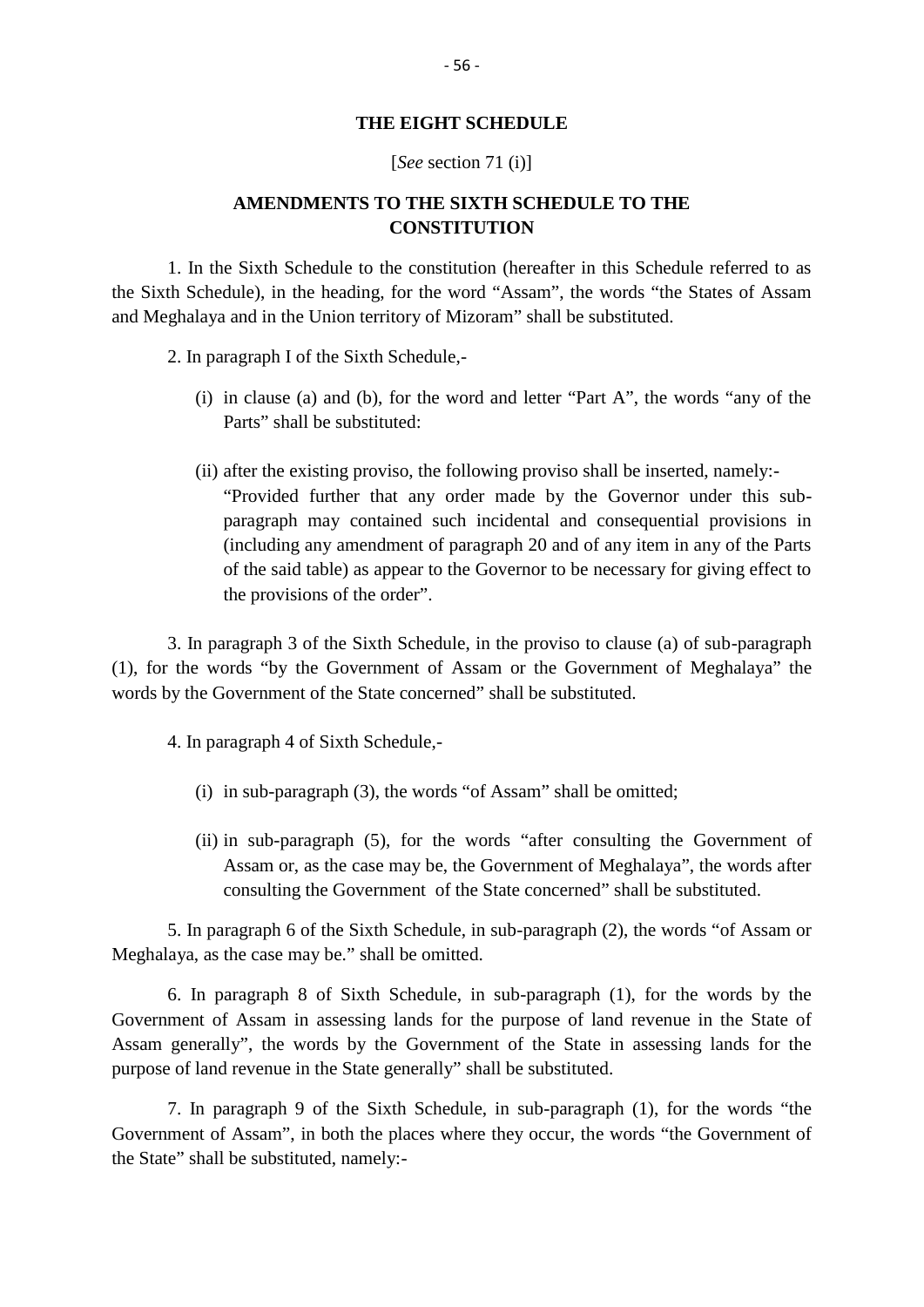## THE EIGHT SCHEDULE

[*See* section 71 (i)]

### AMENDMENTS TO THE SIXTH SCHEDULE TO THE CONSTITUTION

1. In the Sixth Schedule to the constitution (hereafter in this Schedule referred to as the Sixth Schedule), in the heading, for the word "Assam", the words "the States of Assam and Meghalaya and in the Union territory of Mizoram" shall be substituted.

2. In paragraph I of the Sixth Schedule,-

   (i) in clause (a) and (b), for the word and letter "Part A", the words "any of the Parts" shall be substituted:

   (ii) after the existing proviso, the following proviso shall be inserted, namely:-
   "Provided further that any order made by the Governor under this sub-paragraph may contained such incidental and consequential provisions in (including any amendment of paragraph 20 and of any item in any of the Parts of the said table) as appear to the Governor to be necessary for giving effect to the provisions of the order".

3. In paragraph 3 of the Sixth Schedule, in the proviso to clause (a) of sub-paragraph (1), for the words "by the Government of Assam or the Government of Meghalaya" the words by the Government of the State concerned" shall be substituted.

4. In paragraph 4 of Sixth Schedule,-

   (i) in sub-paragraph (3), the words "of Assam" shall be omitted;

   (ii) in sub-paragraph (5), for the words "after consulting the Government of Assam or, as the case may be, the Government of Meghalaya", the words after consulting the Government of the State concerned" shall be substituted.

5. In paragraph 6 of the Sixth Schedule, in sub-paragraph (2), the words "of Assam or Meghalaya, as the case may be." shall be omitted.

6. In paragraph 8 of Sixth Schedule, in sub-paragraph (1), for the words by the Government of Assam in assessing lands for the purpose of land revenue in the State of Assam generally", the words by the Government of the State in assessing lands for the purpose of land revenue in the State generally" shall be substituted.

7. In paragraph 9 of the Sixth Schedule, in sub-paragraph (1), for the words "the Government of Assam", in both the places where they occur, the words "the Government of the State" shall be substituted, namely:-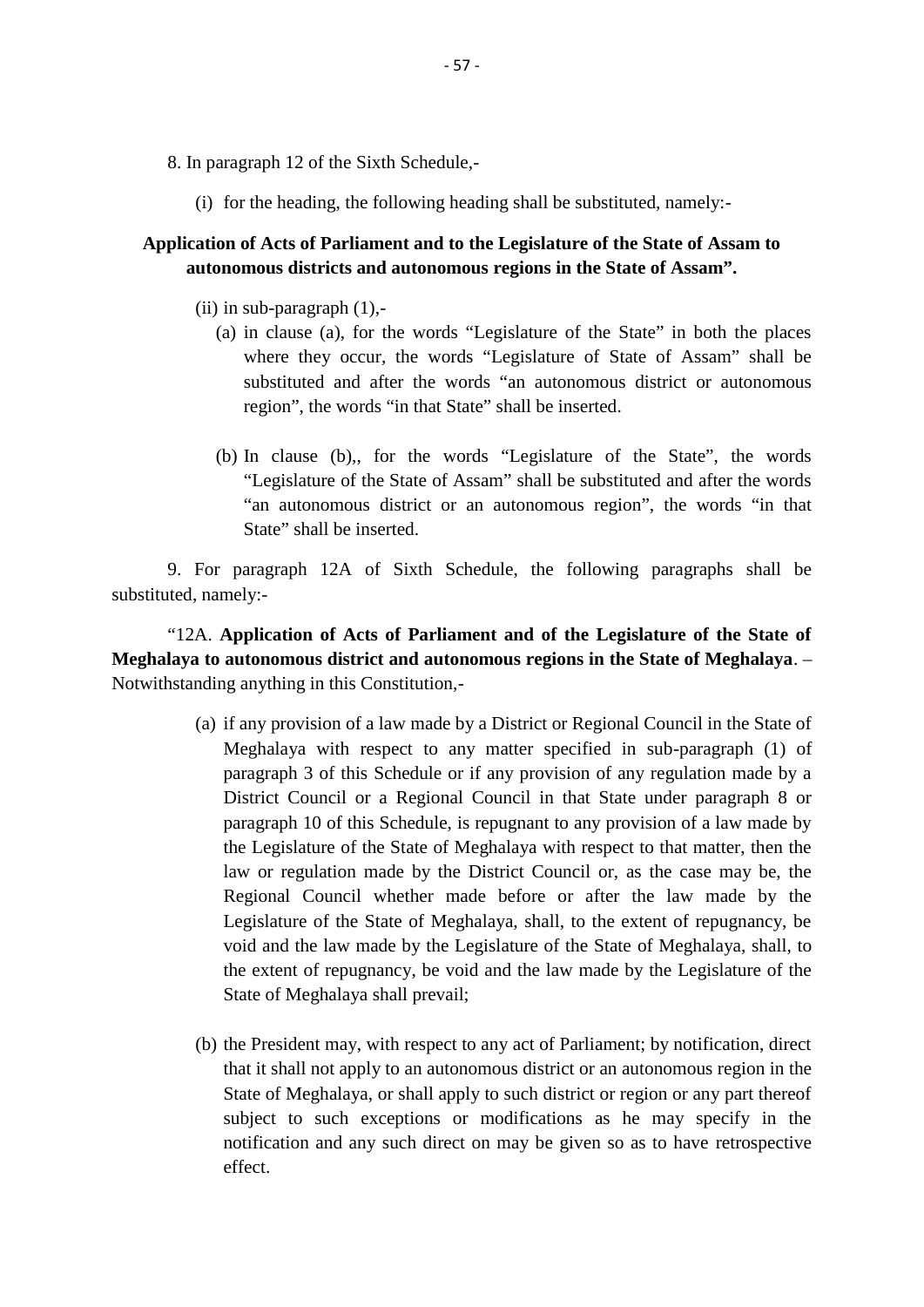8. In paragraph 12 of the Sixth Schedule,-

(i) for the heading, the following heading shall be substituted, namely:-

**Application of Acts of Parliament and to the Legislature of the State of Assam to autonomous districts and autonomous regions in the State of Assam".**

(ii) in sub-paragraph (1),-

(a) in clause (a), for the words "Legislature of the State" in both the places where they occur, the words "Legislature of State of Assam" shall be substituted and after the words "an autonomous district or autonomous region", the words "in that State" shall be inserted.

(b) In clause (b),, for the words "Legislature of the State", the words "Legislature of the State of Assam" shall be substituted and after the words "an autonomous district or an autonomous region", the words "in that State" shall be inserted.

9. For paragraph 12A of Sixth Schedule, the following paragraphs shall be substituted, namely:-

"12A. **Application of Acts of Parliament and of the Legislature of the State of Meghalaya to autonomous district and autonomous regions in the State of Meghalaya**. – Notwithstanding anything in this Constitution,-

(a) if any provision of a law made by a District or Regional Council in the State of Meghalaya with respect to any matter specified in sub-paragraph (1) of paragraph 3 of this Schedule or if any provision of any regulation made by a District Council or a Regional Council in that State under paragraph 8 or paragraph 10 of this Schedule, is repugnant to any provision of a law made by the Legislature of the State of Meghalaya with respect to that matter, then the law or regulation made by the District Council or, as the case may be, the Regional Council whether made before or after the law made by the Legislature of the State of Meghalaya, shall, to the extent of repugnancy, be void and the law made by the Legislature of the State of Meghalaya, shall, to the extent of repugnancy, be void and the law made by the Legislature of the State of Meghalaya shall prevail;

(b) the President may, with respect to any act of Parliament; by notification, direct that it shall not apply to an autonomous district or an autonomous region in the State of Meghalaya, or shall apply to such district or region or any part thereof subject to such exceptions or modifications as he may specify in the notification and any such direct on may be given so as to have retrospective effect.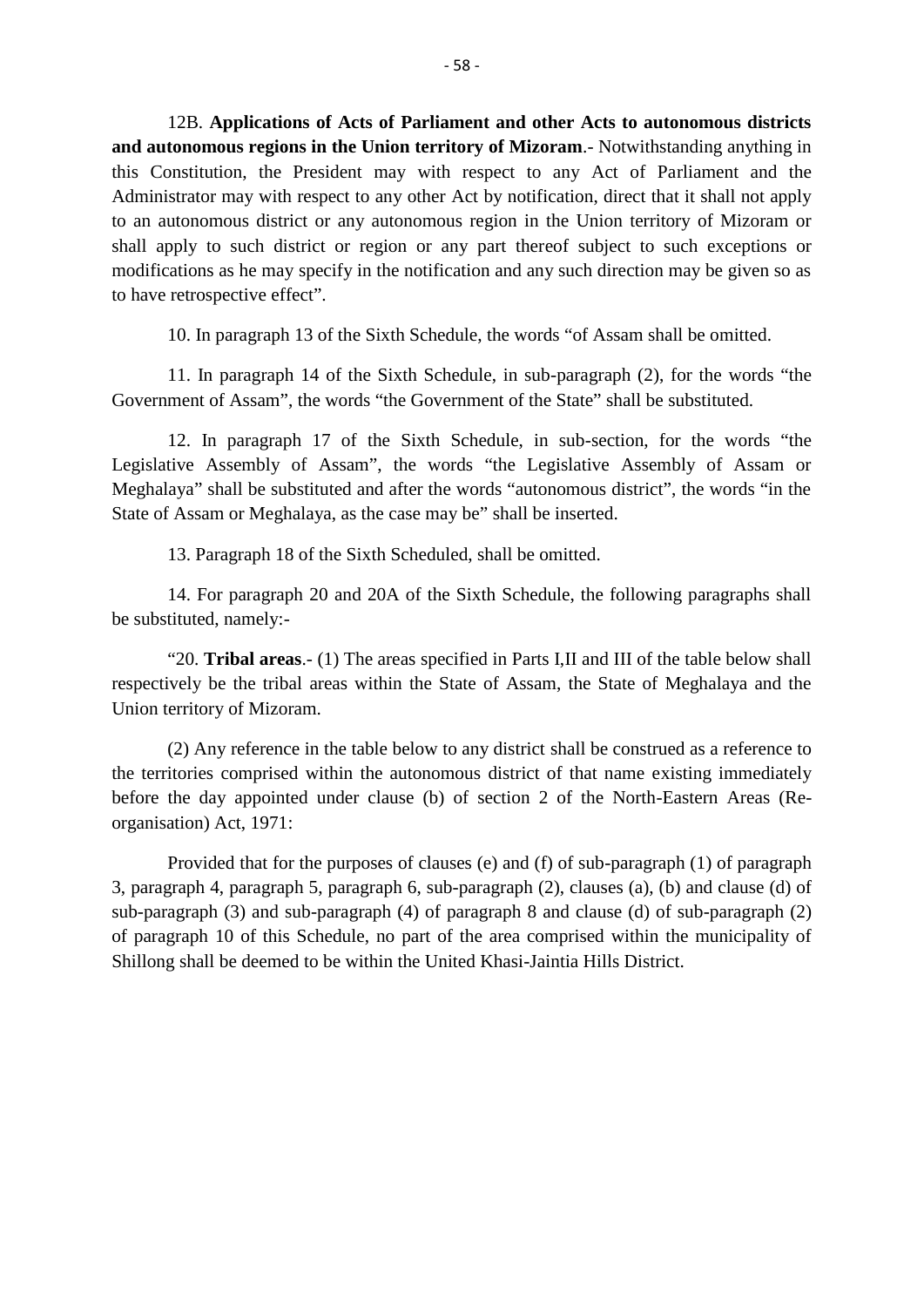12B. **Applications of Acts of Parliament and other Acts to autonomous districts and autonomous regions in the Union territory of Mizoram**.- Notwithstanding anything in this Constitution, the President may with respect to any Act of Parliament and the Administrator may with respect to any other Act by notification, direct that it shall not apply to an autonomous district or any autonomous region in the Union territory of Mizoram or shall apply to such district or region or any part thereof subject to such exceptions or modifications as he may specify in the notification and any such direction may be given so as to have retrospective effect".

10. In paragraph 13 of the Sixth Schedule, the words "of Assam shall be omitted.

11. In paragraph 14 of the Sixth Schedule, in sub-paragraph (2), for the words "the Government of Assam", the words "the Government of the State" shall be substituted.

12. In paragraph 17 of the Sixth Schedule, in sub-section, for the words "the Legislative Assembly of Assam", the words "the Legislative Assembly of Assam or Meghalaya" shall be substituted and after the words "autonomous district", the words "in the State of Assam or Meghalaya, as the case may be" shall be inserted.

13. Paragraph 18 of the Sixth Scheduled, shall be omitted.

14. For paragraph 20 and 20A of the Sixth Schedule, the following paragraphs shall be substituted, namely:-

"20. **Tribal areas**.- (1) The areas specified in Parts I,II and III of the table below shall respectively be the tribal areas within the State of Assam, the State of Meghalaya and the Union territory of Mizoram.

(2) Any reference in the table below to any district shall be construed as a reference to the territories comprised within the autonomous district of that name existing immediately before the day appointed under clause (b) of section 2 of the North-Eastern Areas (Re-organisation) Act, 1971:

Provided that for the purposes of clauses (e) and (f) of sub-paragraph (1) of paragraph 3, paragraph 4, paragraph 5, paragraph 6, sub-paragraph (2), clauses (a), (b) and clause (d) of sub-paragraph (3) and sub-paragraph (4) of paragraph 8 and clause (d) of sub-paragraph (2) of paragraph 10 of this Schedule, no part of the area comprised within the municipality of Shillong shall be deemed to be within the United Khasi-Jaintia Hills District.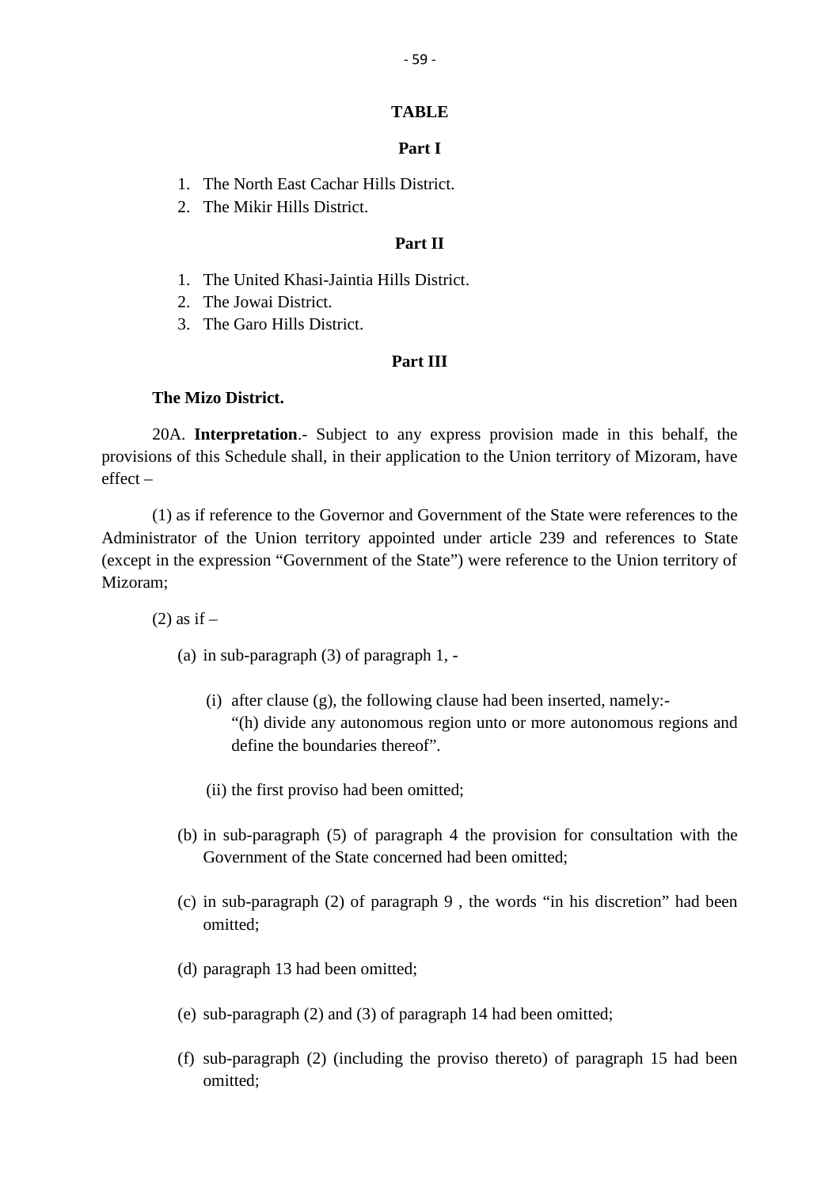**TABLE**

**Part I**

1. The North East Cachar Hills District.
2. The Mikir Hills District.

**Part II**

1. The United Khasi-Jaintia Hills District.
2. The Jowai District.
3. The Garo Hills District.

**Part III**

**The Mizo District.**

20A. **Interpretation**.- Subject to any express provision made in this behalf, the provisions of this Schedule shall, in their application to the Union territory of Mizoram, have effect –

(1) as if reference to the Governor and Government of the State were references to the Administrator of the Union territory appointed under article 239 and references to State (except in the expression "Government of the State") were reference to the Union territory of Mizoram;

(2) as if –

(a) in sub-paragraph (3) of paragraph 1, -

(i) after clause (g), the following clause had been inserted, namely:-
"(h) divide any autonomous region unto or more autonomous regions and define the boundaries thereof".

(ii) the first proviso had been omitted;

(b) in sub-paragraph (5) of paragraph 4 the provision for consultation with the Government of the State concerned had been omitted;

(c) in sub-paragraph (2) of paragraph 9 , the words "in his discretion" had been omitted;

(d) paragraph 13 had been omitted;

(e) sub-paragraph (2) and (3) of paragraph 14 had been omitted;

(f) sub-paragraph (2) (including the proviso thereto) of paragraph 15 had been omitted;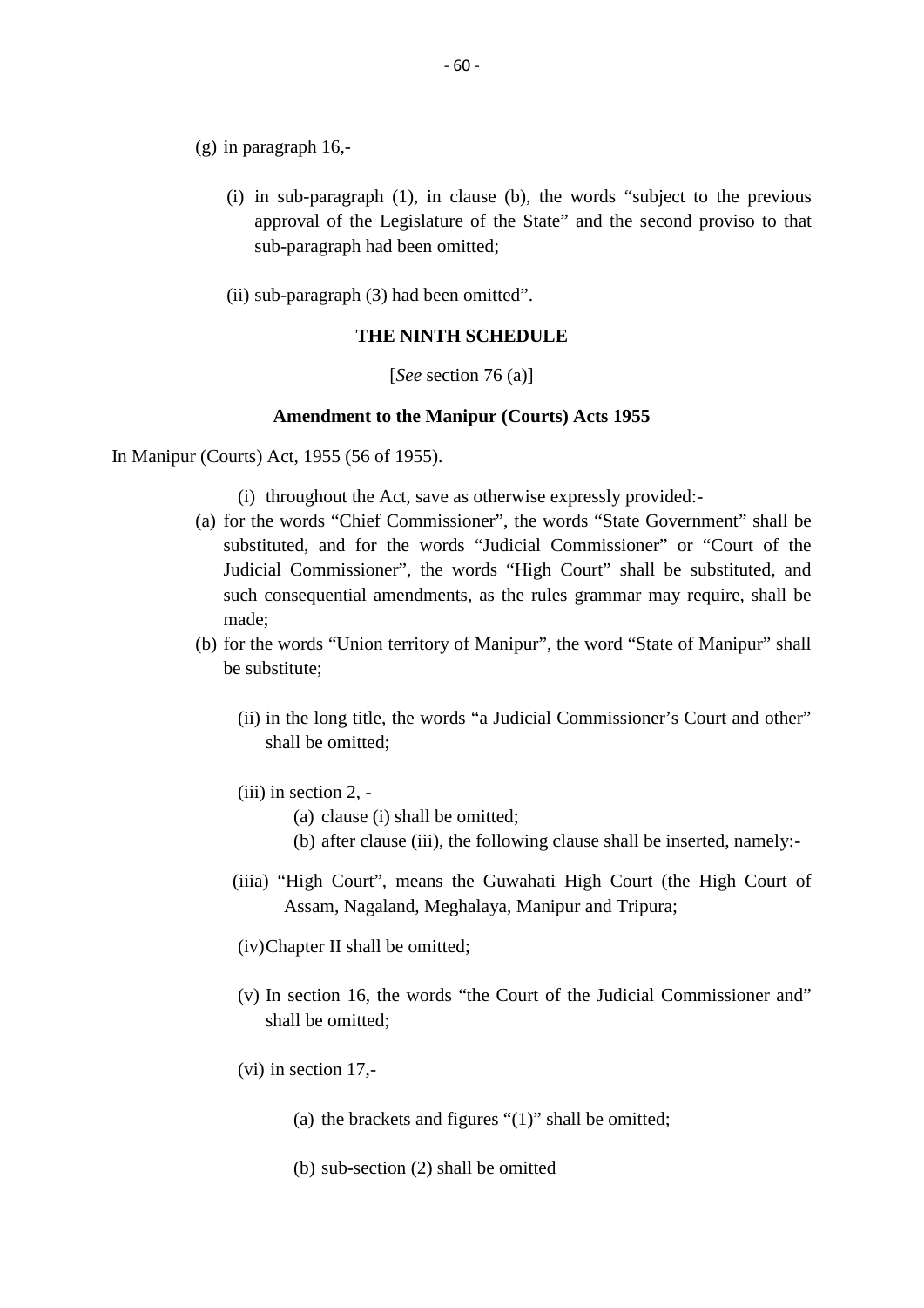(g) in paragraph 16,-

(i) in sub-paragraph (1), in clause (b), the words "subject to the previous approval of the Legislature of the State" and the second proviso to that sub-paragraph had been omitted;

(ii) sub-paragraph (3) had been omitted".

## THE NINTH SCHEDULE

[*See* section 76 (a)]

### Amendment to the Manipur (Courts) Acts 1955

In Manipur (Courts) Act, 1955 (56 of 1955).

(i) throughout the Act, save as otherwise expressly provided:-

(a) for the words "Chief Commissioner", the words "State Government" shall be substituted, and for the words "Judicial Commissioner" or "Court of the Judicial Commissioner", the words "High Court" shall be substituted, and such consequential amendments, as the rules grammar may require, shall be made;

(b) for the words "Union territory of Manipur", the word "State of Manipur" shall be substitute;

(ii) in the long title, the words "a Judicial Commissioner's Court and other" shall be omitted;

(iii) in section 2, -

(a) clause (i) shall be omitted;

(b) after clause (iii), the following clause shall be inserted, namely:-

(iiia) "High Court", means the Guwahati High Court (the High Court of Assam, Nagaland, Meghalaya, Manipur and Tripura;

(iv) Chapter II shall be omitted;

(v) In section 16, the words "the Court of the Judicial Commissioner and" shall be omitted;

(vi) in section 17,-

(a) the brackets and figures "(1)" shall be omitted;

(b) sub-section (2) shall be omitted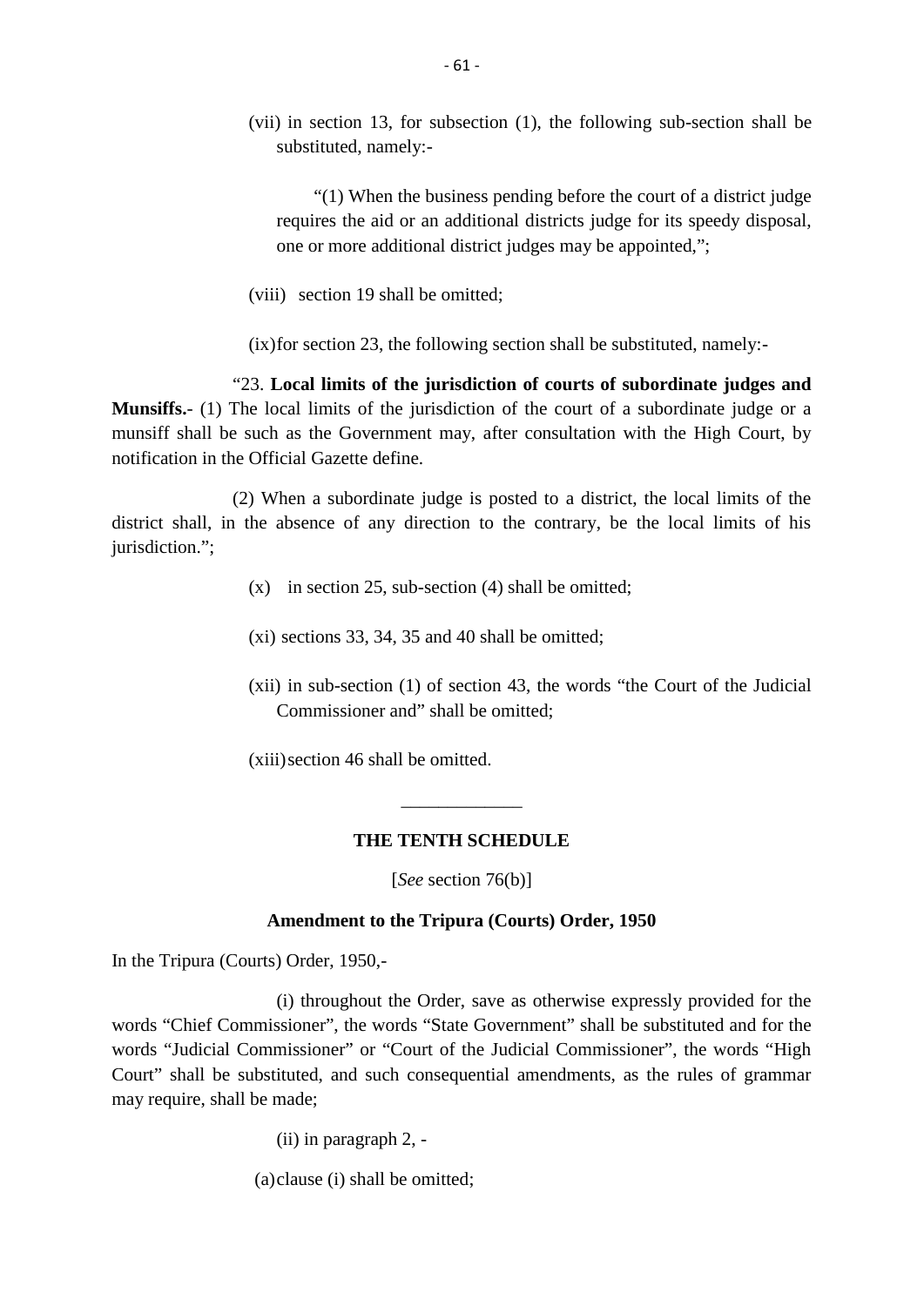(vii) in section 13, for subsection (1), the following sub-section shall be substituted, namely:-

"(1) When the business pending before the court of a district judge requires the aid or an additional districts judge for its speedy disposal, one or more additional district judges may be appointed,";

(viii) section 19 shall be omitted;

(ix) for section 23, the following section shall be substituted, namely:-

"23. **Local limits of the jurisdiction of courts of subordinate judges and Munsiffs.**- (1) The local limits of the jurisdiction of the court of a subordinate judge or a munsiff shall be such as the Government may, after consultation with the High Court, by notification in the Official Gazette define.

(2) When a subordinate judge is posted to a district, the local limits of the district shall, in the absence of any direction to the contrary, be the local limits of his jurisdiction.";

(x) in section 25, sub-section (4) shall be omitted;

(xi) sections 33, 34, 35 and 40 shall be omitted;

(xii) in sub-section (1) of section 43, the words "the Court of the Judicial Commissioner and" shall be omitted;

(xiii) section 46 shall be omitted.

---

## THE TENTH SCHEDULE

[*See* section 76(b)]

### Amendment to the Tripura (Courts) Order, 1950

In the Tripura (Courts) Order, 1950,-

(i) throughout the Order, save as otherwise expressly provided for the words "Chief Commissioner", the words "State Government" shall be substituted and for the words "Judicial Commissioner" or "Court of the Judicial Commissioner", the words "High Court" shall be substituted, and such consequential amendments, as the rules of grammar may require, shall be made;

(ii) in paragraph 2, -

(a) clause (i) shall be omitted;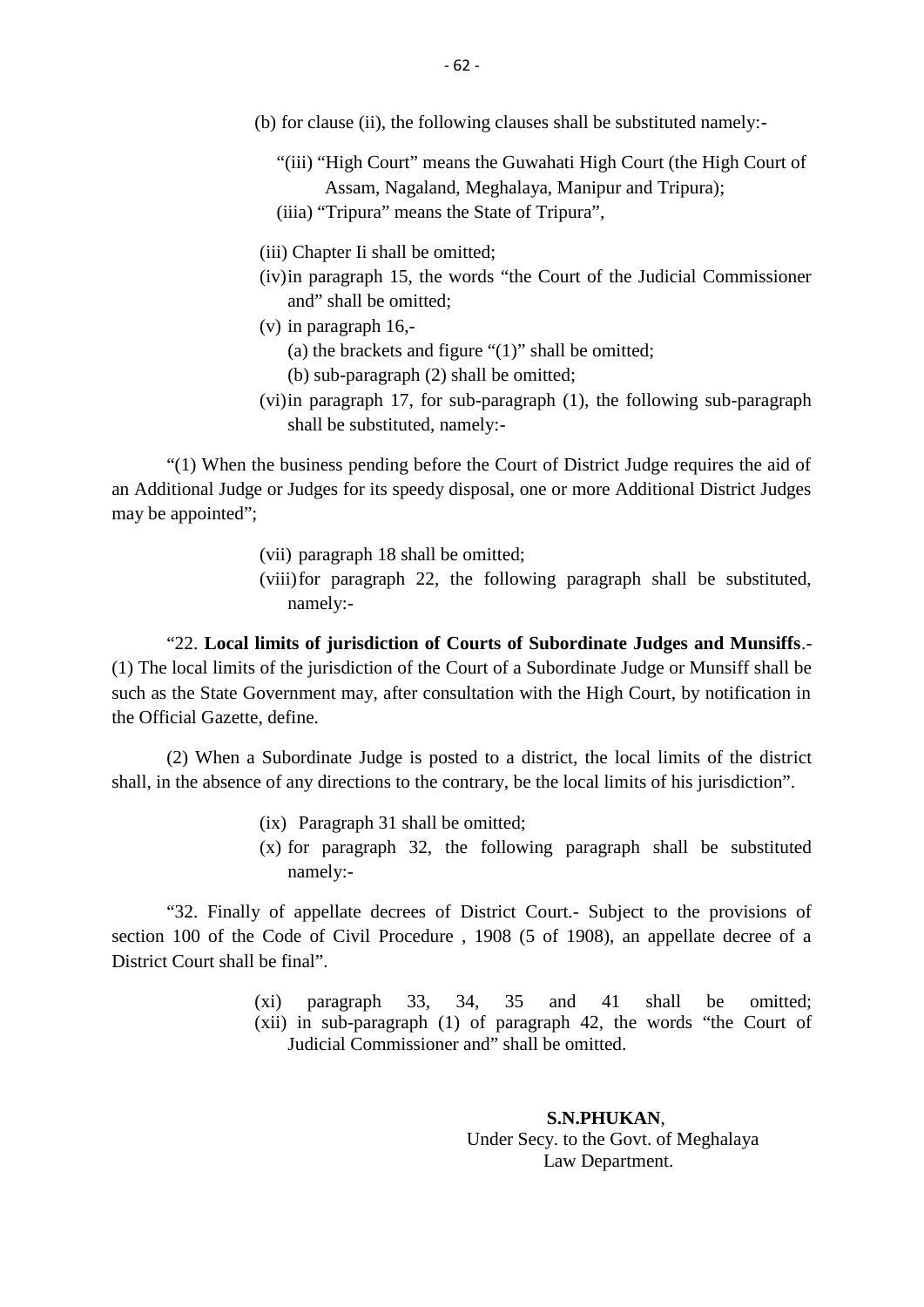(b) for clause (ii), the following clauses shall be substituted namely:-

"(iii) "High Court" means the Guwahati High Court (the High Court of Assam, Nagaland, Meghalaya, Manipur and Tripura);

(iiia) "Tripura" means the State of Tripura",

(iii) Chapter Ii shall be omitted;

(iv) in paragraph 15, the words "the Court of the Judicial Commissioner and" shall be omitted;

(v) in paragraph 16,-

(a) the brackets and figure "(1)" shall be omitted;

(b) sub-paragraph (2) shall be omitted;

(vi) in paragraph 17, for sub-paragraph (1), the following sub-paragraph shall be substituted, namely:-

"(1) When the business pending before the Court of District Judge requires the aid of an Additional Judge or Judges for its speedy disposal, one or more Additional District Judges may be appointed";

(vii) paragraph 18 shall be omitted;

(viii) for paragraph 22, the following paragraph shall be substituted, namely:-

"22. **Local limits of jurisdiction of Courts of Subordinate Judges and Munsiffs**.- (1) The local limits of the jurisdiction of the Court of a Subordinate Judge or Munsiff shall be such as the State Government may, after consultation with the High Court, by notification in the Official Gazette, define.

(2) When a Subordinate Judge is posted to a district, the local limits of the district shall, in the absence of any directions to the contrary, be the local limits of his jurisdiction".

(ix) Paragraph 31 shall be omitted;

(x) for paragraph 32, the following paragraph shall be substituted namely:-

"32. Finally of appellate decrees of District Court.- Subject to the provisions of section 100 of the Code of Civil Procedure , 1908 (5 of 1908), an appellate decree of a District Court shall be final".

(xi) paragraph 33, 34, 35 and 41 shall be omitted;

(xii) in sub-paragraph (1) of paragraph 42, the words "the Court of Judicial Commissioner and" shall be omitted.

**S.N.PHUKAN**,
Under Secy. to the Govt. of Meghalaya
Law Department.